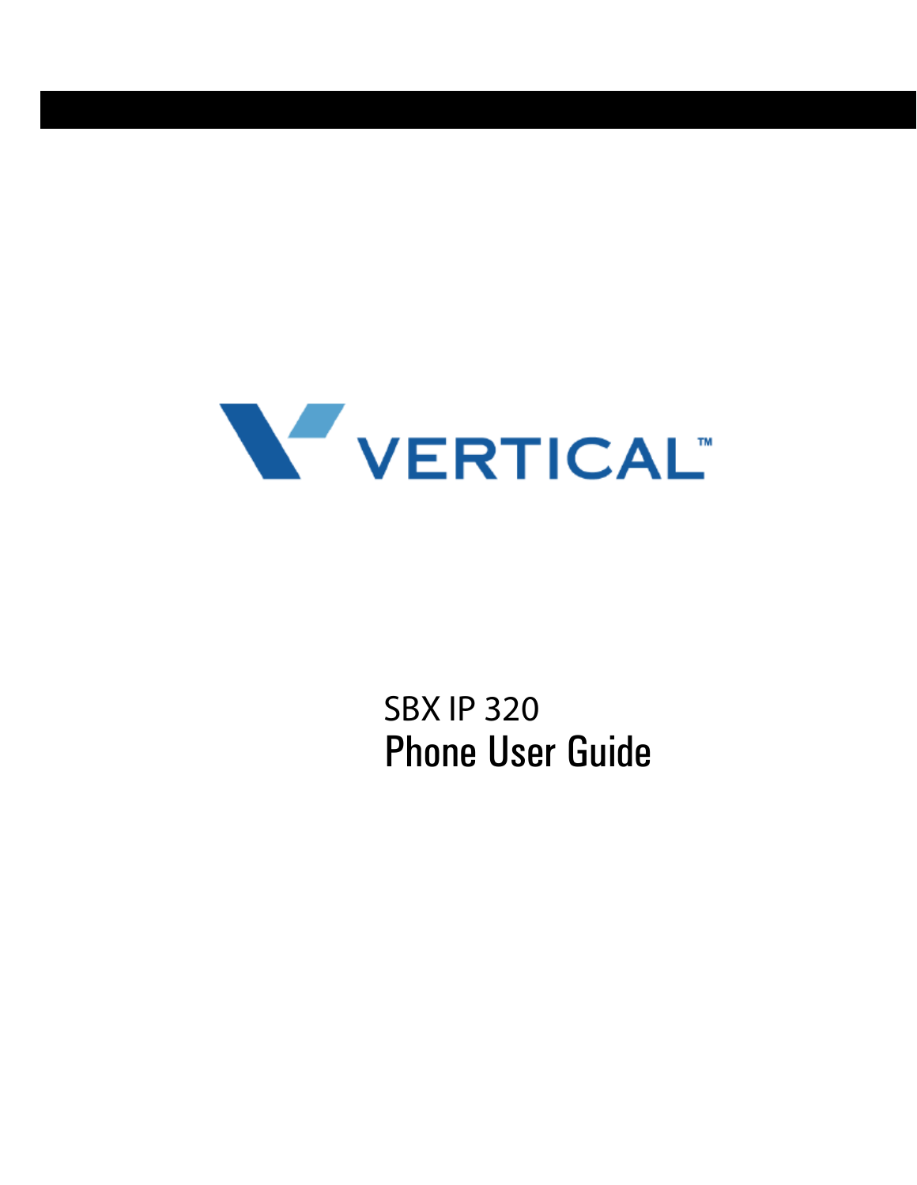VERTICAL™

SBX IP 320

# Phone User Guide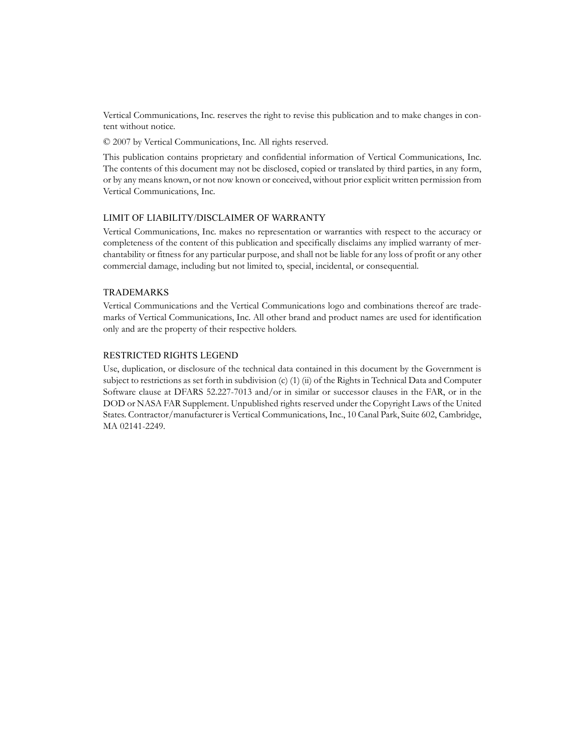Vertical Communications, Inc. reserves the right to revise this publication and to make changes in content without notice.

© 2007 by Vertical Communications, Inc. All rights reserved.

This publication contains proprietary and confidential information of Vertical Communications, Inc. The contents of this document may not be disclosed, copied or translated by third parties, in any form, or by any means known, or not now known or conceived, without prior explicit written permission from Vertical Communications, Inc.

## LIMIT OF LIABILITY/DISCLAIMER OF WARRANTY

Vertical Communications, Inc. makes no representation or warranties with respect to the accuracy or completeness of the content of this publication and specifically disclaims any implied warranty of merchantability or fitness for any particular purpose, and shall not be liable for any loss of profit or any other commercial damage, including but not limited to, special, incidental, or consequential.

## TRADEMARKS

Vertical Communications and the Vertical Communications logo and combinations thereof are trademarks of Vertical Communications, Inc. All other brand and product names are used for identification only and are the property of their respective holders.

## RESTRICTED RIGHTS LEGEND

Use, duplication, or disclosure of the technical data contained in this document by the Government is subject to restrictions as set forth in subdivision (c) (1) (ii) of the Rights in Technical Data and Computer Software clause at DFARS 52.227-7013 and/or in similar or successor clauses in the FAR, or in the DOD or NASA FAR Supplement. Unpublished rights reserved under the Copyright Laws of the United States. Contractor/manufacturer is Vertical Communications, Inc., 10 Canal Park, Suite 602, Cambridge, MA 02141-2249.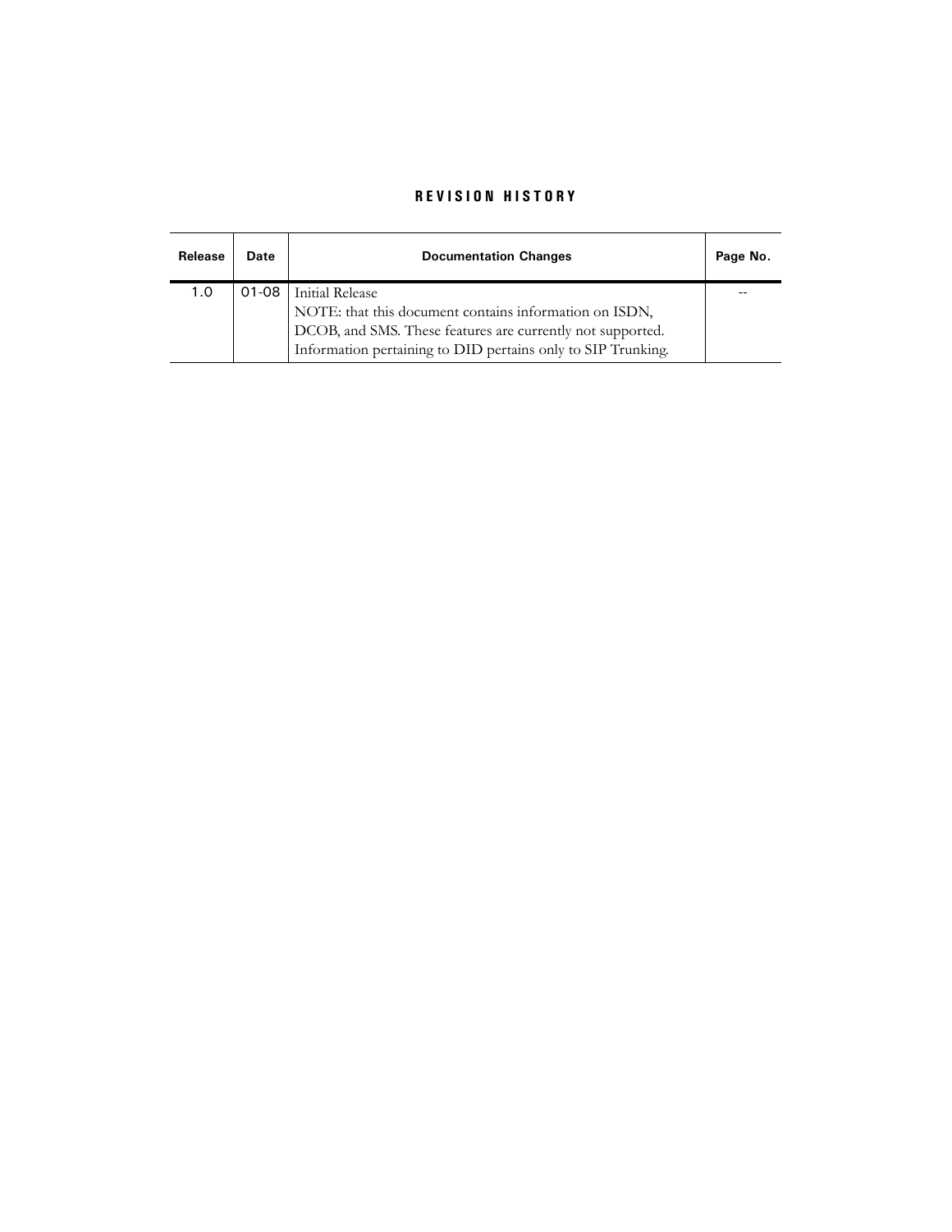## REVISION HISTORY

| Release | Date | Documentation Changes | Page No. |
|---|---|---|---|
| 1.0 | 01-08 | Initial Release<br>NOTE: that this document contains information on ISDN, DCOB, and SMS. These features are currently not supported. Information pertaining to DID pertains only to SIP Trunking. | -- |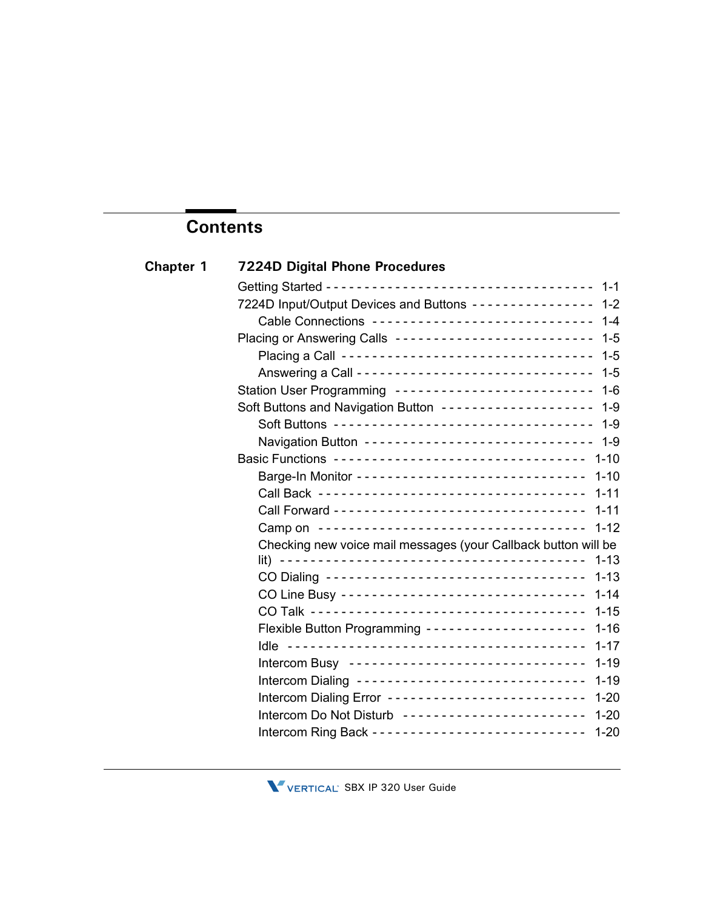# Contents

## Chapter 1 7224D Digital Phone Procedures

- Getting Started - - - - - - - - - - - - - - - - - - - - - - - - - - - - - - - - - 1-1
- 7224D Input/Output Devices and Buttons - - - - - - - - - - - - - - - - 1-2
  - Cable Connections - - - - - - - - - - - - - - - - - - - - - - - - - - - - 1-4
- Placing or Answering Calls - - - - - - - - - - - - - - - - - - - - - - - - - 1-5
  - Placing a Call - - - - - - - - - - - - - - - - - - - - - - - - - - - - - - - - 1-5
  - Answering a Call - - - - - - - - - - - - - - - - - - - - - - - - - - - - - 1-5
- Station User Programming - - - - - - - - - - - - - - - - - - - - - - - - - 1-6
- Soft Buttons and Navigation Button - - - - - - - - - - - - - - - - - - - - 1-9
  - Soft Buttons - - - - - - - - - - - - - - - - - - - - - - - - - - - - - - - - 1-9
  - Navigation Button - - - - - - - - - - - - - - - - - - - - - - - - - - - - - 1-9
- Basic Functions - - - - - - - - - - - - - - - - - - - - - - - - - - - - - - - 1-10
  - Barge-In Monitor - - - - - - - - - - - - - - - - - - - - - - - - - - - - 1-10
  - Call Back - - - - - - - - - - - - - - - - - - - - - - - - - - - - - - - - - - 1-11
  - Call Forward - - - - - - - - - - - - - - - - - - - - - - - - - - - - - - - 1-11
  - Camp on - - - - - - - - - - - - - - - - - - - - - - - - - - - - - - - - - - 1-12
  - Checking new voice mail messages (your Callback button will be lit) - - - - - - - - - - - - - - - - - - - - - - - - - - - - - - - - - - - - 1-13
  - CO Dialing - - - - - - - - - - - - - - - - - - - - - - - - - - - - - - - - - 1-13
  - CO Line Busy - - - - - - - - - - - - - - - - - - - - - - - - - - - - - - - 1-14
  - CO Talk - - - - - - - - - - - - - - - - - - - - - - - - - - - - - - - - - - - 1-15
  - Flexible Button Programming - - - - - - - - - - - - - - - - - - - - - 1-16
  - Idle - - - - - - - - - - - - - - - - - - - - - - - - - - - - - - - - - - - - - - 1-17
  - Intercom Busy - - - - - - - - - - - - - - - - - - - - - - - - - - - - - - 1-19
  - Intercom Dialing - - - - - - - - - - - - - - - - - - - - - - - - - - - - - 1-19
  - Intercom Dialing Error - - - - - - - - - - - - - - - - - - - - - - - - - 1-20
  - Intercom Do Not Disturb - - - - - - - - - - - - - - - - - - - - - - - 1-20
  - Intercom Ring Back - - - - - - - - - - - - - - - - - - - - - - - - - - - 1-20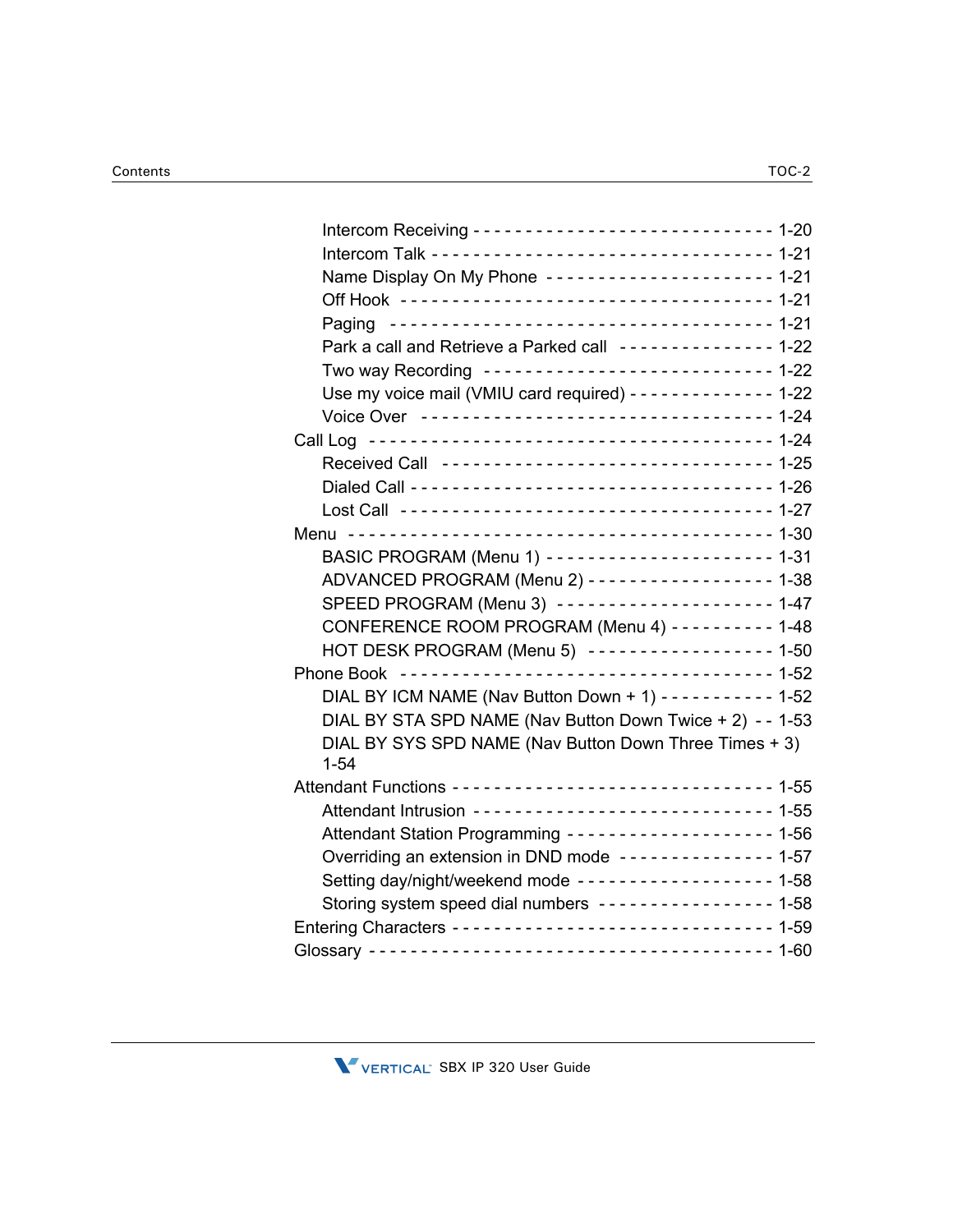- Intercom Receiving - - - - - - - - - - - - - - - - - - - - - - - - - - - - 1-20
- Intercom Talk - - - - - - - - - - - - - - - - - - - - - - - - - - - - - - - - 1-21
- Name Display On My Phone - - - - - - - - - - - - - - - - - - - - - 1-21
- Off Hook - - - - - - - - - - - - - - - - - - - - - - - - - - - - - - - - - - - 1-21
- Paging - - - - - - - - - - - - - - - - - - - - - - - - - - - - - - - - - - - - 1-21
- Park a call and Retrieve a Parked call - - - - - - - - - - - - - - - 1-22
- Two way Recording - - - - - - - - - - - - - - - - - - - - - - - - - - - 1-22
- Use my voice mail (VMIU card required) - - - - - - - - - - - - - - 1-22
- Voice Over - - - - - - - - - - - - - - - - - - - - - - - - - - - - - - - - - 1-24

Call Log - - - - - - - - - - - - - - - - - - - - - - - - - - - - - - - - - - - - - - 1-24

- Received Call - - - - - - - - - - - - - - - - - - - - - - - - - - - - - - - 1-25
- Dialed Call - - - - - - - - - - - - - - - - - - - - - - - - - - - - - - - - - - 1-26
- Lost Call - - - - - - - - - - - - - - - - - - - - - - - - - - - - - - - - - - - 1-27

Menu - - - - - - - - - - - - - - - - - - - - - - - - - - - - - - - - - - - - - - - - 1-30

- BASIC PROGRAM (Menu 1) - - - - - - - - - - - - - - - - - - - - - 1-31
- ADVANCED PROGRAM (Menu 2) - - - - - - - - - - - - - - - - - - 1-38
- SPEED PROGRAM (Menu 3) - - - - - - - - - - - - - - - - - - - - - 1-47
- CONFERENCE ROOM PROGRAM (Menu 4) - - - - - - - - - - 1-48
- HOT DESK PROGRAM (Menu 5) - - - - - - - - - - - - - - - - - - 1-50

Phone Book - - - - - - - - - - - - - - - - - - - - - - - - - - - - - - - - - - - - 1-52

- DIAL BY ICM NAME (Nav Button Down + 1) - - - - - - - - - - - 1-52
- DIAL BY STA SPD NAME (Nav Button Down Twice + 2) - - 1-53
- DIAL BY SYS SPD NAME (Nav Button Down Three Times + 3) 1-54

Attendant Functions - - - - - - - - - - - - - - - - - - - - - - - - - - - - - - 1-55

- Attendant Intrusion - - - - - - - - - - - - - - - - - - - - - - - - - - - - 1-55
- Attendant Station Programming - - - - - - - - - - - - - - - - - - - - 1-56
- Overriding an extension in DND mode - - - - - - - - - - - - - - - 1-57
- Setting day/night/weekend mode - - - - - - - - - - - - - - - - - - - 1-58
- Storing system speed dial numbers - - - - - - - - - - - - - - - - - 1-58

Entering Characters - - - - - - - - - - - - - - - - - - - - - - - - - - - - - - - 1-59

Glossary - - - - - - - - - - - - - - - - - - - - - - - - - - - - - - - - - - - - - - 1-60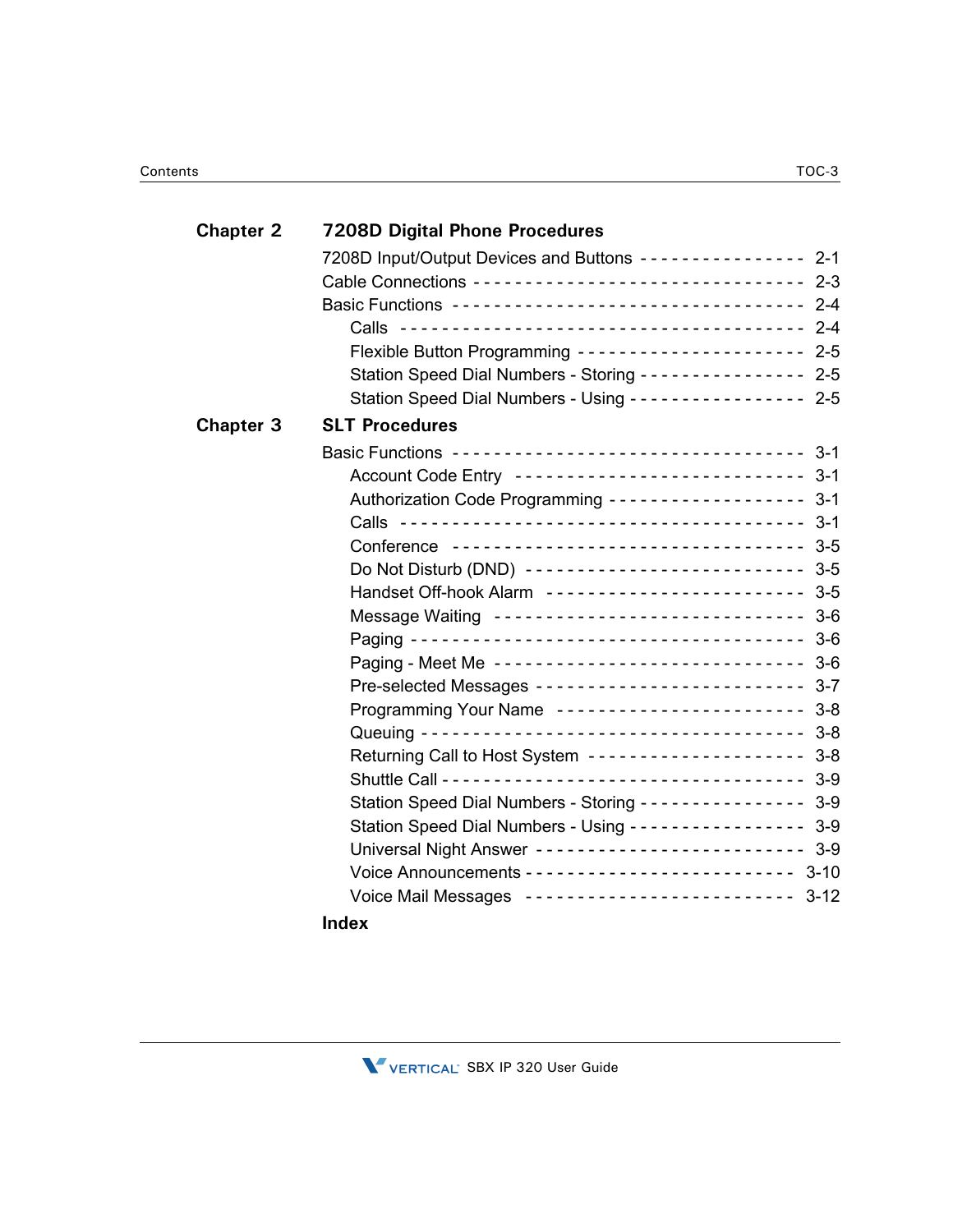## Chapter 2 7208D Digital Phone Procedures

7208D Input/Output Devices and Buttons - - - - - - - - - - - - - - - - 2-1
Cable Connections - - - - - - - - - - - - - - - - - - - - - - - - - - - - - - - 2-3
Basic Functions - - - - - - - - - - - - - - - - - - - - - - - - - - - - - - - - - 2-4
  Calls - - - - - - - - - - - - - - - - - - - - - - - - - - - - - - - - - - - - - - - 2-4
  Flexible Button Programming - - - - - - - - - - - - - - - - - - - - - - 2-5
  Station Speed Dial Numbers - Storing - - - - - - - - - - - - - - - - 2-5
  Station Speed Dial Numbers - Using - - - - - - - - - - - - - - - - - 2-5

## Chapter 3 SLT Procedures

Basic Functions - - - - - - - - - - - - - - - - - - - - - - - - - - - - - - - - - 3-1
  Account Code Entry - - - - - - - - - - - - - - - - - - - - - - - - - - - - 3-1
  Authorization Code Programming - - - - - - - - - - - - - - - - - - - 3-1
  Calls - - - - - - - - - - - - - - - - - - - - - - - - - - - - - - - - - - - - - - - 3-1
  Conference - - - - - - - - - - - - - - - - - - - - - - - - - - - - - - - - - 3-5
  Do Not Disturb (DND) - - - - - - - - - - - - - - - - - - - - - - - - - - 3-5
  Handset Off-hook Alarm - - - - - - - - - - - - - - - - - - - - - - - - - 3-5
  Message Waiting - - - - - - - - - - - - - - - - - - - - - - - - - - - - - - 3-6
  Paging - - - - - - - - - - - - - - - - - - - - - - - - - - - - - - - - - - - - - - 3-6
  Paging - Meet Me - - - - - - - - - - - - - - - - - - - - - - - - - - - - - - 3-6
  Pre-selected Messages - - - - - - - - - - - - - - - - - - - - - - - - - - 3-7
  Programming Your Name - - - - - - - - - - - - - - - - - - - - - - - - 3-8
  Queuing - - - - - - - - - - - - - - - - - - - - - - - - - - - - - - - - - - - - 3-8
  Returning Call to Host System - - - - - - - - - - - - - - - - - - - - - 3-8
  Shuttle Call - - - - - - - - - - - - - - - - - - - - - - - - - - - - - - - - - - 3-9
  Station Speed Dial Numbers - Storing - - - - - - - - - - - - - - - - 3-9
  Station Speed Dial Numbers - Using - - - - - - - - - - - - - - - - - 3-9
  Universal Night Answer - - - - - - - - - - - - - - - - - - - - - - - - - 3-9
  Voice Announcements - - - - - - - - - - - - - - - - - - - - - - - - - 3-10
  Voice Mail Messages - - - - - - - - - - - - - - - - - - - - - - - - - - 3-12

## Index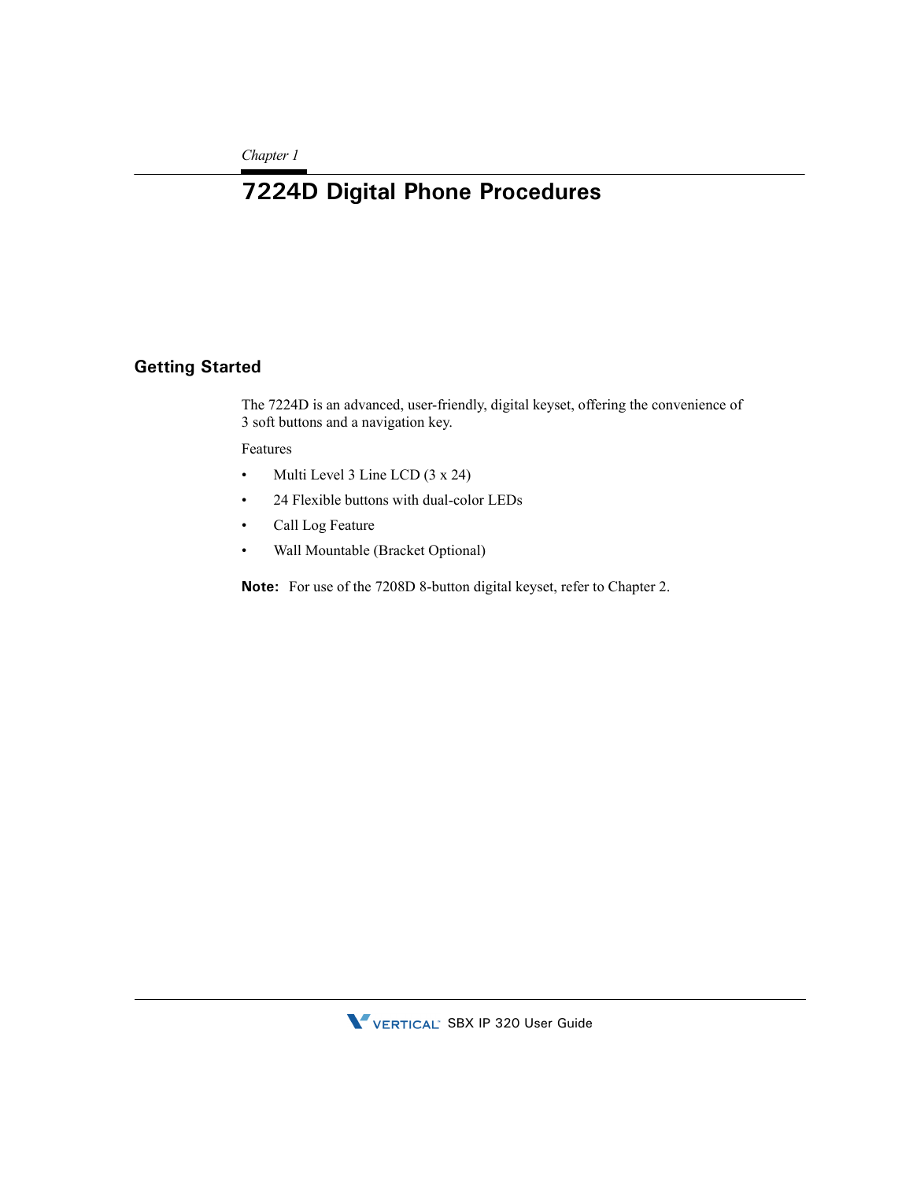*Chapter 1*

# 7224D Digital Phone Procedures

## Getting Started

The 7224D is an advanced, user-friendly, digital keyset, offering the convenience of 3 soft buttons and a navigation key.

Features

- Multi Level 3 Line LCD (3 x 24)
- 24 Flexible buttons with dual-color LEDs
- Call Log Feature
- Wall Mountable (Bracket Optional)

**Note:** For use of the 7208D 8-button digital keyset, refer to Chapter 2.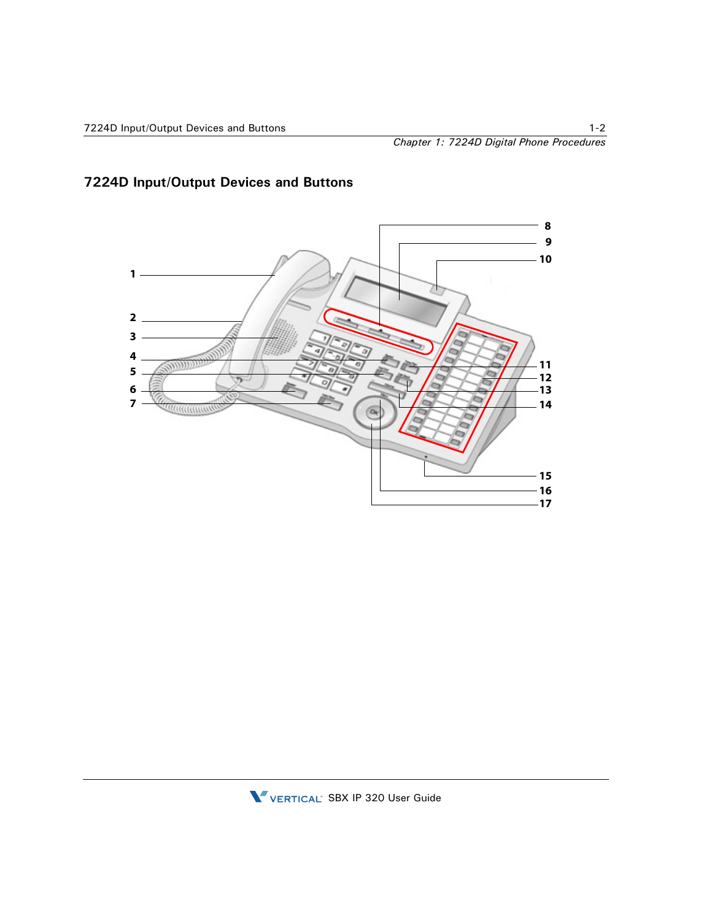## 7224D Input/Output Devices and Buttons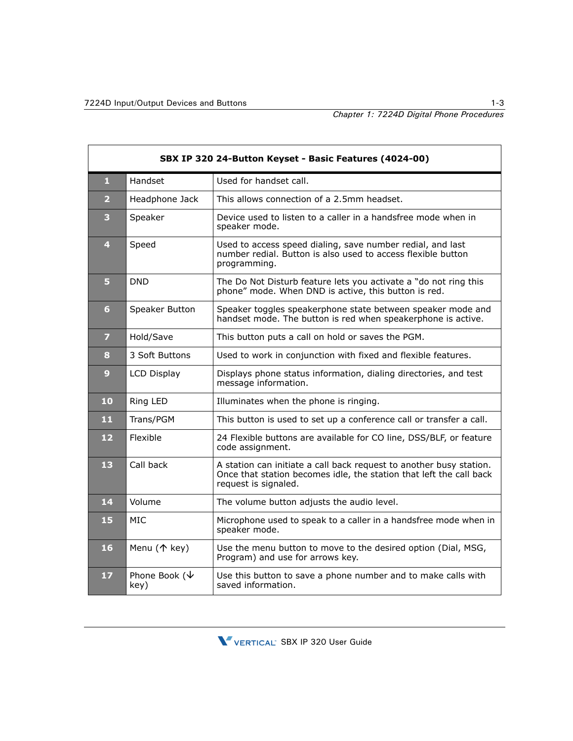| SBX IP 320 24-Button Keyset - Basic Features (4024-00) | | |
|---|---|---|
| 1 | Handset | Used for handset call. |
| 2 | Headphone Jack | This allows connection of a 2.5mm headset. |
| 3 | Speaker | Device used to listen to a caller in a handsfree mode when in speaker mode. |
| 4 | Speed | Used to access speed dialing, save number redial, and last number redial. Button is also used to access flexible button programming. |
| 5 | DND | The Do Not Disturb feature lets you activate a “do not ring this phone” mode. When DND is active, this button is red. |
| 6 | Speaker Button | Speaker toggles speakerphone state between speaker mode and handset mode. The button is red when speakerphone is active. |
| 7 | Hold/Save | This button puts a call on hold or saves the PGM. |
| 8 | 3 Soft Buttons | Used to work in conjunction with fixed and flexible features. |
| 9 | LCD Display | Displays phone status information, dialing directories, and test message information. |
| 10 | Ring LED | Illuminates when the phone is ringing. |
| 11 | Trans/PGM | This button is used to set up a conference call or transfer a call. |
| 12 | Flexible | 24 Flexible buttons are available for CO line, DSS/BLF, or feature code assignment. |
| 13 | Call back | A station can initiate a call back request to another busy station. Once that station becomes idle, the station that left the call back request is signaled. |
| 14 | Volume | The volume button adjusts the audio level. |
| 15 | MIC | Microphone used to speak to a caller in a handsfree mode when in speaker mode. |
| 16 | Menu (↑ key) | Use the menu button to move to the desired option (Dial, MSG, Program) and use for arrows key. |
| 17 | Phone Book (↓ key) | Use this button to save a phone number and to make calls with saved information. |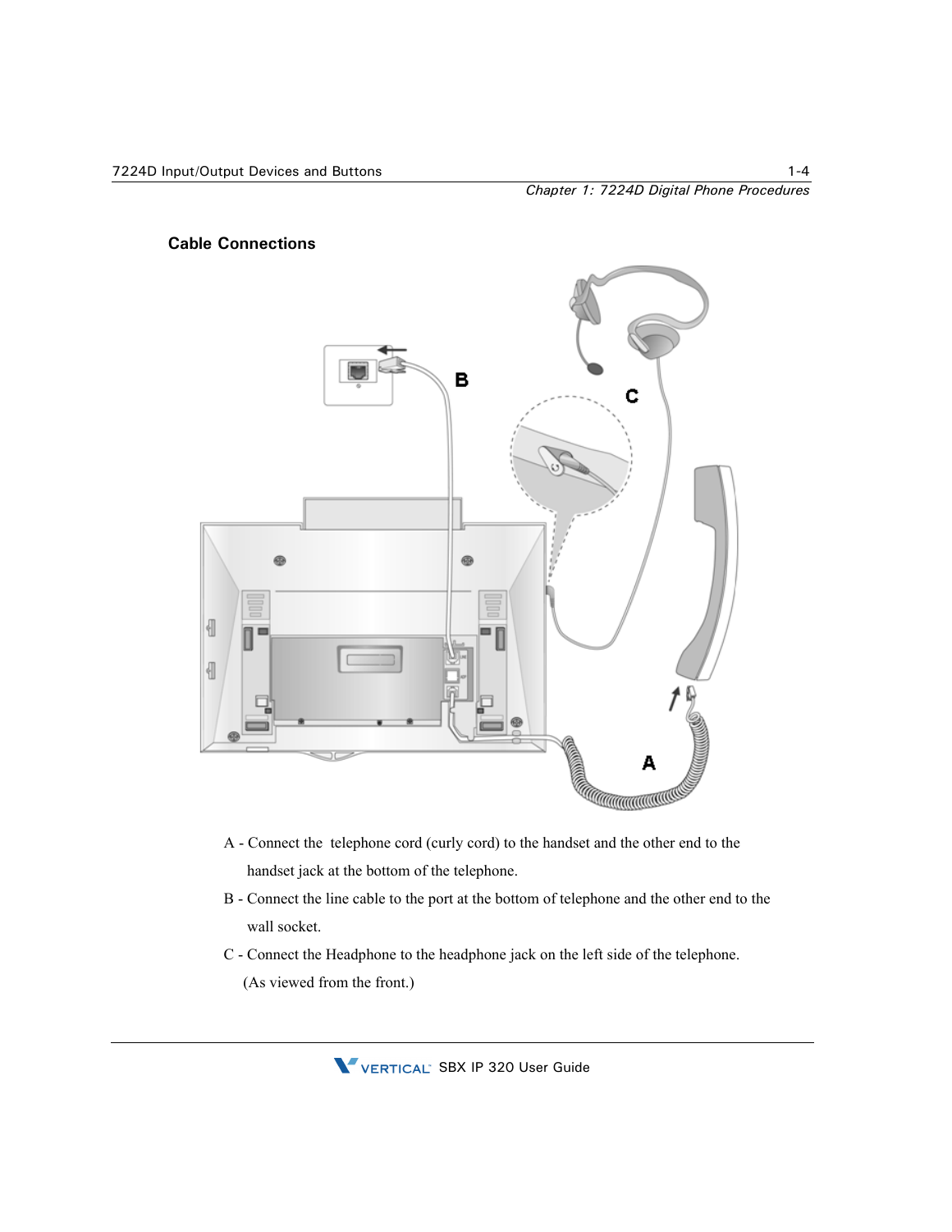## Cable Connections

A - Connect the telephone cord (curly cord) to the handset and the other end to the handset jack at the bottom of the telephone.

B - Connect the line cable to the port at the bottom of telephone and the other end to the wall socket.

C - Connect the Headphone to the headphone jack on the left side of the telephone. (As viewed from the front.)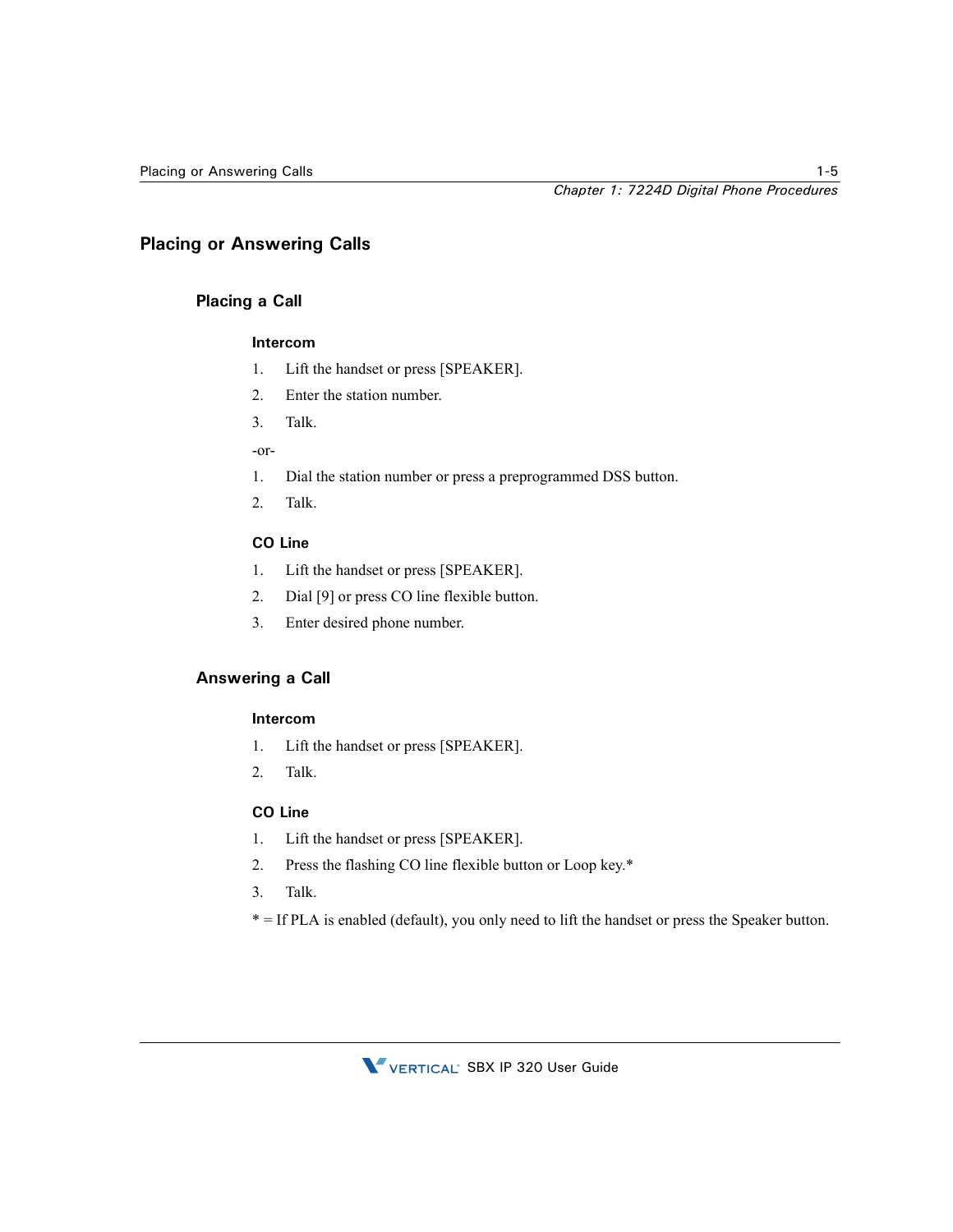## Placing or Answering Calls

### Placing a Call

#### Intercom

1. Lift the handset or press [SPEAKER].
2. Enter the station number.
3. Talk.

-or-

1. Dial the station number or press a preprogrammed DSS button.
2. Talk.

#### CO Line

1. Lift the handset or press [SPEAKER].
2. Dial [9] or press CO line flexible button.
3. Enter desired phone number.

### Answering a Call

#### Intercom

1. Lift the handset or press [SPEAKER].
2. Talk.

#### CO Line

1. Lift the handset or press [SPEAKER].
2. Press the flashing CO line flexible button or Loop key.*
3. Talk.

* = If PLA is enabled (default), you only need to lift the handset or press the Speaker button.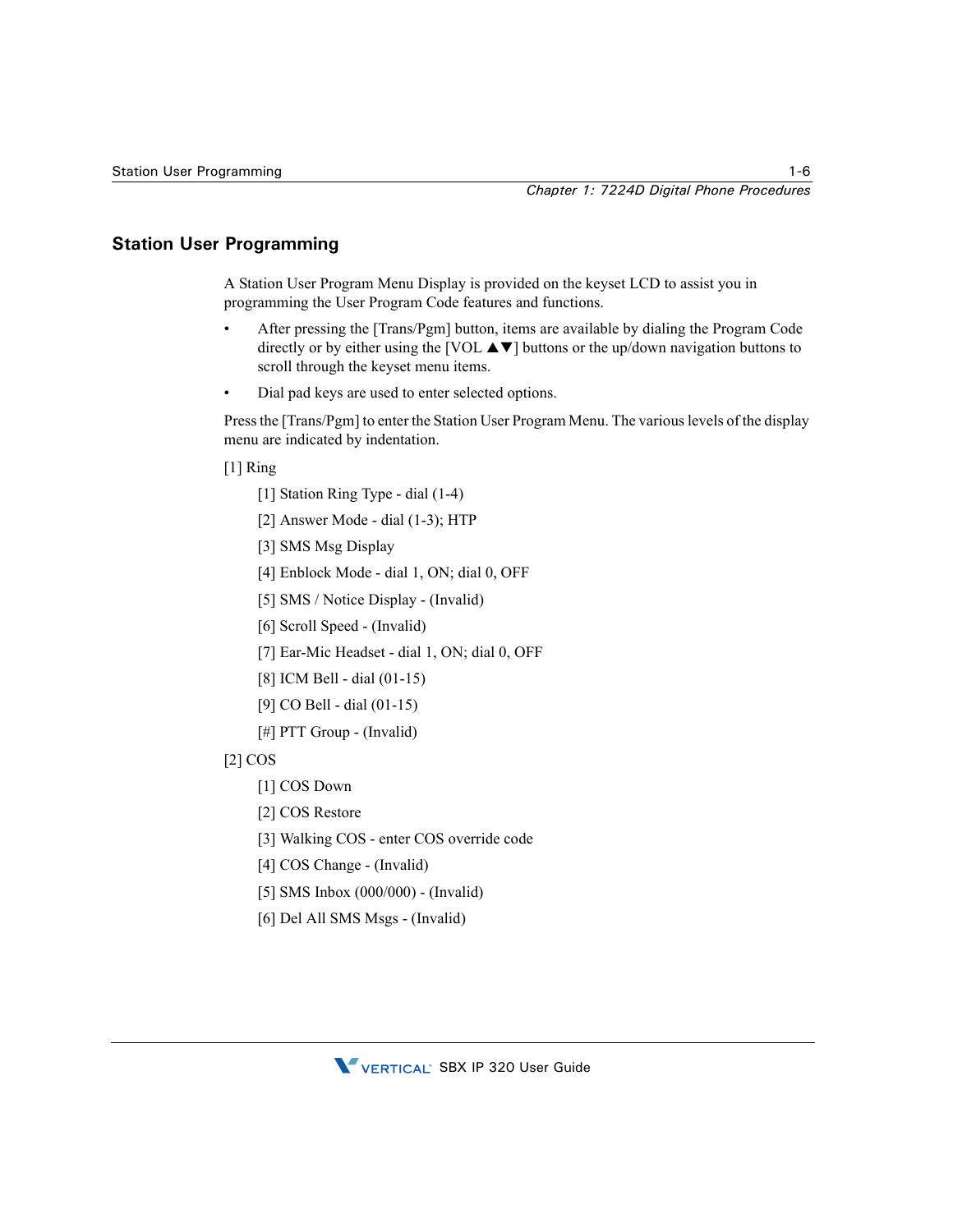## Station User Programming

A Station User Program Menu Display is provided on the keyset LCD to assist you in programming the User Program Code features and functions.

- After pressing the [Trans/Pgm] button, items are available by dialing the Program Code directly or by either using the [VOL ▲▼] buttons or the up/down navigation buttons to scroll through the keyset menu items.
- Dial pad keys are used to enter selected options.

Press the [Trans/Pgm] to enter the Station User Program Menu. The various levels of the display menu are indicated by indentation.

[1] Ring

- [1] Station Ring Type - dial (1-4)
- [2] Answer Mode - dial (1-3); HTP
- [3] SMS Msg Display
- [4] Enblock Mode - dial 1, ON; dial 0, OFF
- [5] SMS / Notice Display - (Invalid)
- [6] Scroll Speed - (Invalid)
- [7] Ear-Mic Headset - dial 1, ON; dial 0, OFF
- [8] ICM Bell - dial (01-15)
- [9] CO Bell - dial (01-15)
- [#] PTT Group - (Invalid)

[2] COS

- [1] COS Down
- [2] COS Restore
- [3] Walking COS - enter COS override code
- [4] COS Change - (Invalid)
- [5] SMS Inbox (000/000) - (Invalid)
- [6] Del All SMS Msgs - (Invalid)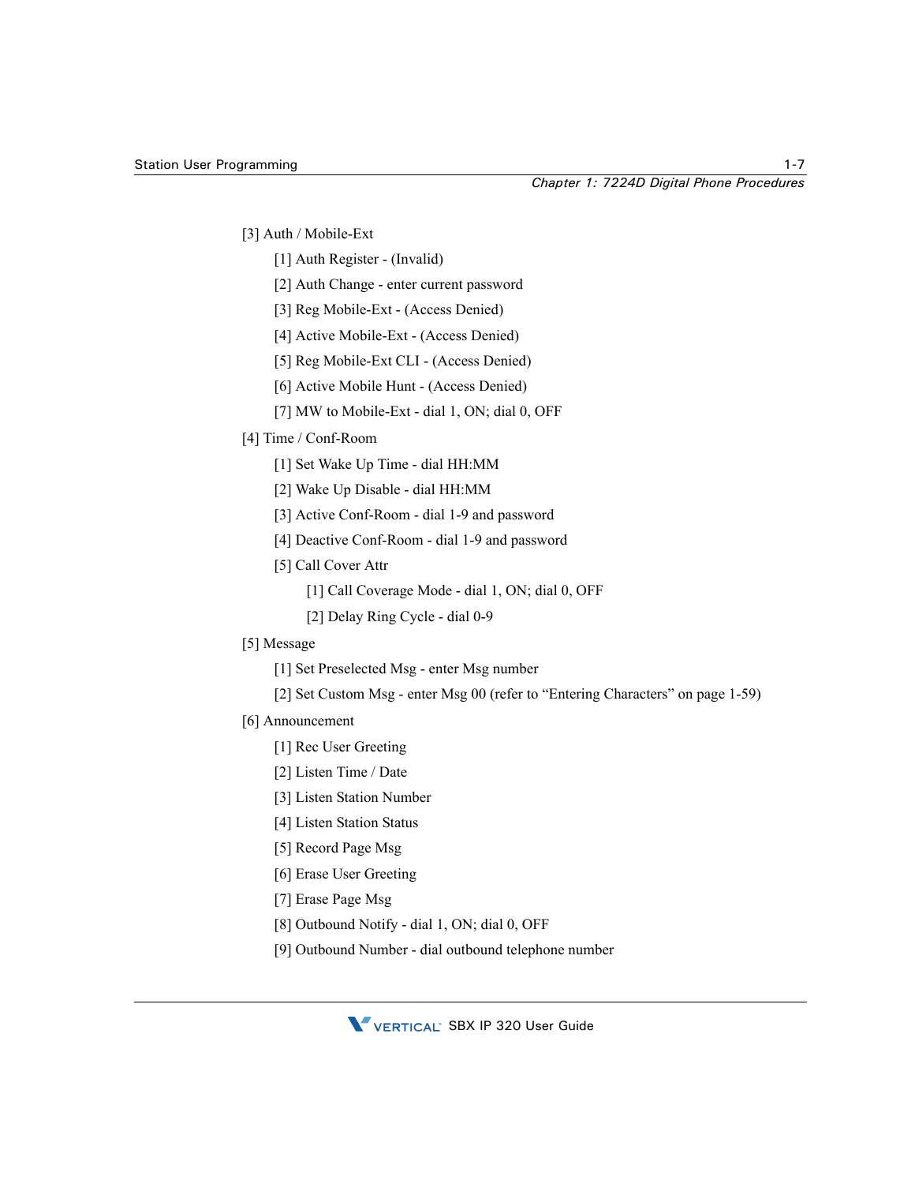- [3] Auth / Mobile-Ext
  - [1] Auth Register - (Invalid)
  - [2] Auth Change - enter current password
  - [3] Reg Mobile-Ext - (Access Denied)
  - [4] Active Mobile-Ext - (Access Denied)
  - [5] Reg Mobile-Ext CLI - (Access Denied)
  - [6] Active Mobile Hunt - (Access Denied)
  - [7] MW to Mobile-Ext - dial 1, ON; dial 0, OFF
- [4] Time / Conf-Room
  - [1] Set Wake Up Time - dial HH:MM
  - [2] Wake Up Disable - dial HH:MM
  - [3] Active Conf-Room - dial 1-9 and password
  - [4] Deactive Conf-Room - dial 1-9 and password
  - [5] Call Cover Attr
    - [1] Call Coverage Mode - dial 1, ON; dial 0, OFF
    - [2] Delay Ring Cycle - dial 0-9
- [5] Message
  - [1] Set Preselected Msg - enter Msg number
  - [2] Set Custom Msg - enter Msg 00 (refer to “Entering Characters” on page 1-59)
- [6] Announcement
  - [1] Rec User Greeting
  - [2] Listen Time / Date
  - [3] Listen Station Number
  - [4] Listen Station Status
  - [5] Record Page Msg
  - [6] Erase User Greeting
  - [7] Erase Page Msg
  - [8] Outbound Notify - dial 1, ON; dial 0, OFF
  - [9] Outbound Number - dial outbound telephone number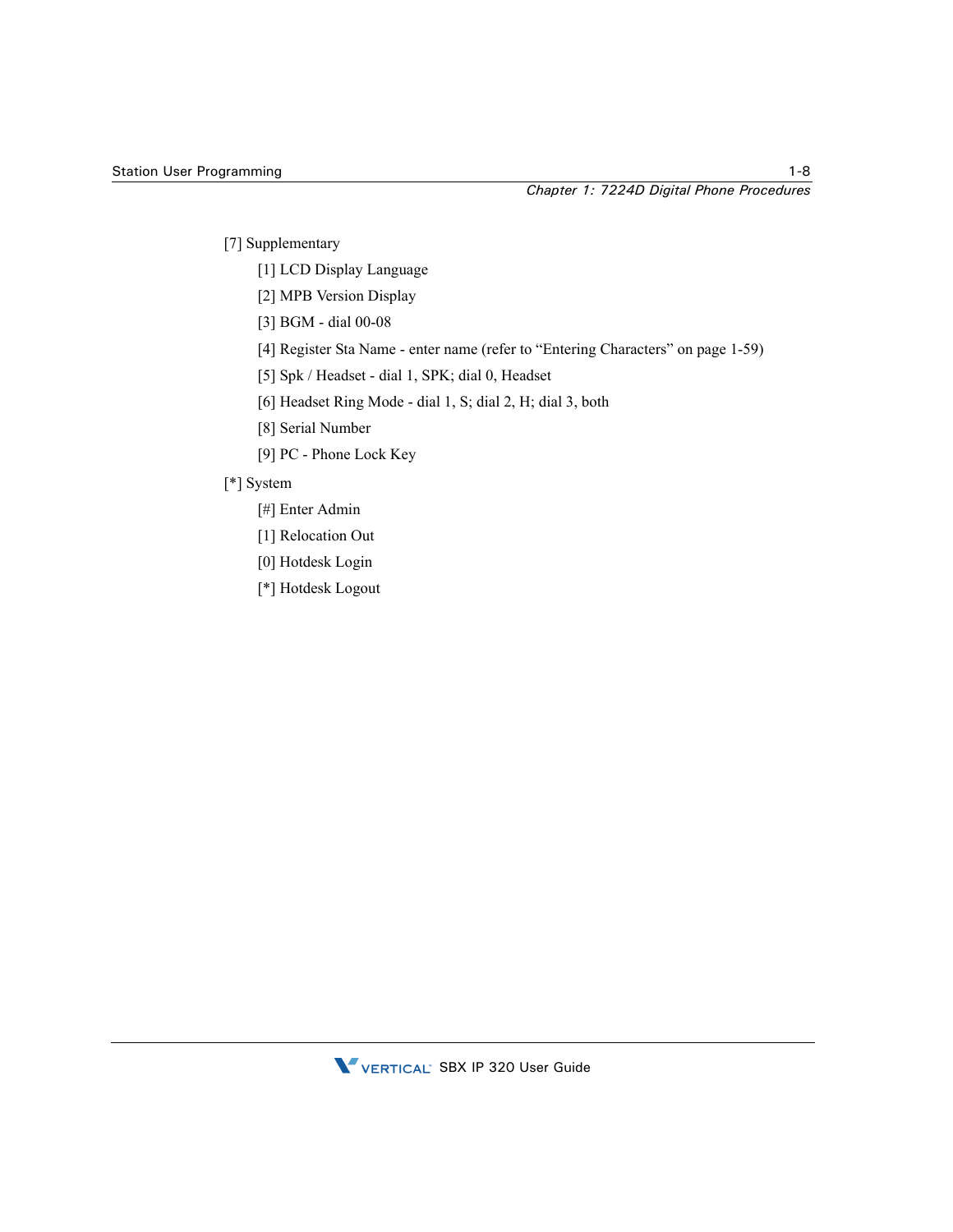- [7] Supplementary
  - [1] LCD Display Language
  - [2] MPB Version Display
  - [3] BGM - dial 00-08
  - [4] Register Sta Name - enter name (refer to “Entering Characters” on page 1-59)
  - [5] Spk / Headset - dial 1, SPK; dial 0, Headset
  - [6] Headset Ring Mode - dial 1, S; dial 2, H; dial 3, both
  - [8] Serial Number
  - [9] PC - Phone Lock Key
- [*] System
  - [#] Enter Admin
  - [1] Relocation Out
  - [0] Hotdesk Login
  - [*] Hotdesk Logout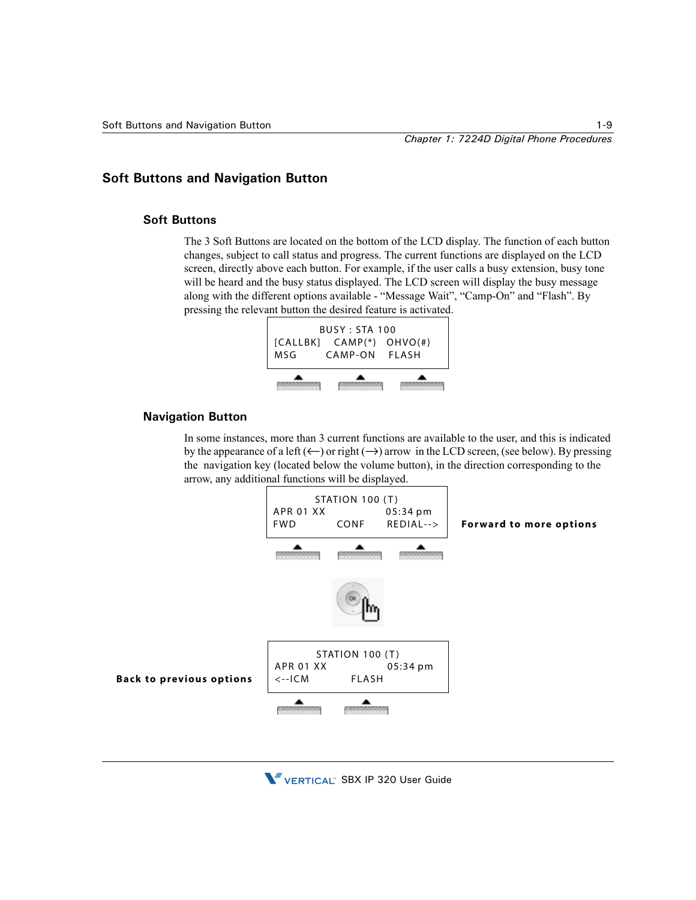## Soft Buttons and Navigation Button

### Soft Buttons

The 3 Soft Buttons are located on the bottom of the LCD display. The function of each button changes, subject to call status and progress. The current functions are displayed on the LCD screen, directly above each button. For example, if the user calls a busy extension, busy tone will be heard and the busy status displayed. The LCD screen will display the busy message along with the different options available - “Message Wait”, “Camp-On” and “Flash”. By pressing the relevant button the desired feature is activated.

```
        BUSY : STA 100
[CALLBK]   CAMP(*)   OHVO(#)
MSG        CAMP-ON    FLASH
```

### Navigation Button

In some instances, more than 3 current functions are available to the user, and this is indicated by the appearance of a left (⟵) or right (⟶) arrow in the LCD screen, (see below). By pressing the navigation key (located below the volume button), in the direction corresponding to the arrow, any additional functions will be displayed.

```
        STATION 100 (T)
APR 01 XX              05:34 pm
FWD          CONF      REDIAL-->
```

**Forward to more options**

```
        STATION 100 (T)
APR 01 XX              05:34 pm
<--ICM          FLASH
```

**Back to previous options**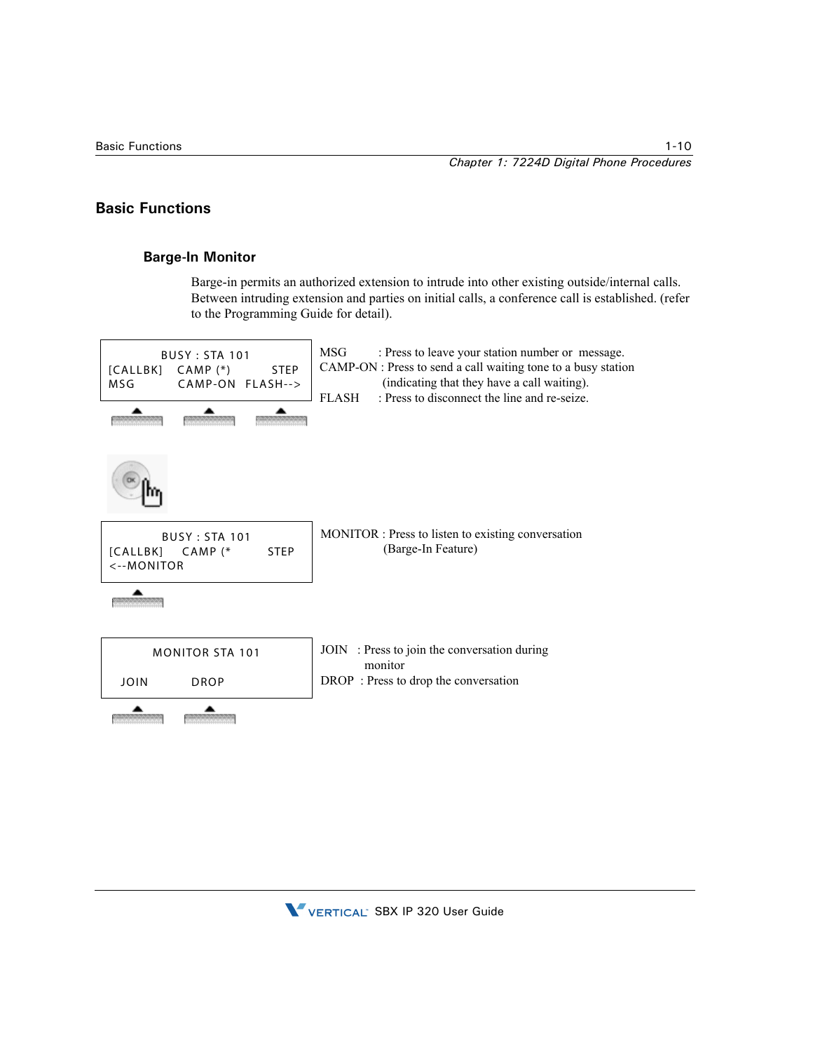## Basic Functions

### Barge-In Monitor

Barge-in permits an authorized extension to intrude into other existing outside/internal calls. Between intruding extension and parties on initial calls, a conference call is established. (refer to the Programming Guide for detail).

```
        BUSY : STA 101
[CALLBK]   CAMP (*)        STEP
MSG        CAMP-ON   FLASH-->
```

MSG : Press to leave your station number or message.
CAMP-ON : Press to send a call waiting tone to a busy station (indicating that they have a call waiting).
FLASH : Press to disconnect the line and re-seize.

```
        BUSY : STA 101
[CALLBK]    CAMP (*       STEP
<--MONITOR
```

MONITOR : Press to listen to existing conversation (Barge-In Feature)

```
      MONITOR STA 101

  JOIN        DROP
```

JOIN : Press to join the conversation during monitor
DROP : Press to drop the conversation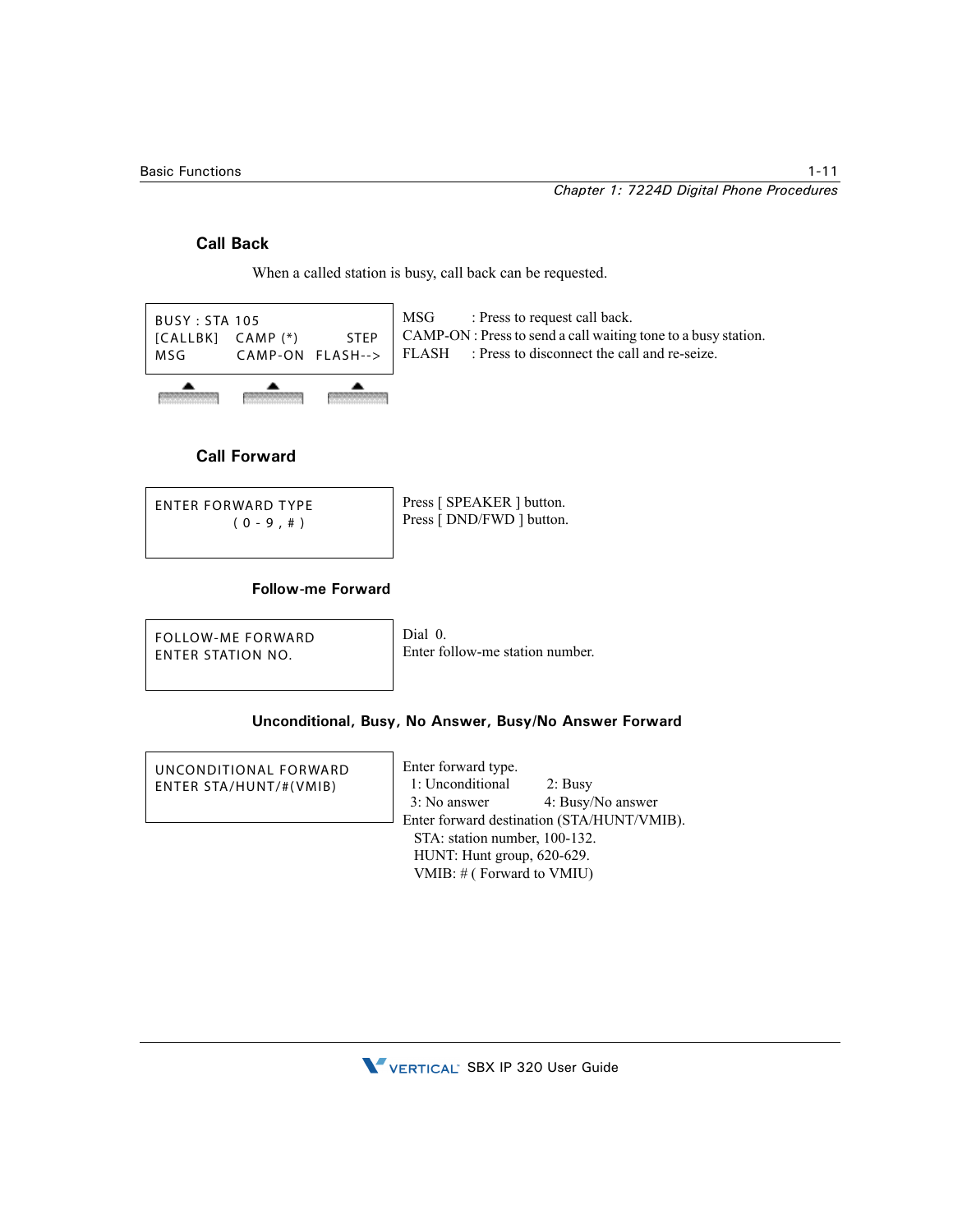## Call Back

When a called station is busy, call back can be requested.

```
BUSY : STA 105
[CALLBK]   CAMP (*)        STEP
MSG        CAMP-ON  FLASH-->
```

MSG : Press to request call back.
CAMP-ON : Press to send a call waiting tone to a busy station.
FLASH : Press to disconnect the call and re-seize.

## Call Forward

```
ENTER FORWARD TYPE
        ( 0 - 9 , # )
```

Press [ SPEAKER ] button.
Press [ DND/FWD ] button.

### Follow-me Forward

```
FOLLOW-ME FORWARD
ENTER STATION NO.
```

Dial 0.
Enter follow-me station number.

### Unconditional, Busy, No Answer, Busy/No Answer Forward

```
UNCONDITIONAL FORWARD
ENTER STA/HUNT/#(VMIB)
```

Enter forward type.
1: Unconditional    2: Busy
3: No answer    4: Busy/No answer
Enter forward destination (STA/HUNT/VMIB).
STA: station number, 100-132.
HUNT: Hunt group, 620-629.
VMIB: # ( Forward to VMIU)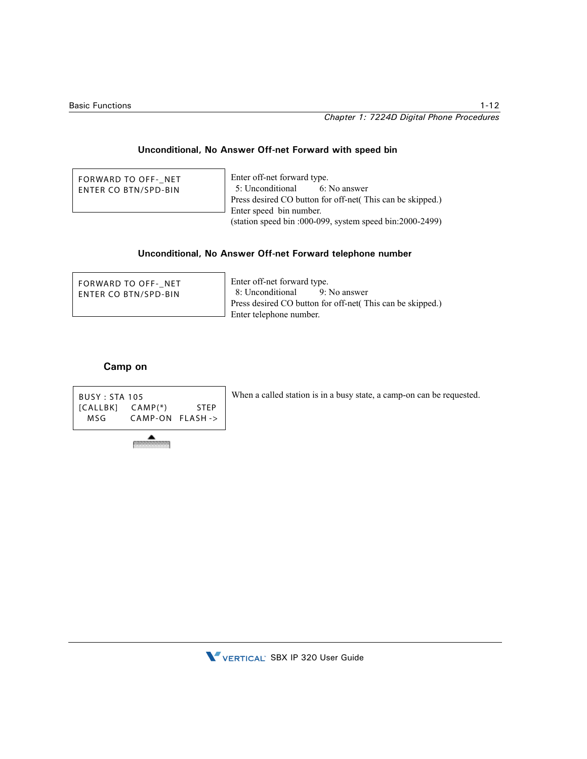#### Unconditional, No Answer Off-net Forward with speed bin

| | |
|---|---|
| FORWARD TO OFF-_NET<br>ENTER CO BTN/SPD-BIN | Enter off-net forward type.<br>5: Unconditional 6: No answer<br>Press desired CO button for off-net( This can be skipped.)<br>Enter speed bin number.<br>(station speed bin :000-099, system speed bin:2000-2499) |

#### Unconditional, No Answer Off-net Forward telephone number

| | |
|---|---|
| FORWARD TO OFF-_NET<br>ENTER CO BTN/SPD-BIN | Enter off-net forward type.<br>8: Unconditional 9: No answer<br>Press desired CO button for off-net( This can be skipped.)<br>Enter telephone number. |

### Camp on

| | |
|---|---|
| BUSY : STA 105<br>[CALLBK] CAMP(*) STEP<br>MSG CAMP-ON FLASH -> | When a called station is in a busy state, a camp-on can be requested. |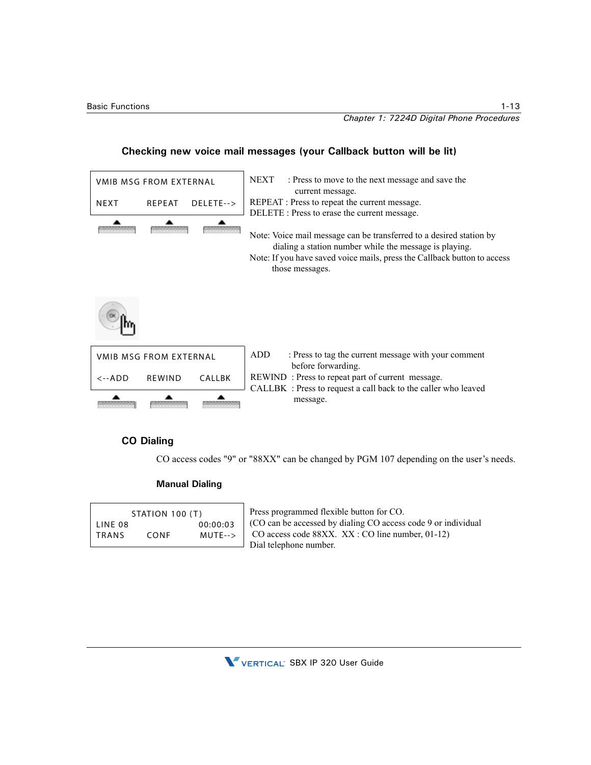### Checking new voice mail messages (your Callback button will be lit)

```
VMIB MSG FROM EXTERNAL

NEXT        REPEAT     DELETE-->
```

NEXT : Press to move to the next message and save the current message.
REPEAT : Press to repeat the current message.
DELETE : Press to erase the current message.

Note: Voice mail message can be transferred to a desired station by dialing a station number while the message is playing.
Note: If you have saved voice mails, press the Callback button to access those messages.

```
VMIB MSG FROM EXTERNAL

<--ADD      REWIND     CALLBK
```

ADD : Press to tag the current message with your comment before forwarding.
REWIND : Press to repeat part of current message.
CALLBK : Press to request a call back to the caller who leaved message.

### CO Dialing

CO access codes "9" or "88XX" can be changed by PGM 107 depending on the user's needs.

#### Manual Dialing

```
       STATION 100 (T)
LINE 08               00:00:03
TRANS      CONF       MUTE-->
```

Press programmed flexible button for CO.
(CO can be accessed by dialing CO access code 9 or individual CO access code 88XX. XX : CO line number, 01-12)
Dial telephone number.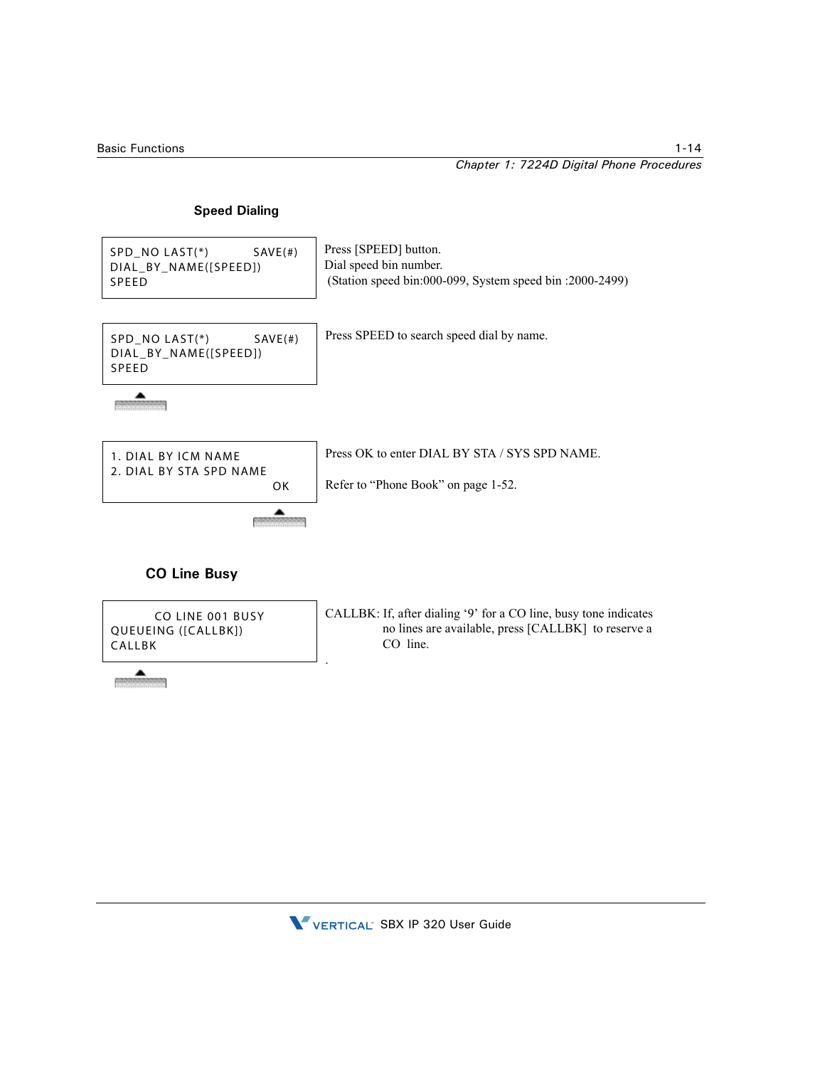### Speed Dialing

| Display | Procedure |
|---|---|
| SPD_NO LAST(*) SAVE(#)<br>DIAL_BY_NAME([SPEED])<br>SPEED | Press [SPEED] button.<br>Dial speed bin number.<br>(Station speed bin:000-099, System speed bin :2000-2499) |
| SPD_NO LAST(*) SAVE(#)<br>DIAL_BY_NAME([SPEED])<br>SPEED | Press SPEED to search speed dial by name. |
| 1. DIAL BY ICM NAME<br>2. DIAL BY STA SPD NAME<br>OK | Press OK to enter DIAL BY STA / SYS SPD NAME.<br><br>Refer to “Phone Book” on page 1-52. |

### CO Line Busy

| Display | Procedure |
|---|---|
| CO LINE 001 BUSY<br>QUEUEING ([CALLBK])<br>CALLBK | CALLBK: If, after dialing ‘9’ for a CO line, busy tone indicates no lines are available, press [CALLBK] to reserve a CO line. |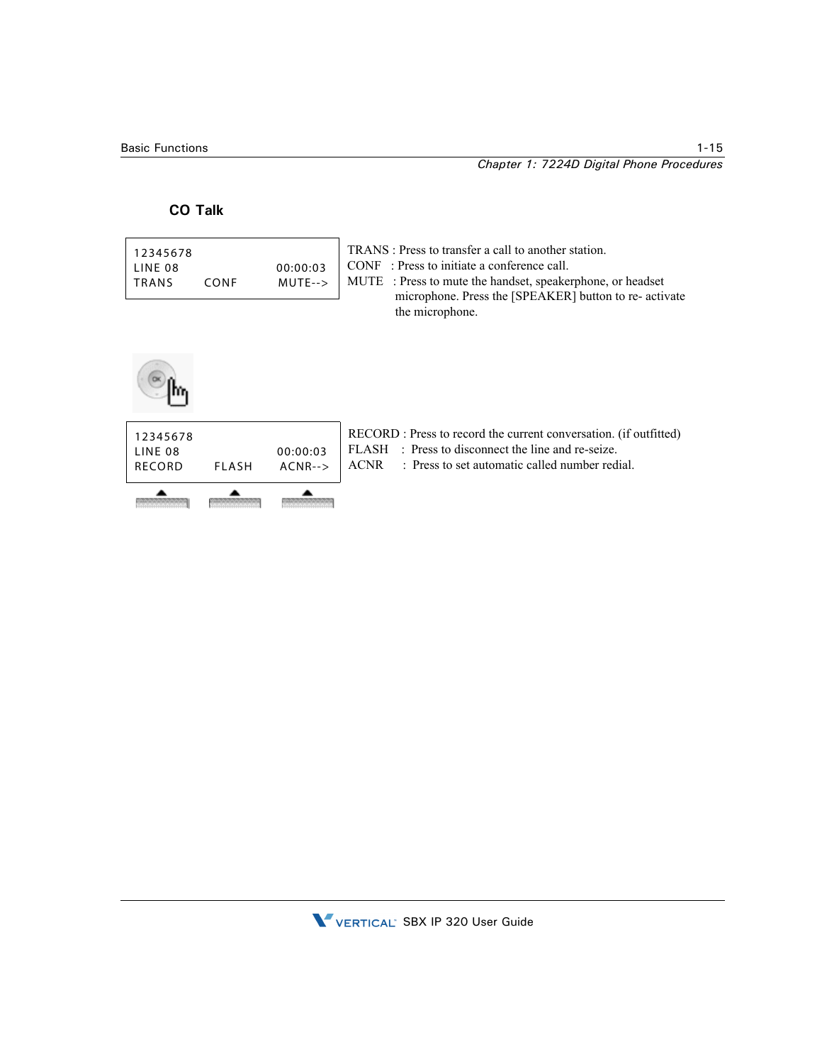## CO Talk

```
12345678
LINE 08                    00:00:03
TRANS       CONF           MUTE-->
```

TRANS : Press to transfer a call to another station.
CONF : Press to initiate a conference call.
MUTE : Press to mute the handset, speakerphone, or headset microphone. Press the [SPEAKER] button to re- activate the microphone.

```
12345678
LINE 08                    00:00:03
RECORD      FLASH          ACNR-->
```

RECORD : Press to record the current conversation. (if outfitted)
FLASH : Press to disconnect the line and re-seize.
ACNR : Press to set automatic called number redial.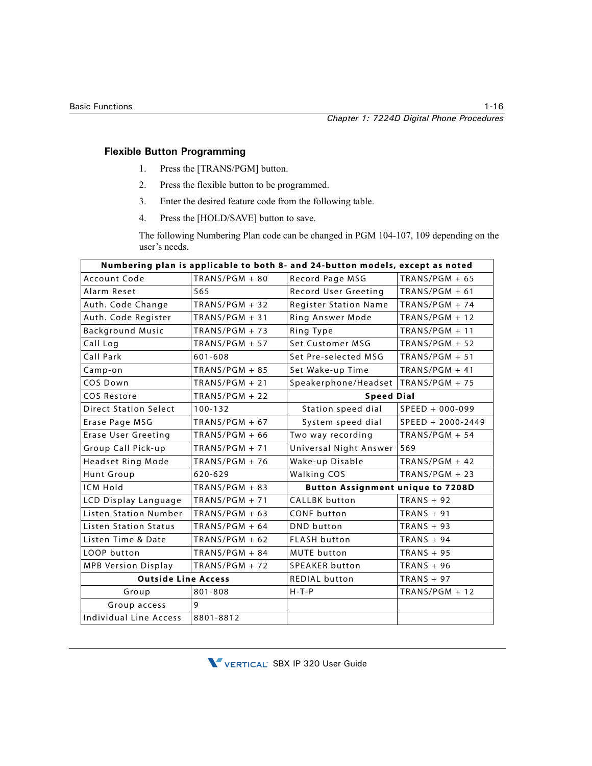## Flexible Button Programming

1. Press the [TRANS/PGM] button.
2. Press the flexible button to be programmed.
3. Enter the desired feature code from the following table.
4. Press the [HOLD/SAVE] button to save.

The following Numbering Plan code can be changed in PGM 104-107, 109 depending on the user's needs.

| **Numbering plan is applicable to both 8- and 24-button models, except as noted** | | | |
|---|---|---|---|
| Account Code | TRANS/PGM + 80 | Record Page MSG | TRANS/PGM + 65 |
| Alarm Reset | 565 | Record User Greeting | TRANS/PGM + 61 |
| Auth. Code Change | TRANS/PGM + 32 | Register Station Name | TRANS/PGM + 74 |
| Auth. Code Register | TRANS/PGM + 31 | Ring Answer Mode | TRANS/PGM + 12 |
| Background Music | TRANS/PGM + 73 | Ring Type | TRANS/PGM + 11 |
| Call Log | TRANS/PGM + 57 | Set Customer MSG | TRANS/PGM + 52 |
| Call Park | 601-608 | Set Pre-selected MSG | TRANS/PGM + 51 |
| Camp-on | TRANS/PGM + 85 | Set Wake-up Time | TRANS/PGM + 41 |
| COS Down | TRANS/PGM + 21 | Speakerphone/Headset | TRANS/PGM + 75 |
| COS Restore | TRANS/PGM + 22 | **Speed Dial** | |
| Direct Station Select | 100-132 | Station speed dial | SPEED + 000-099 |
| Erase Page MSG | TRANS/PGM + 67 | System speed dial | SPEED + 2000-2449 |
| Erase User Greeting | TRANS/PGM + 66 | Two way recording | TRANS/PGM + 54 |
| Group Call Pick-up | TRANS/PGM + 71 | Universal Night Answer | 569 |
| Headset Ring Mode | TRANS/PGM + 76 | Wake-up Disable | TRANS/PGM + 42 |
| Hunt Group | 620-629 | Walking COS | TRANS/PGM + 23 |
| ICM Hold | TRANS/PGM + 83 | **Button Assignment unique to 7208D** | |
| LCD Display Language | TRANS/PGM + 71 | CALLBK button | TRANS + 92 |
| Listen Station Number | TRANS/PGM + 63 | CONF button | TRANS + 91 |
| Listen Station Status | TRANS/PGM + 64 | DND button | TRANS + 93 |
| Listen Time & Date | TRANS/PGM + 62 | FLASH button | TRANS + 94 |
| LOOP button | TRANS/PGM + 84 | MUTE button | TRANS + 95 |
| MPB Version Display | TRANS/PGM + 72 | SPEAKER button | TRANS + 96 |
| **Outside Line Access** | | REDIAL button | TRANS + 97 |
| Group | 801-808 | H-T-P | TRANS/PGM + 12 |
| Group access | 9 | | |
| Individual Line Access | 8801-8812 | | |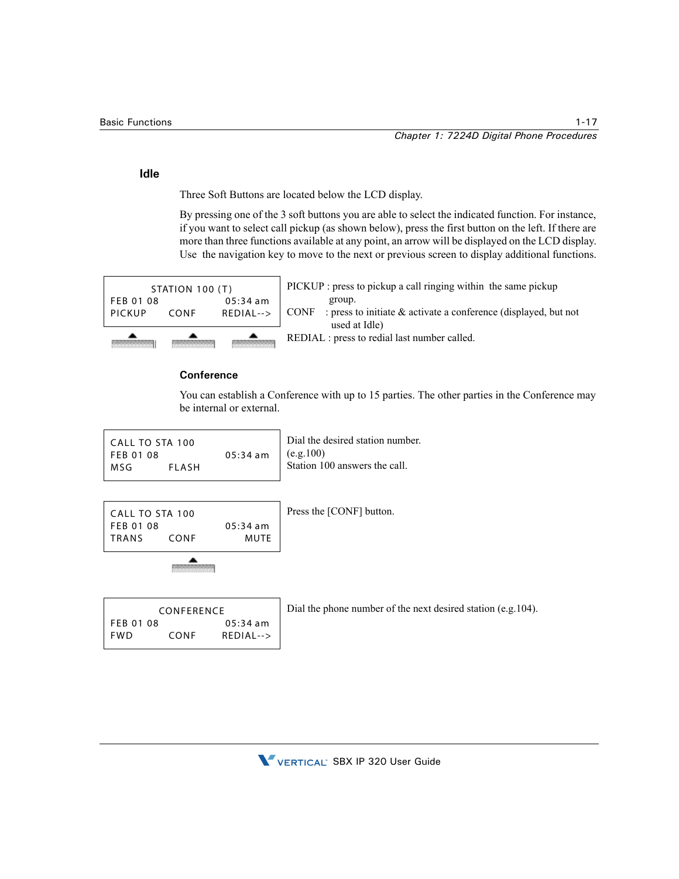### Idle

Three Soft Buttons are located below the LCD display.

By pressing one of the 3 soft buttons you are able to select the indicated function. For instance, if you want to select call pickup (as shown below), press the first button on the left. If there are more than three functions available at any point, an arrow will be displayed on the LCD display. Use the navigation key to move to the next or previous screen to display additional functions.

```
        STATION 100 (T)
FEB 01 08            05:34 am
PICKUP      CONF     REDIAL-->
```

PICKUP : press to pickup a call ringing within the same pickup group.

CONF : press to initiate & activate a conference (displayed, but not used at Idle)

REDIAL : press to redial last number called.

#### Conference

You can establish a Conference with up to 15 parties. The other parties in the Conference may be internal or external.

```
CALL TO STA 100
FEB 01 08            05:34 am
MSG         FLASH
```

Dial the desired station number. (e.g.100)
Station 100 answers the call.

```
CALL TO STA 100
FEB 01 08            05:34 am
TRANS       CONF         MUTE
```

Press the [CONF] button.

```
          CONFERENCE
FEB 01 08            05:34 am
FWD         CONF     REDIAL-->
```

Dial the phone number of the next desired station (e.g.104).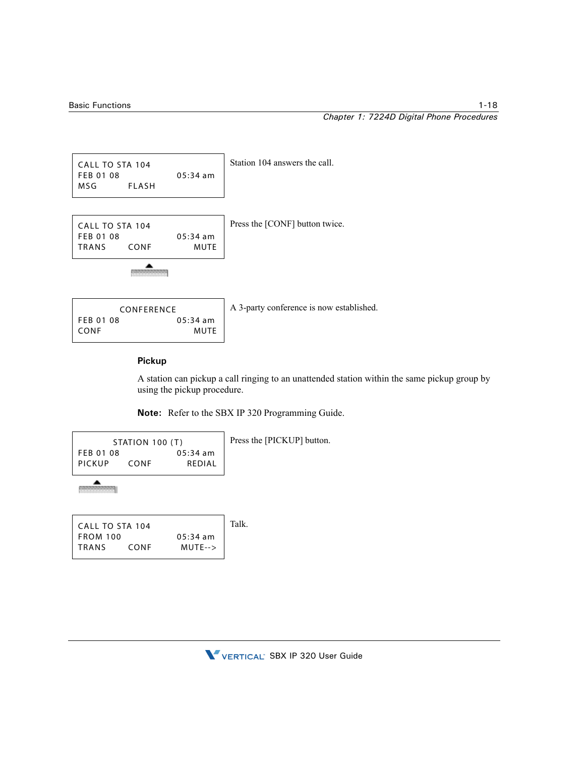```
CALL TO STA 104
FEB 01 08                05:34 am
MSG        FLASH
```

Station 104 answers the call.

```
CALL TO STA 104
FEB 01 08                05:34 am
TRANS      CONF              MUTE
```

Press the [CONF] button twice.

```
          CONFERENCE
FEB 01 08                05:34 am
CONF                         MUTE
```

A 3-party conference is now established.

### Pickup

A station can pickup a call ringing to an unattended station within the same pickup group by using the pickup procedure.

**Note:** Refer to the SBX IP 320 Programming Guide.

```
        STATION 100 (T)
FEB 01 08                05:34 am
PICKUP     CONF            REDIAL
```

Press the [PICKUP] button.

```
CALL TO STA 104
FROM 100                 05:34 am
TRANS      CONF           MUTE-->
```

Talk.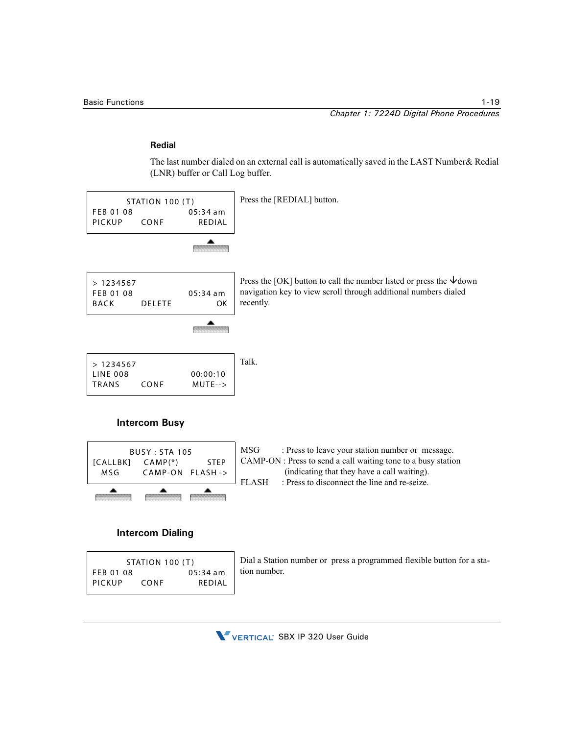### Redial

The last number dialed on an external call is automatically saved in the LAST Number& Redial (LNR) buffer or Call Log buffer.

```
     STATION 100 (T)
FEB 01 08          05:34 am
PICKUP    CONF       REDIAL
```

Press the [REDIAL] button.

```
> 1234567
FEB 01 08          05:34 am
BACK      DELETE         OK
```

Press the [OK] button to call the number listed or press the ↓down navigation key to view scroll through additional numbers dialed recently.

```
> 1234567
LINE 008           00:00:10
TRANS     CONF      MUTE-->
```

Talk.

### Intercom Busy

```
      BUSY : STA 105
[CALLBK]   CAMP(*)     STEP
  MSG      CAMP-ON  FLASH ->
```

MSG : Press to leave your station number or message.

CAMP-ON : Press to send a call waiting tone to a busy station (indicating that they have a call waiting).

FLASH : Press to disconnect the line and re-seize.

### Intercom Dialing

```
     STATION 100 (T)
FEB 01 08          05:34 am
PICKUP    CONF       REDIAL
```

Dial a Station number or press a programmed flexible button for a station number.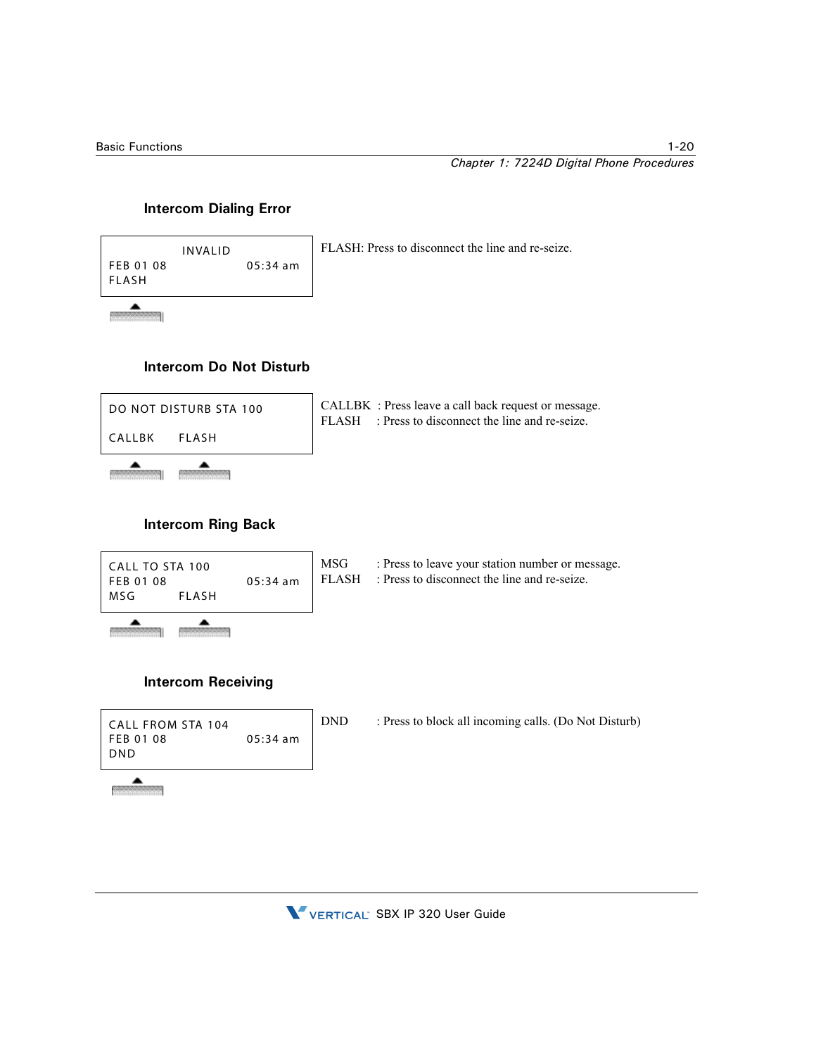### Intercom Dialing Error

```
            INVALID
FEB 01 08                  05:34 am
FLASH
```

FLASH: Press to disconnect the line and re-seize.

### Intercom Do Not Disturb

```
DO NOT DISTURB STA 100

CALLBK      FLASH
```

CALLBK : Press leave a call back request or message.
FLASH : Press to disconnect the line and re-seize.

### Intercom Ring Back

```
CALL TO STA 100
FEB 01 08                  05:34 am
MSG         FLASH
```

MSG : Press to leave your station number or message.
FLASH : Press to disconnect the line and re-seize.

### Intercom Receiving

```
CALL FROM STA 104
FEB 01 08                  05:34 am
DND
```

DND : Press to block all incoming calls. (Do Not Disturb)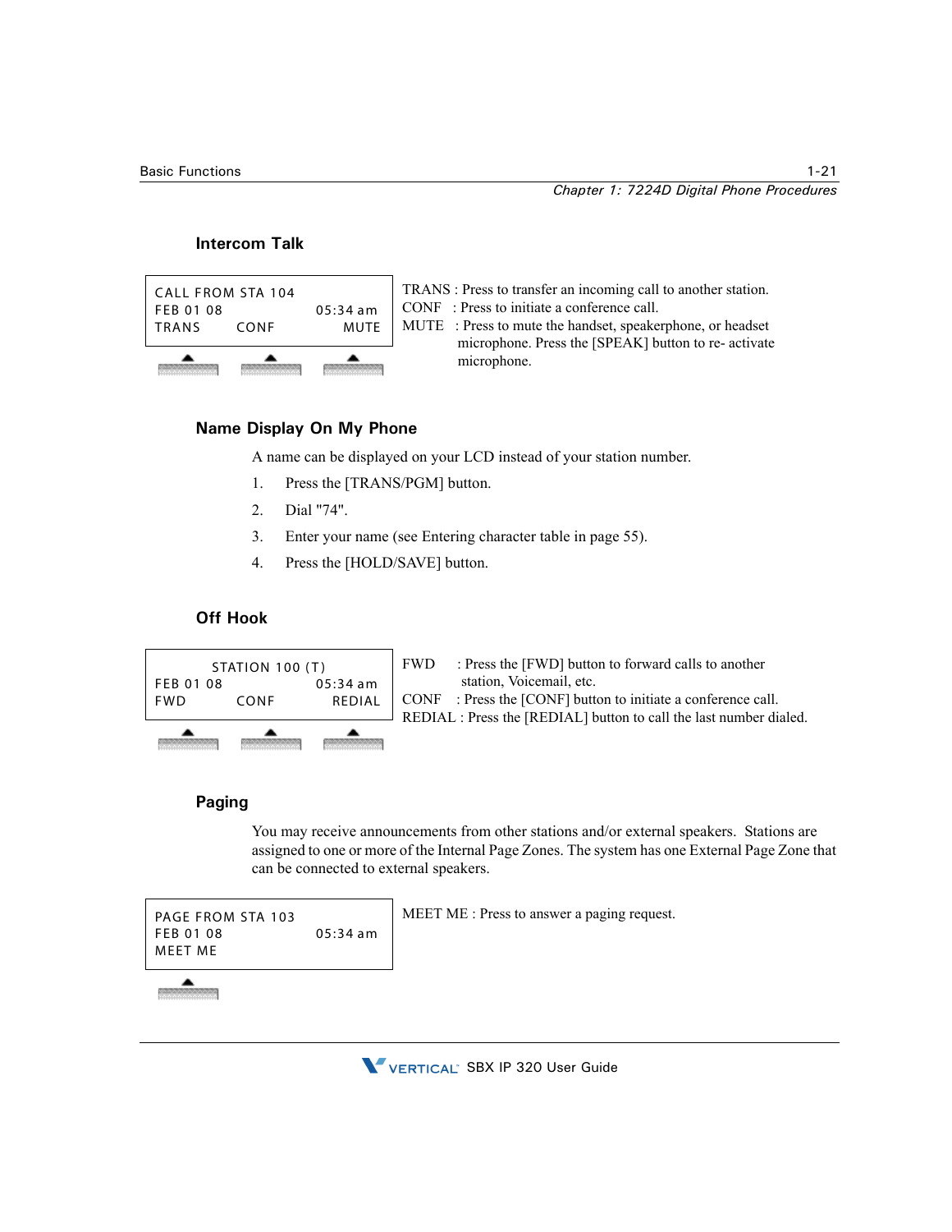### Intercom Talk

```
CALL FROM STA 104
FEB 01 08              05:34 am
TRANS       CONF           MUTE
```

TRANS : Press to transfer an incoming call to another station.
CONF : Press to initiate a conference call.
MUTE : Press to mute the handset, speakerphone, or headset microphone. Press the [SPEAK] button to re- activate microphone.

### Name Display On My Phone

A name can be displayed on your LCD instead of your station number.

1. Press the [TRANS/PGM] button.
2. Dial "74".
3. Enter your name (see Entering character table in page 55).
4. Press the [HOLD/SAVE] button.

### Off Hook

```
     STATION 100 (T)
FEB 01 08              05:34 am
FWD         CONF         REDIAL
```

FWD : Press the [FWD] button to forward calls to another station, Voicemail, etc.
CONF : Press the [CONF] button to initiate a conference call.
REDIAL : Press the [REDIAL] button to call the last number dialed.

### Paging

You may receive announcements from other stations and/or external speakers. Stations are assigned to one or more of the Internal Page Zones. The system has one External Page Zone that can be connected to external speakers.

```
PAGE FROM STA 103
FEB 01 08              05:34 am
MEET ME
```

MEET ME : Press to answer a paging request.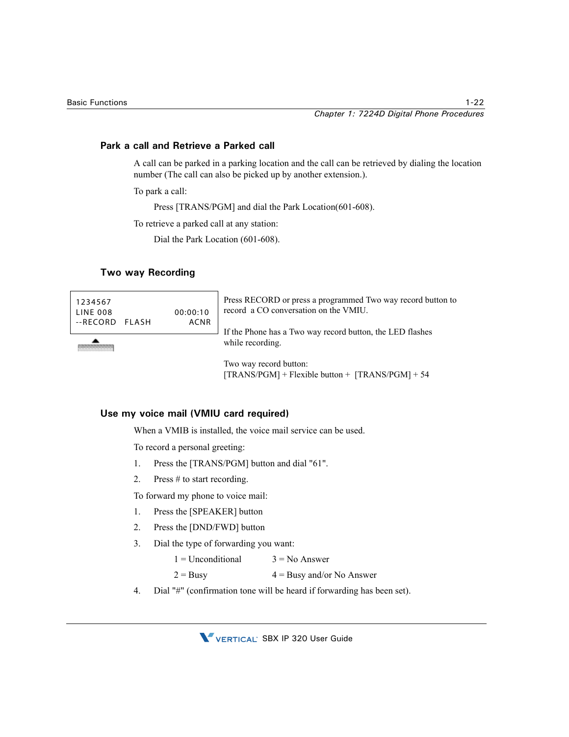## Park a call and Retrieve a Parked call

A call can be parked in a parking location and the call can be retrieved by dialing the location number (The call can also be picked up by another extension.).

To park a call:

Press [TRANS/PGM] and dial the Park Location(601-608).

To retrieve a parked call at any station:

Dial the Park Location (601-608).

## Two way Recording

```
1234567
LINE 008                00:00:10
--RECORD  FLASH             ACNR
```

Press RECORD or press a programmed Two way record button to record a CO conversation on the VMIU.

If the Phone has a Two way record button, the LED flashes while recording.

Two way record button:
[TRANS/PGM] + Flexible button + [TRANS/PGM] + 54

## Use my voice mail (VMIU card required)

When a VMIB is installed, the voice mail service can be used.

To record a personal greeting:

1. Press the [TRANS/PGM] button and dial "61".
2. Press # to start recording.

To forward my phone to voice mail:

1. Press the [SPEAKER] button
2. Press the [DND/FWD] button
3. Dial the type of forwarding you want:

   1 = Unconditional    3 = No Answer

   2 = Busy    4 = Busy and/or No Answer
4. Dial "#" (confirmation tone will be heard if forwarding has been set).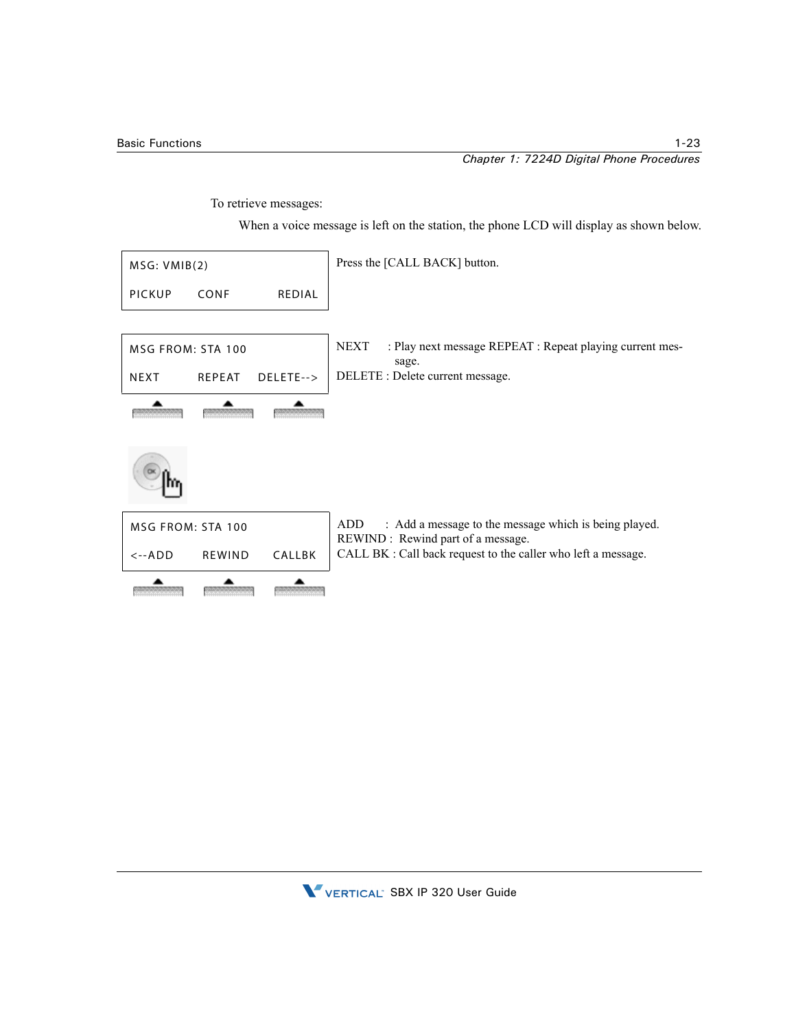To retrieve messages:

When a voice message is left on the station, the phone LCD will display as shown below.

| LCD Display | Description |
|---|---|
| MSG: VMIB(2)<br>PICKUP CONF REDIAL | Press the [CALL BACK] button. |
| MSG FROM: STA 100<br>NEXT REPEAT DELETE--> | NEXT : Play next message REPEAT : Repeat playing current message.<br>DELETE : Delete current message. |
| MSG FROM: STA 100<br><--ADD REWIND CALLBK | ADD : Add a message to the message which is being played.<br>REWIND : Rewind part of a message.<br>CALL BK : Call back request to the caller who left a message. |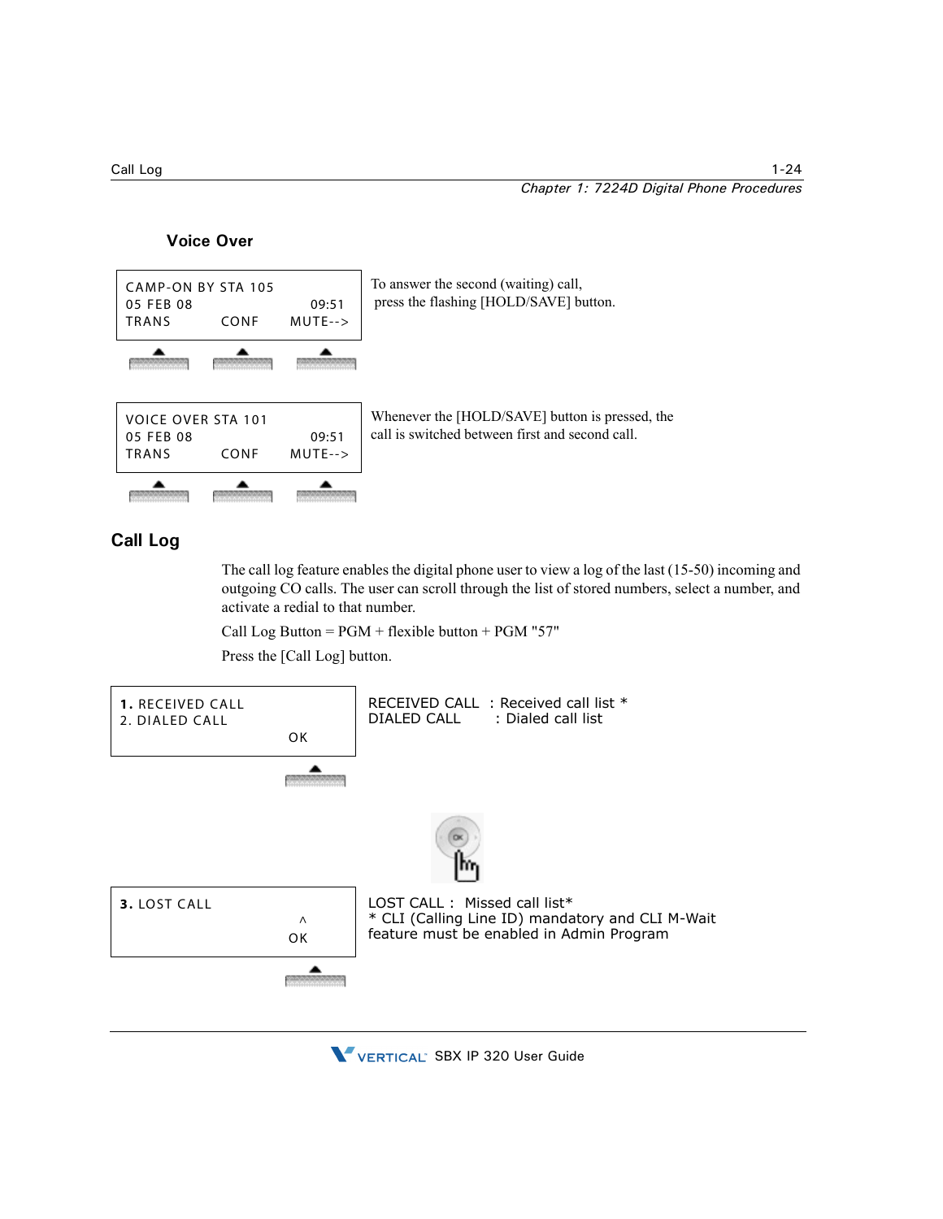### Voice Over

```
CAMP-ON BY STA 105
05 FEB 08              09:51
TRANS       CONF     MUTE-->
```

To answer the second (waiting) call, press the flashing [HOLD/SAVE] button.

```
VOICE OVER STA 101
05 FEB 08              09:51
TRANS       CONF     MUTE-->
```

Whenever the [HOLD/SAVE] button is pressed, the call is switched between first and second call.

## Call Log

The call log feature enables the digital phone user to view a log of the last (15-50) incoming and outgoing CO calls. The user can scroll through the list of stored numbers, select a number, and activate a redial to that number.

Call Log Button = PGM + flexible button + PGM "57"

Press the [Call Log] button.

```
1. RECEIVED CALL
2. DIALED CALL
                   OK
```

RECEIVED CALL : Received call list *
DIALED CALL : Dialed call list

```
3. LOST CALL
                   ^
                   OK
```

LOST CALL : Missed call list*
* CLI (Calling Line ID) mandatory and CLI M-Wait feature must be enabled in Admin Program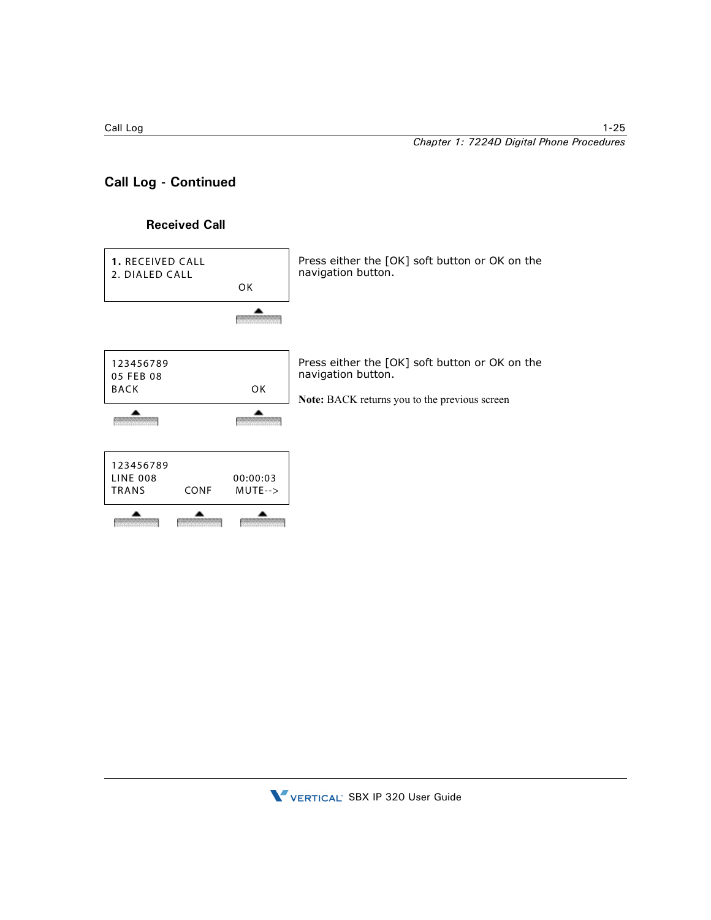## Call Log - Continued

### Received Call

| Display | Instructions |
| --- | --- |
| **1.** RECEIVED CALL<br>2. DIALED CALL<br>OK | Press either the [OK] soft button or OK on the navigation button. |
| 123456789<br>05 FEB 08<br>BACK OK | Press either the [OK] soft button or OK on the navigation button.<br><br>**Note:** BACK returns you to the previous screen |
| 123456789<br>LINE 008 00:00:03<br>TRANS CONF MUTE--> | |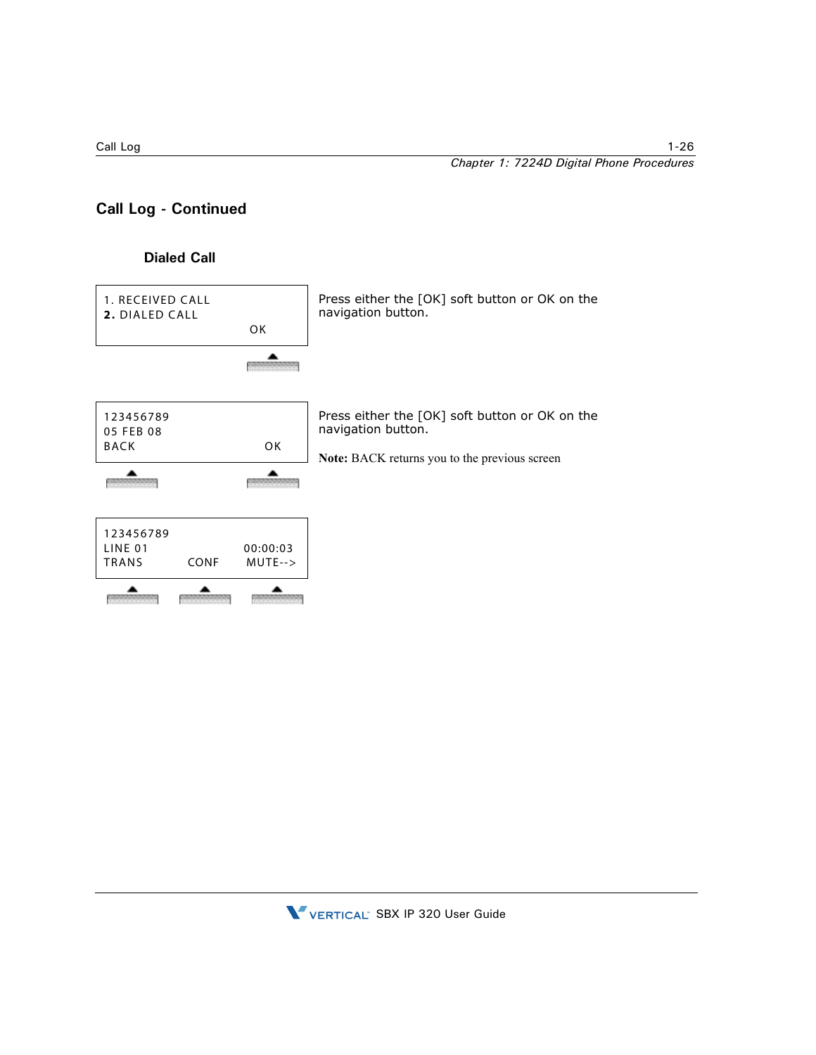## Call Log - Continued

### Dialed Call

```
1. RECEIVED CALL
2. DIALED CALL
                    OK
```

Press either the [OK] soft button or OK on the navigation button.

```
123456789
05 FEB 08
BACK                OK
```

Press either the [OK] soft button or OK on the navigation button.

**Note:** BACK returns you to the previous screen

```
123456789
LINE 01             00:00:03
TRANS      CONF     MUTE-->
```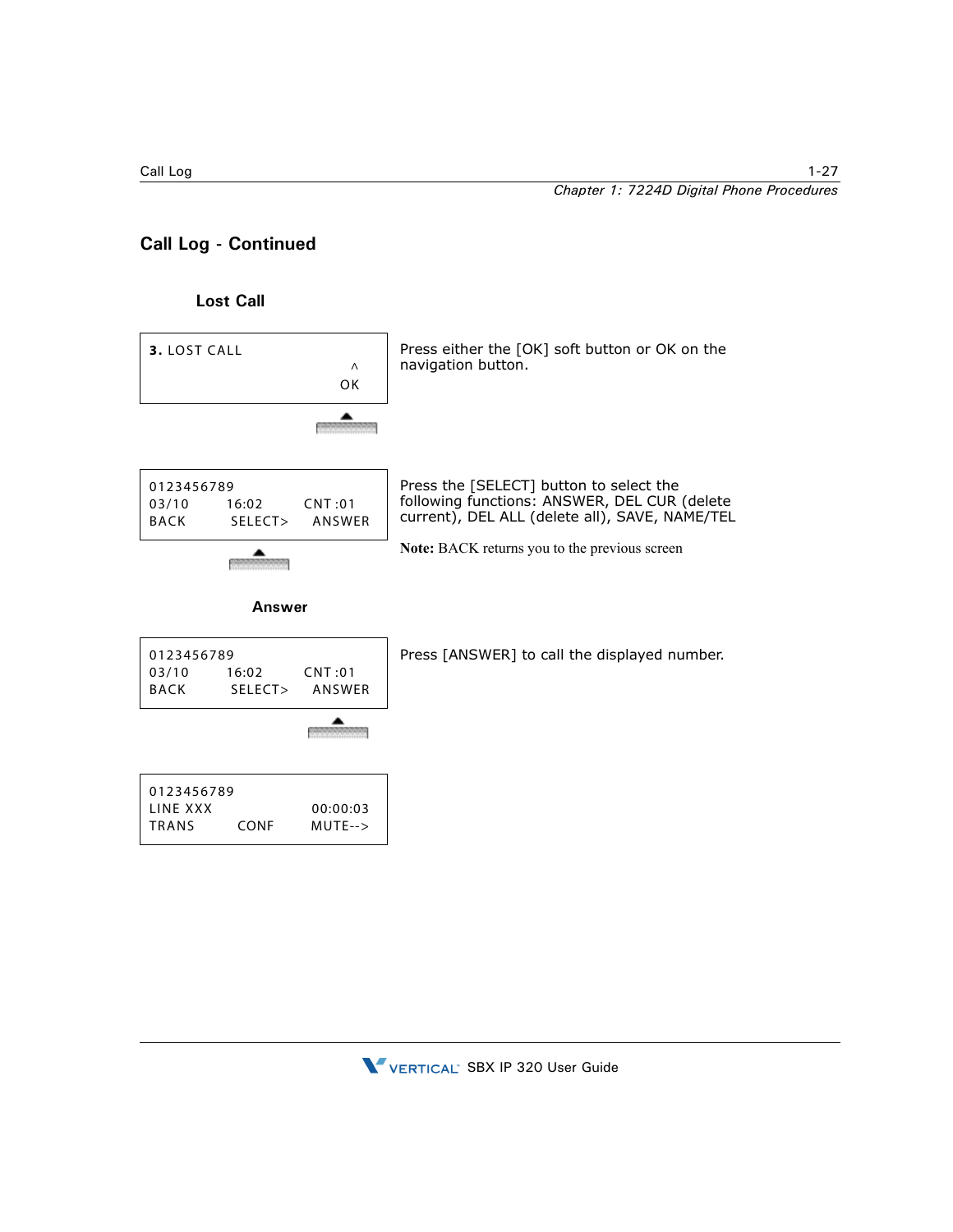## Call Log - Continued

### Lost Call

```
3. LOST CALL
                                ^
                               OK
```

Press either the [OK] soft button or OK on the navigation button.

```
0123456789
03/10       16:02       CNT :01
BACK        SELECT>     ANSWER
```

Press the [SELECT] button to select the following functions: ANSWER, DEL CUR (delete current), DEL ALL (delete all), SAVE, NAME/TEL

**Note:** BACK returns you to the previous screen

### Answer

```
0123456789
03/10       16:02       CNT :01
BACK        SELECT>     ANSWER
```

Press [ANSWER] to call the displayed number.

```
0123456789
LINE XXX                00:00:03
TRANS       CONF        MUTE-->
```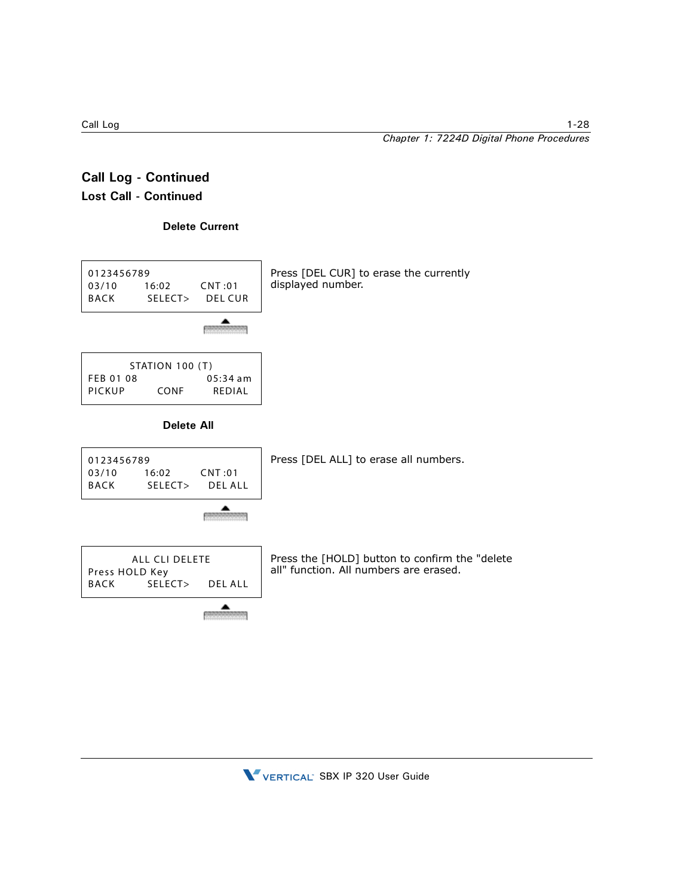## Call Log - Continued

### Lost Call - Continued

**Delete Current**

```
0123456789
03/10      16:02      CNT :01
BACK       SELECT>    DEL CUR
```

Press [DEL CUR] to erase the currently displayed number.

```
      STATION 100 (T)
FEB 01 08          05:34 am
PICKUP      CONF     REDIAL
```

**Delete All**

```
0123456789
03/10      16:02      CNT :01
BACK       SELECT>    DEL ALL
```

Press [DEL ALL] to erase all numbers.

```
     ALL CLI DELETE
Press HOLD Key
BACK       SELECT>    DEL ALL
```

Press the [HOLD] button to confirm the "delete all" function. All numbers are erased.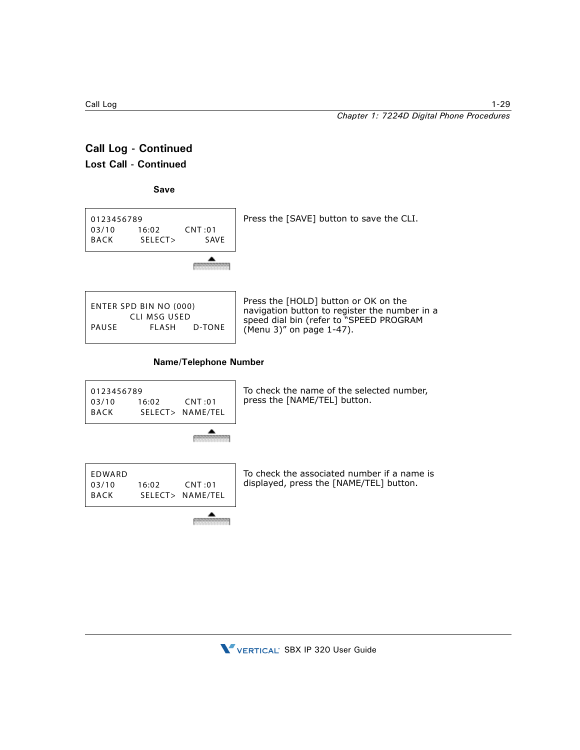## Call Log - Continued

### Lost Call - Continued

**Save**

| LCD Display | Description |
| --- | --- |
| 0123456789<br>03/10 16:02 CNT :01<br>BACK SELECT> SAVE | Press the [SAVE] button to save the CLI. |
| ENTER SPD BIN NO (000)<br>CLI MSG USED<br>PAUSE FLASH D-TONE | Press the [HOLD] button or OK on the navigation button to register the number in a speed dial bin (refer to "SPEED PROGRAM (Menu 3)" on page 1-47). |

**Name/Telephone Number**

| LCD Display | Description |
| --- | --- |
| 0123456789<br>03/10 16:02 CNT :01<br>BACK SELECT> NAME/TEL | To check the name of the selected number, press the [NAME/TEL] button. |
| EDWARD<br>03/10 16:02 CNT :01<br>BACK SELECT> NAME/TEL | To check the associated number if a name is displayed, press the [NAME/TEL] button. |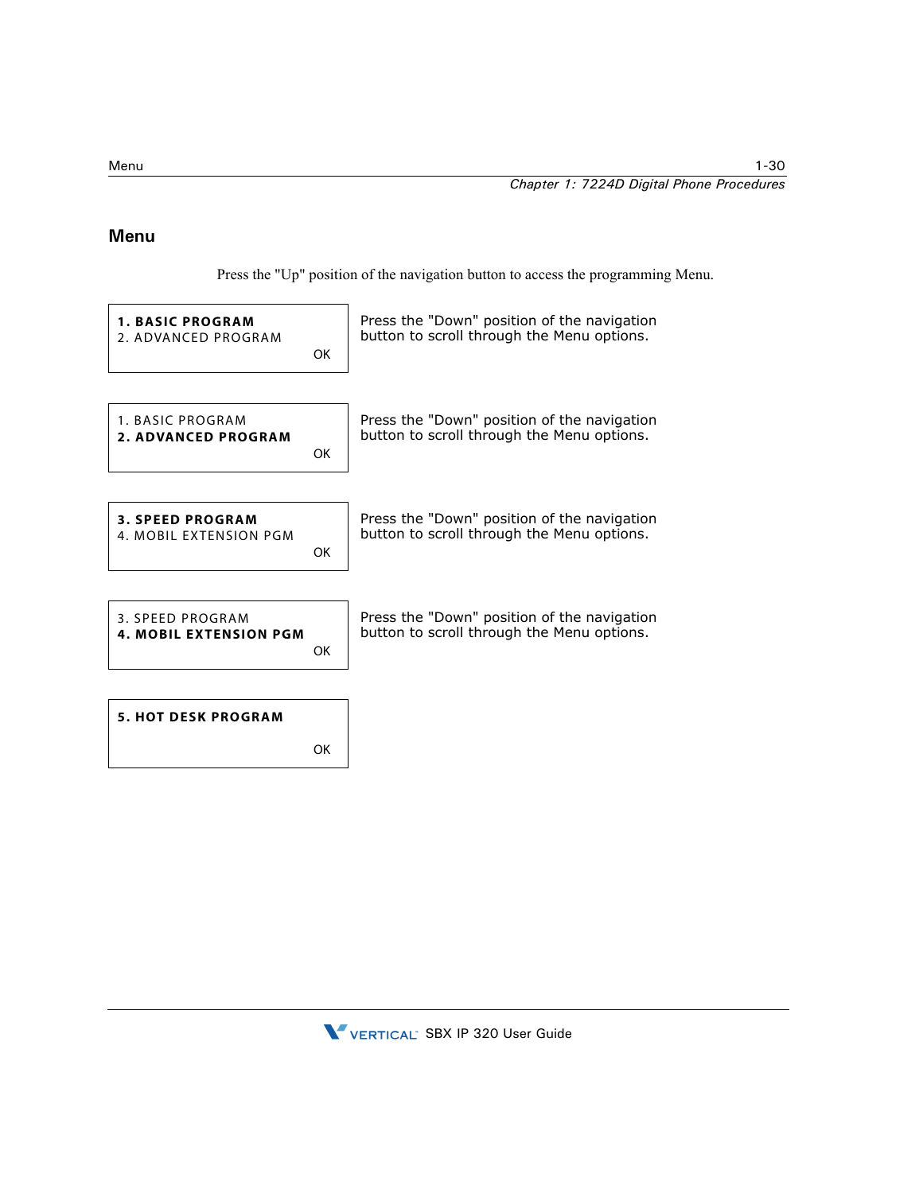## Menu

Press the "Up" position of the navigation button to access the programming Menu.

| Display | Action |
| --- | --- |
| **1. BASIC PROGRAM**<br>2. ADVANCED PROGRAM<br>OK | Press the "Down" position of the navigation button to scroll through the Menu options. |
| 1. BASIC PROGRAM<br>**2. ADVANCED PROGRAM**<br>OK | Press the "Down" position of the navigation button to scroll through the Menu options. |
| **3. SPEED PROGRAM**<br>4. MOBIL EXTENSION PGM<br>OK | Press the "Down" position of the navigation button to scroll through the Menu options. |
| 3. SPEED PROGRAM<br>**4. MOBIL EXTENSION PGM**<br>OK | Press the "Down" position of the navigation button to scroll through the Menu options. |
| **5. HOT DESK PROGRAM**<br>OK | |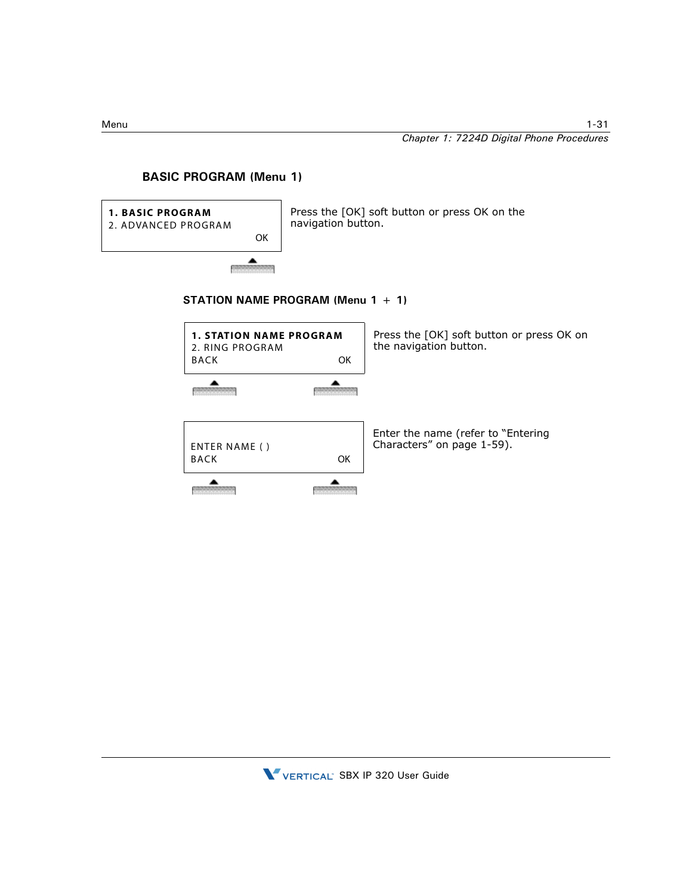### BASIC PROGRAM (Menu 1)

| Display | Instruction |
|---|---|
| **1. BASIC PROGRAM**<br>2. ADVANCED PROGRAM<br>OK | Press the [OK] soft button or press OK on the navigation button. |

#### STATION NAME PROGRAM (Menu 1 + 1)

| Display | Instruction |
|---|---|
| **1. STATION NAME PROGRAM**<br>2. RING PROGRAM<br>BACK OK | Press the [OK] soft button or press OK on the navigation button. |
| ENTER NAME ( )<br>BACK OK | Enter the name (refer to "Entering Characters" on page 1-59). |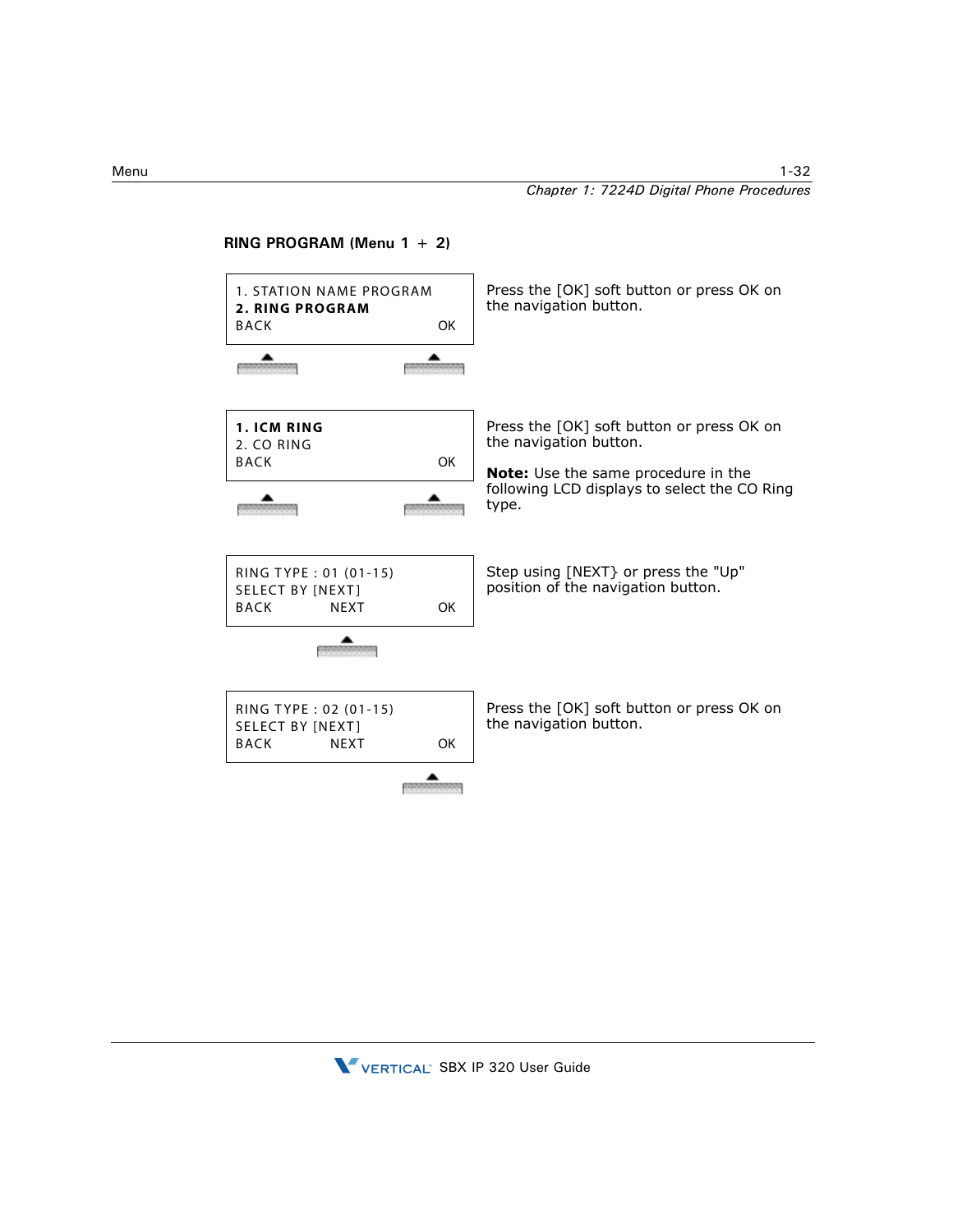**RING PROGRAM (Menu 1 + 2)**

| LCD Display | Action |
|---|---|
| 1. STATION NAME PROGRAM<br>**2. RING PROGRAM**<br>BACK OK | Press the [OK] soft button or press OK on the navigation button. |
| **1. ICM RING**<br>2. CO RING<br>BACK OK | Press the [OK] soft button or press OK on the navigation button.<br><br>**Note:** Use the same procedure in the following LCD displays to select the CO Ring type. |
| RING TYPE : 01 (01-15)<br>SELECT BY [NEXT]<br>BACK NEXT OK | Step using [NEXT} or press the "Up" position of the navigation button. |
| RING TYPE : 02 (01-15)<br>SELECT BY [NEXT]<br>BACK NEXT OK | Press the [OK] soft button or press OK on the navigation button. |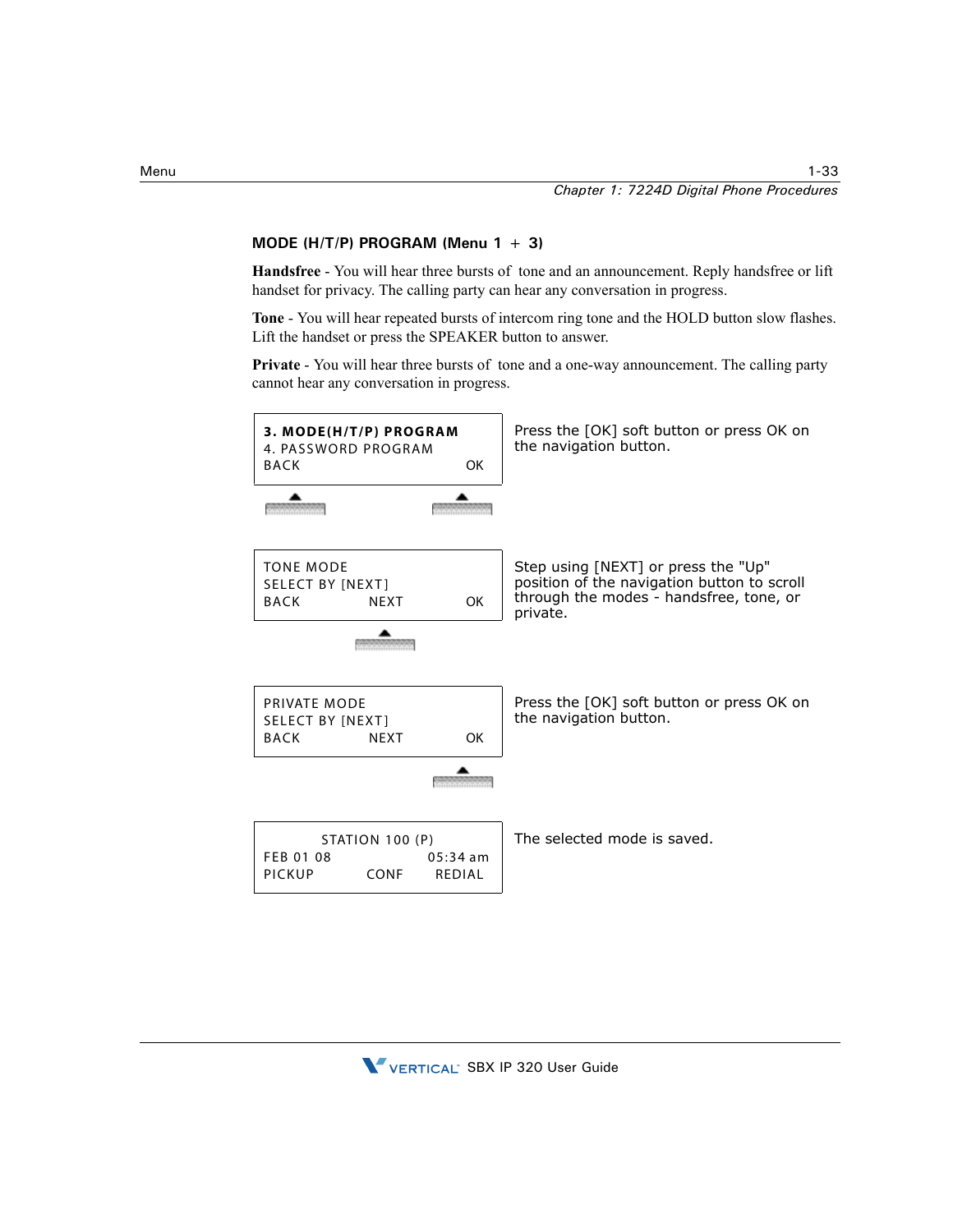### MODE (H/T/P) PROGRAM (Menu 1 + 3)

**Handsfree** - You will hear three bursts of tone and an announcement. Reply handsfree or lift handset for privacy. The calling party can hear any conversation in progress.

**Tone** - You will hear repeated bursts of intercom ring tone and the HOLD button slow flashes. Lift the handset or press the SPEAKER button to answer.

**Private** - You will hear three bursts of tone and a one-way announcement. The calling party cannot hear any conversation in progress.

| Display | Action |
|---|---|
| **3. MODE(H/T/P) PROGRAM**<br>4. PASSWORD PROGRAM<br>BACK OK | Press the [OK] soft button or press OK on the navigation button. |
| TONE MODE<br>SELECT BY [NEXT]<br>BACK NEXT OK | Step using [NEXT] or press the "Up" position of the navigation button to scroll through the modes - handsfree, tone, or private. |
| PRIVATE MODE<br>SELECT BY [NEXT]<br>BACK NEXT OK | Press the [OK] soft button or press OK on the navigation button. |
| STATION 100 (P)<br>FEB 01 08 05:34 am<br>PICKUP CONF REDIAL | The selected mode is saved. |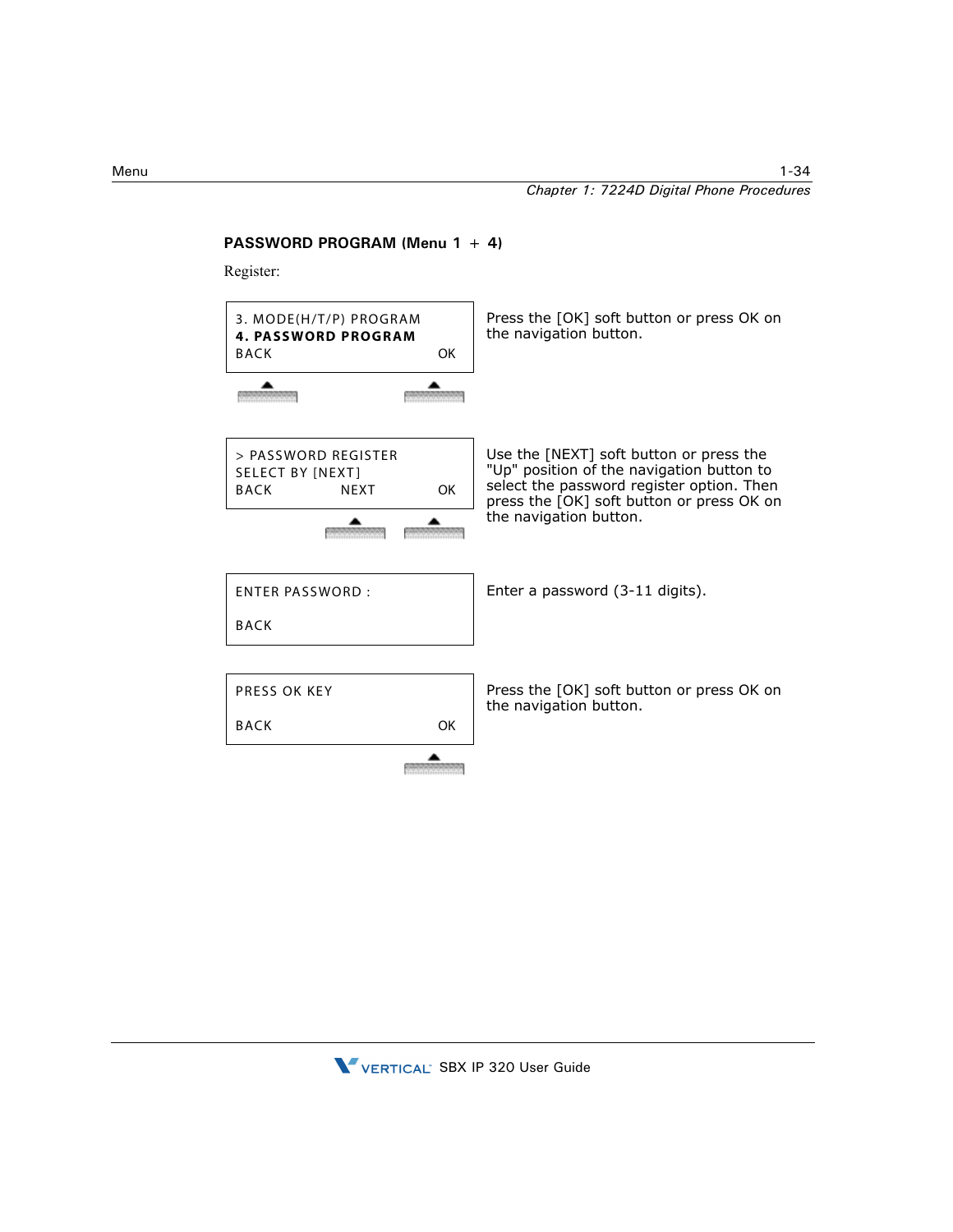**PASSWORD PROGRAM (Menu 1 + 4)**

Register:

| Display | Instructions |
|---|---|
| 3. MODE(H/T/P) PROGRAM<br>**4. PASSWORD PROGRAM**<br>BACK OK | Press the [OK] soft button or press OK on the navigation button. |
| > PASSWORD REGISTER<br>SELECT BY [NEXT]<br>BACK NEXT OK | Use the [NEXT] soft button or press the "Up" position of the navigation button to select the password register option. Then press the [OK] soft button or press OK on the navigation button. |
| ENTER PASSWORD :<br><br>BACK | Enter a password (3-11 digits). |
| PRESS OK KEY<br><br>BACK OK | Press the [OK] soft button or press OK on the navigation button. |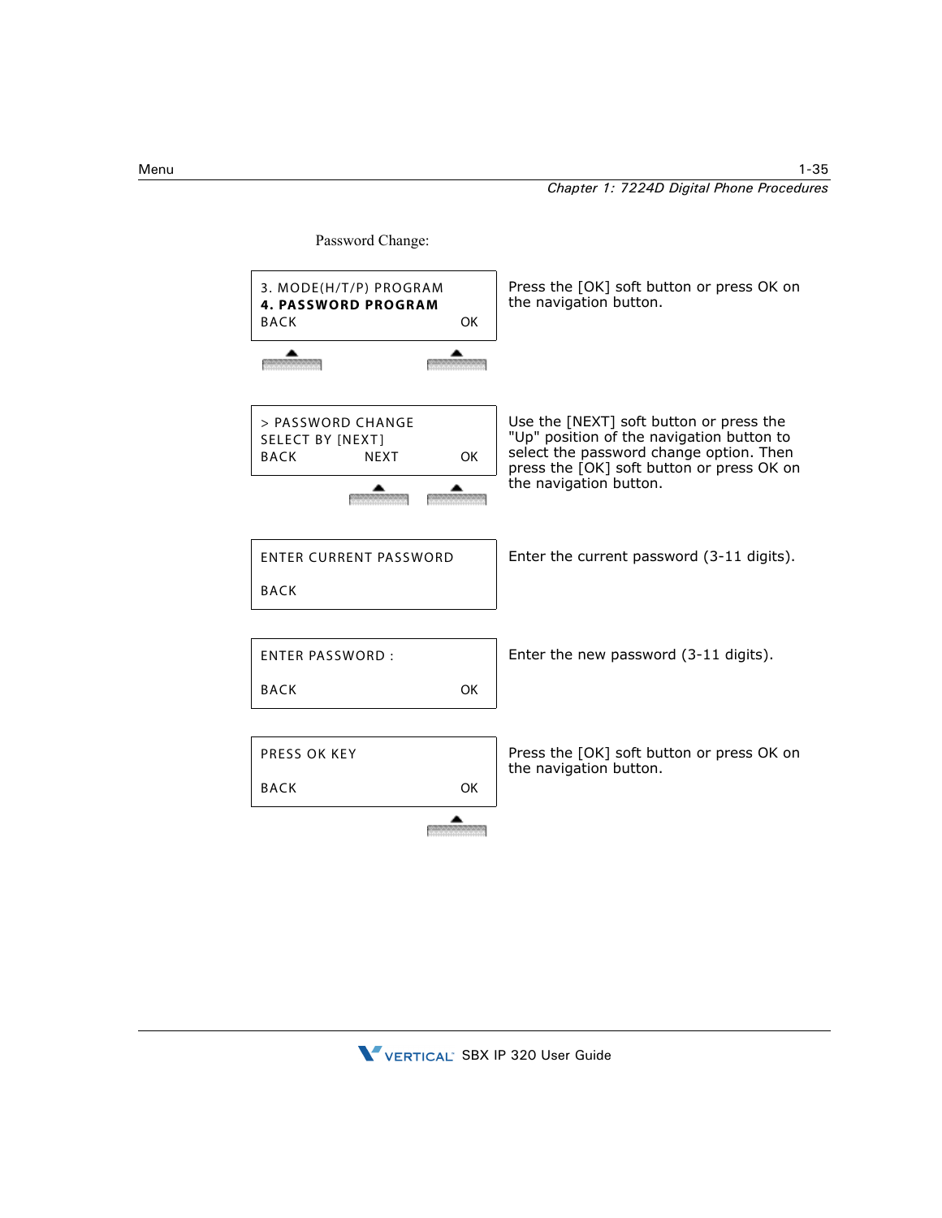Password Change:

| Display | Instructions |
| --- | --- |
| 3. MODE(H/T/P) PROGRAM<br>**4. PASSWORD PROGRAM**<br>BACK OK | Press the [OK] soft button or press OK on the navigation button. |
| > PASSWORD CHANGE<br>SELECT BY [NEXT]<br>BACK NEXT OK | Use the [NEXT] soft button or press the "Up" position of the navigation button to select the password change option. Then press the [OK] soft button or press OK on the navigation button. |
| ENTER CURRENT PASSWORD<br>BACK | Enter the current password (3-11 digits). |
| ENTER PASSWORD :<br>BACK OK | Enter the new password (3-11 digits). |
| PRESS OK KEY<br>BACK OK | Press the [OK] soft button or press OK on the navigation button. |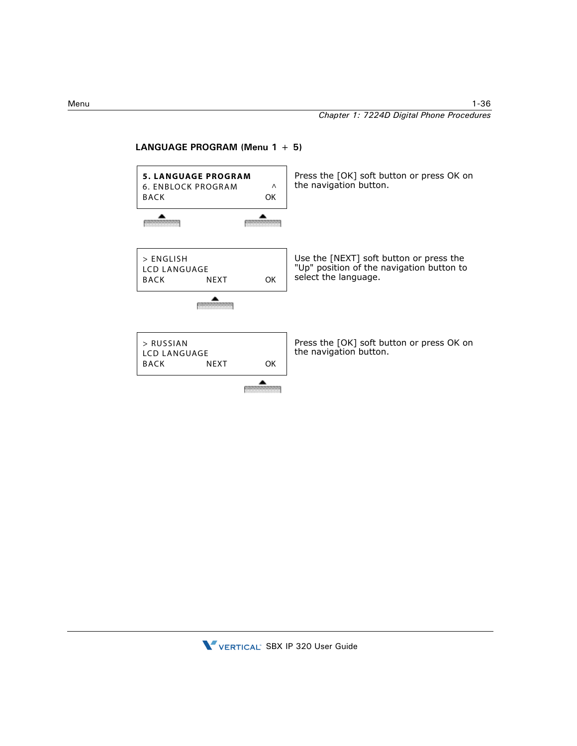**LANGUAGE PROGRAM (Menu 1 + 5)**

```
5. LANGUAGE PROGRAM
6. ENBLOCK PROGRAM        ^
BACK                     OK
```

Press the [OK] soft button or press OK on the navigation button.

```
> ENGLISH
LCD LANGUAGE
BACK         NEXT        OK
```

Use the [NEXT] soft button or press the "Up" position of the navigation button to select the language.

```
> RUSSIAN
LCD LANGUAGE
BACK         NEXT        OK
```

Press the [OK] soft button or press OK on the navigation button.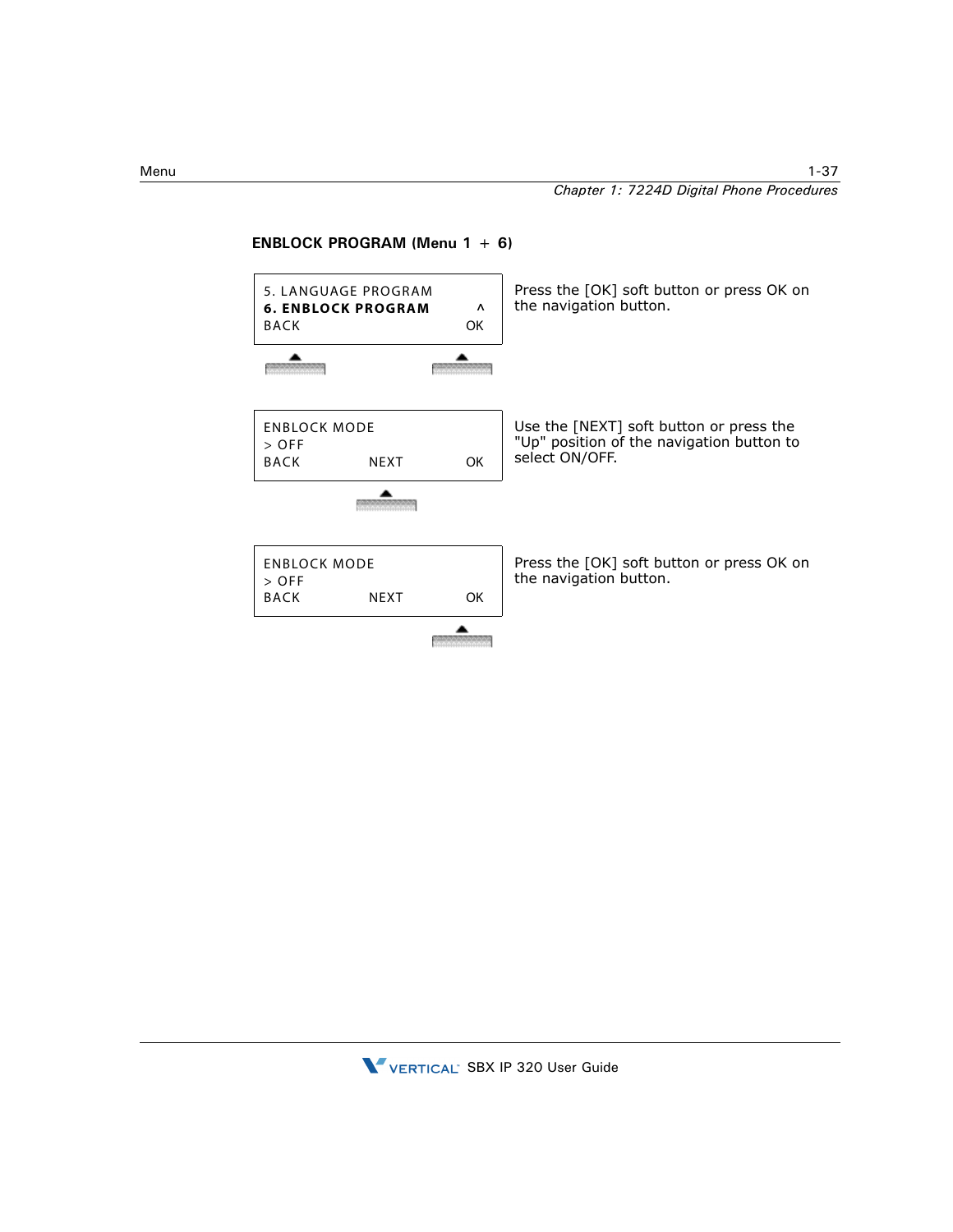**ENBLOCK PROGRAM (Menu 1 + 6)**

| Display | Instruction |
|---|---|
| 5. LANGUAGE PROGRAM<br>**6. ENBLOCK PROGRAM** ^<br>BACK OK | Press the [OK] soft button or press OK on the navigation button. |
| ENBLOCK MODE<br>> OFF<br>BACK NEXT OK | Use the [NEXT] soft button or press the "Up" position of the navigation button to select ON/OFF. |
| ENBLOCK MODE<br>> OFF<br>BACK NEXT OK | Press the [OK] soft button or press OK on the navigation button. |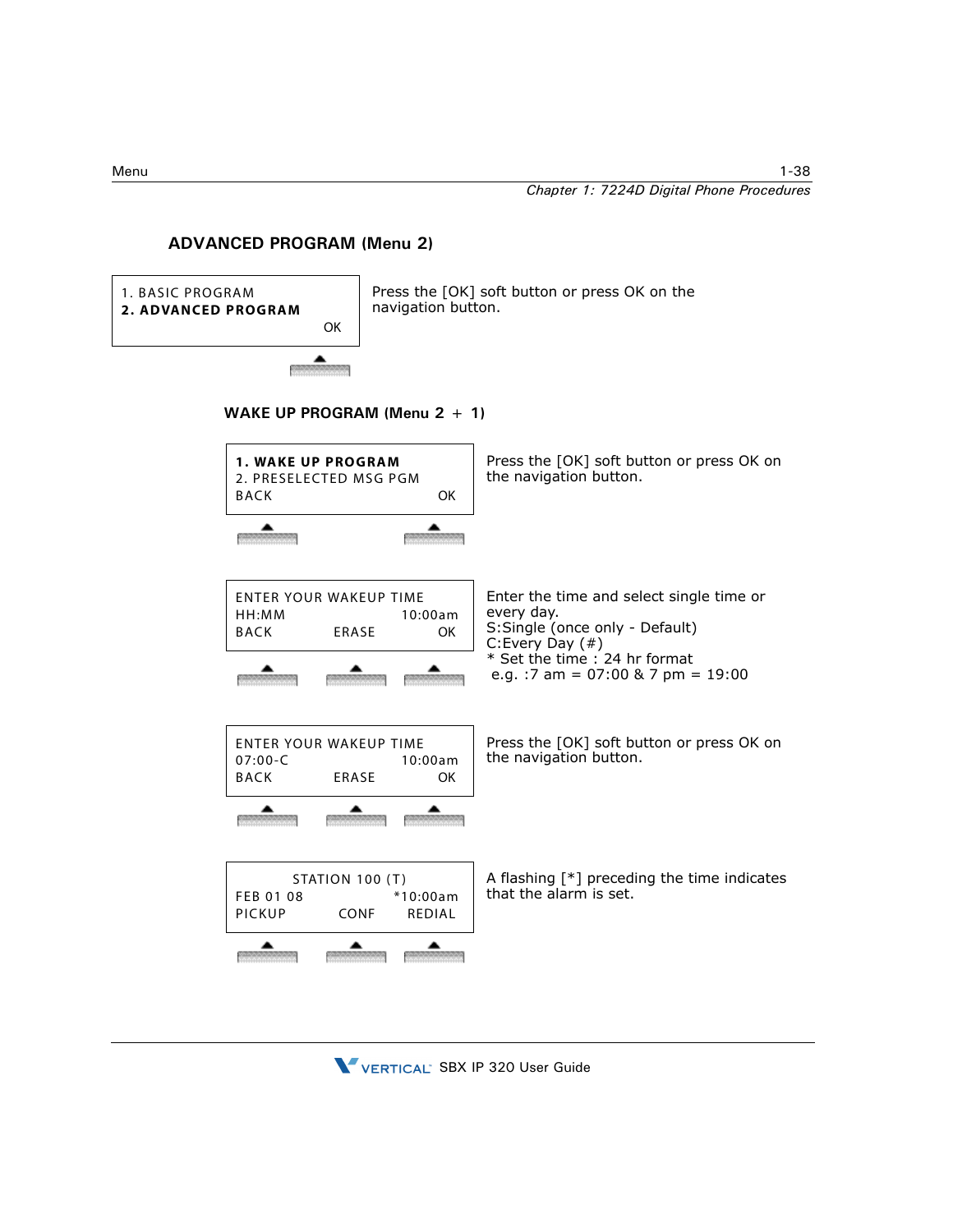### ADVANCED PROGRAM (Menu 2)

| Display | Instruction |
|---|---|
| 1. BASIC PROGRAM<br>**2. ADVANCED PROGRAM**<br>OK | Press the [OK] soft button or press OK on the navigation button. |

#### WAKE UP PROGRAM (Menu 2 + 1)

| Display | Instruction |
|---|---|
| **1. WAKE UP PROGRAM**<br>2. PRESELECTED MSG PGM<br>BACK OK | Press the [OK] soft button or press OK on the navigation button. |
| ENTER YOUR WAKEUP TIME<br>HH:MM 10:00am<br>BACK ERASE OK | Enter the time and select single time or every day.<br>S:Single (once only - Default)<br>C:Every Day (#)<br>* Set the time : 24 hr format<br>e.g. :7 am = 07:00 & 7 pm = 19:00 |
| ENTER YOUR WAKEUP TIME<br>07:00-C 10:00am<br>BACK ERASE OK | Press the [OK] soft button or press OK on the navigation button. |
| STATION 100 (T)<br>FEB 01 08 *10:00am<br>PICKUP CONF REDIAL | A flashing [*] preceding the time indicates that the alarm is set. |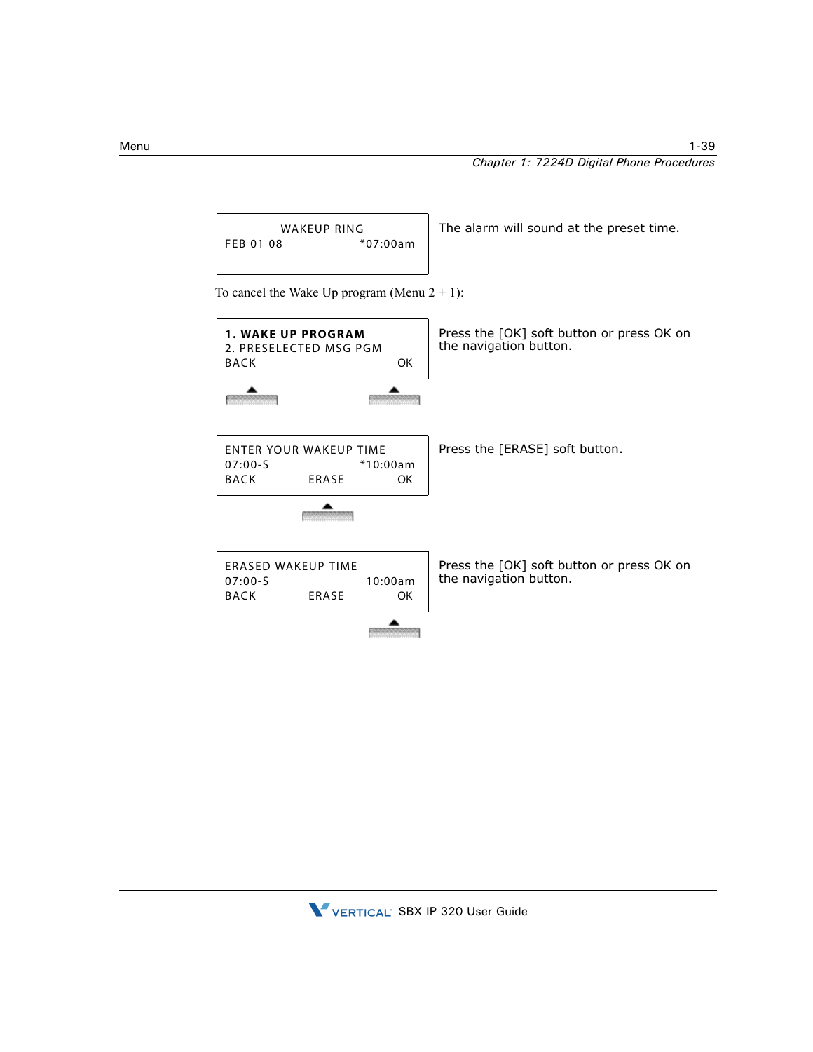| Display | Action |
| --- | --- |
| WAKEUP RING<br>FEB 01 08 *07:00am | The alarm will sound at the preset time. |

To cancel the Wake Up program (Menu 2 + 1):

| Display | Action |
| --- | --- |
| **1. WAKE UP PROGRAM**<br>2. PRESELECTED MSG PGM<br>BACK OK | Press the [OK] soft button or press OK on the navigation button. |
| ENTER YOUR WAKEUP TIME<br>07:00-S *10:00am<br>BACK ERASE OK | Press the [ERASE] soft button. |
| ERASED WAKEUP TIME<br>07:00-S 10:00am<br>BACK ERASE OK | Press the [OK] soft button or press OK on the navigation button. |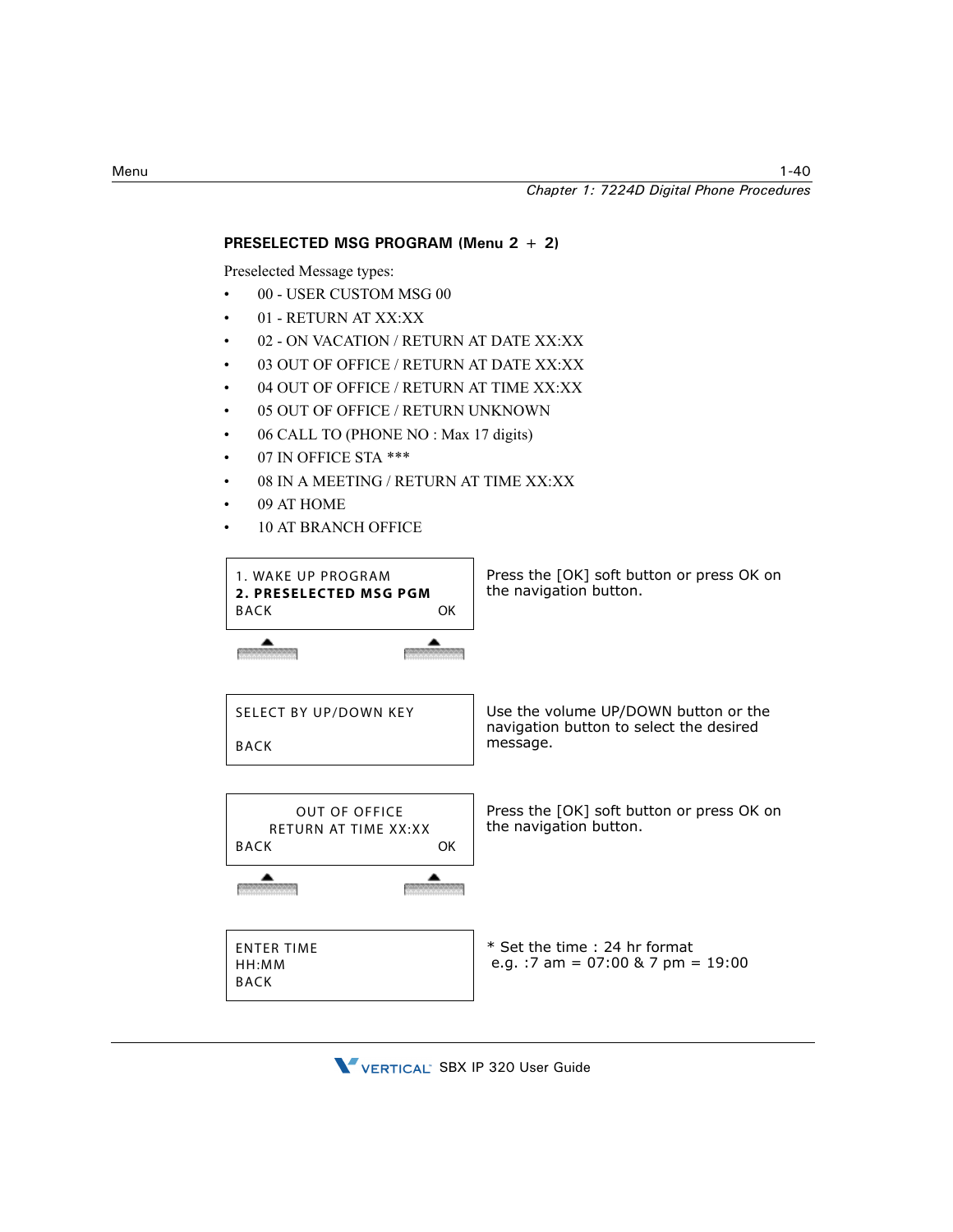### PRESELECTED MSG PROGRAM (Menu 2 + 2)

Preselected Message types:

- 00 - USER CUSTOM MSG 00
- 01 - RETURN AT XX:XX
- 02 - ON VACATION / RETURN AT DATE XX:XX
- 03 OUT OF OFFICE / RETURN AT DATE XX:XX
- 04 OUT OF OFFICE / RETURN AT TIME XX:XX
- 05 OUT OF OFFICE / RETURN UNKNOWN
- 06 CALL TO (PHONE NO : Max 17 digits)
- 07 IN OFFICE STA ***
- 08 IN A MEETING / RETURN AT TIME XX:XX
- 09 AT HOME
- 10 AT BRANCH OFFICE

| Display | Action |
|---|---|
| 1. WAKE UP PROGRAM<br>**2. PRESELECTED MSG PGM**<br>BACK OK | Press the [OK] soft button or press OK on the navigation button. |
| SELECT BY UP/DOWN KEY<br><br>BACK | Use the volume UP/DOWN button or the navigation button to select the desired message. |
| OUT OF OFFICE<br>RETURN AT TIME XX:XX<br>BACK OK | Press the [OK] soft button or press OK on the navigation button. |
| ENTER TIME<br>HH:MM<br>BACK | * Set the time : 24 hr format<br>e.g. :7 am = 07:00 & 7 pm = 19:00 |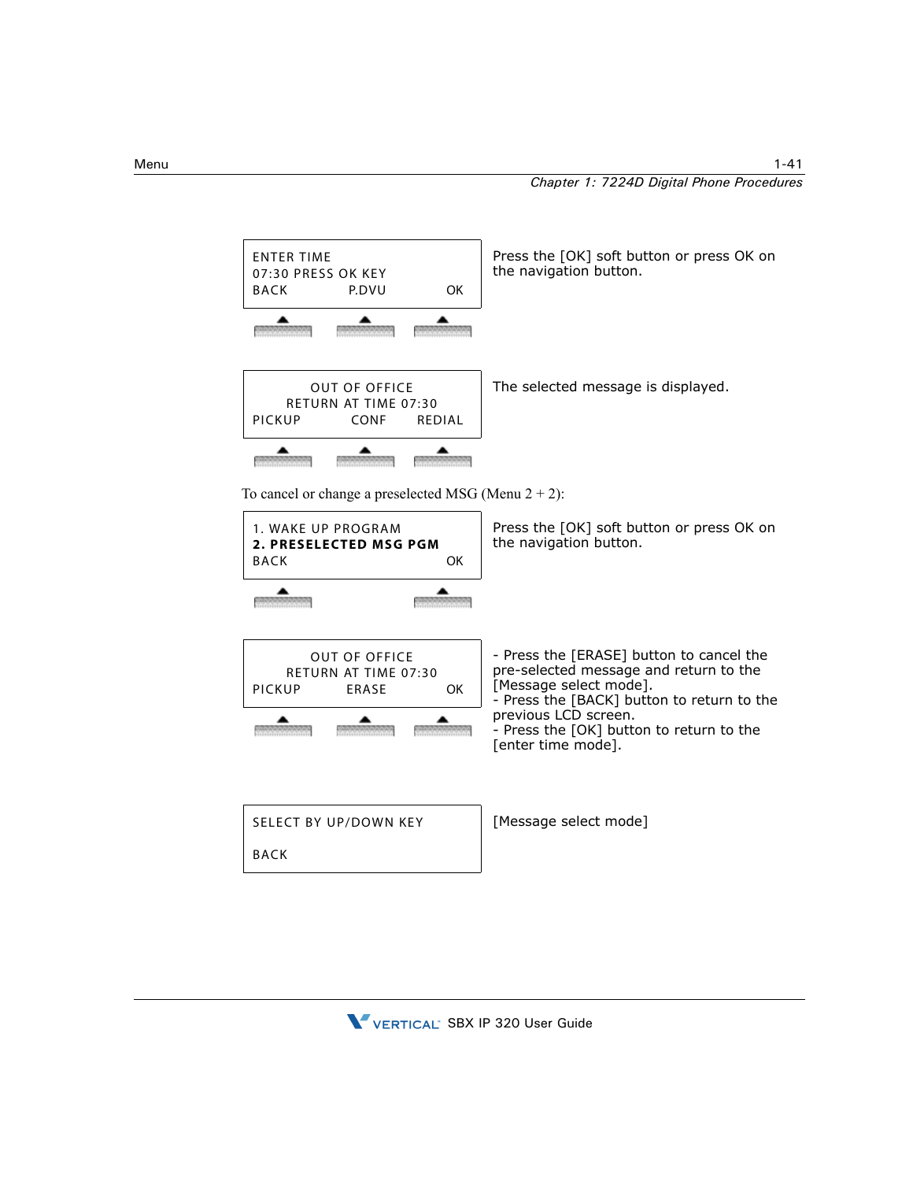| LCD Display | Description |
| --- | --- |
| ENTER TIME<br>07:30 PRESS OK KEY<br>BACK P.DVU OK | Press the [OK] soft button or press OK on the navigation button. |
| OUT OF OFFICE<br>RETURN AT TIME 07:30<br>PICKUP CONF REDIAL | The selected message is displayed. |

To cancel or change a preselected MSG (Menu 2 + 2):

| LCD Display | Description |
| --- | --- |
| 1. WAKE UP PROGRAM<br>**2. PRESELECTED MSG PGM**<br>BACK OK | Press the [OK] soft button or press OK on the navigation button. |
| OUT OF OFFICE<br>RETURN AT TIME 07:30<br>PICKUP ERASE OK | - Press the [ERASE] button to cancel the pre-selected message and return to the [Message select mode].<br>- Press the [BACK] button to return to the previous LCD screen.<br>- Press the [OK] button to return to the [enter time mode]. |
| SELECT BY UP/DOWN KEY<br><br>BACK | [Message select mode] |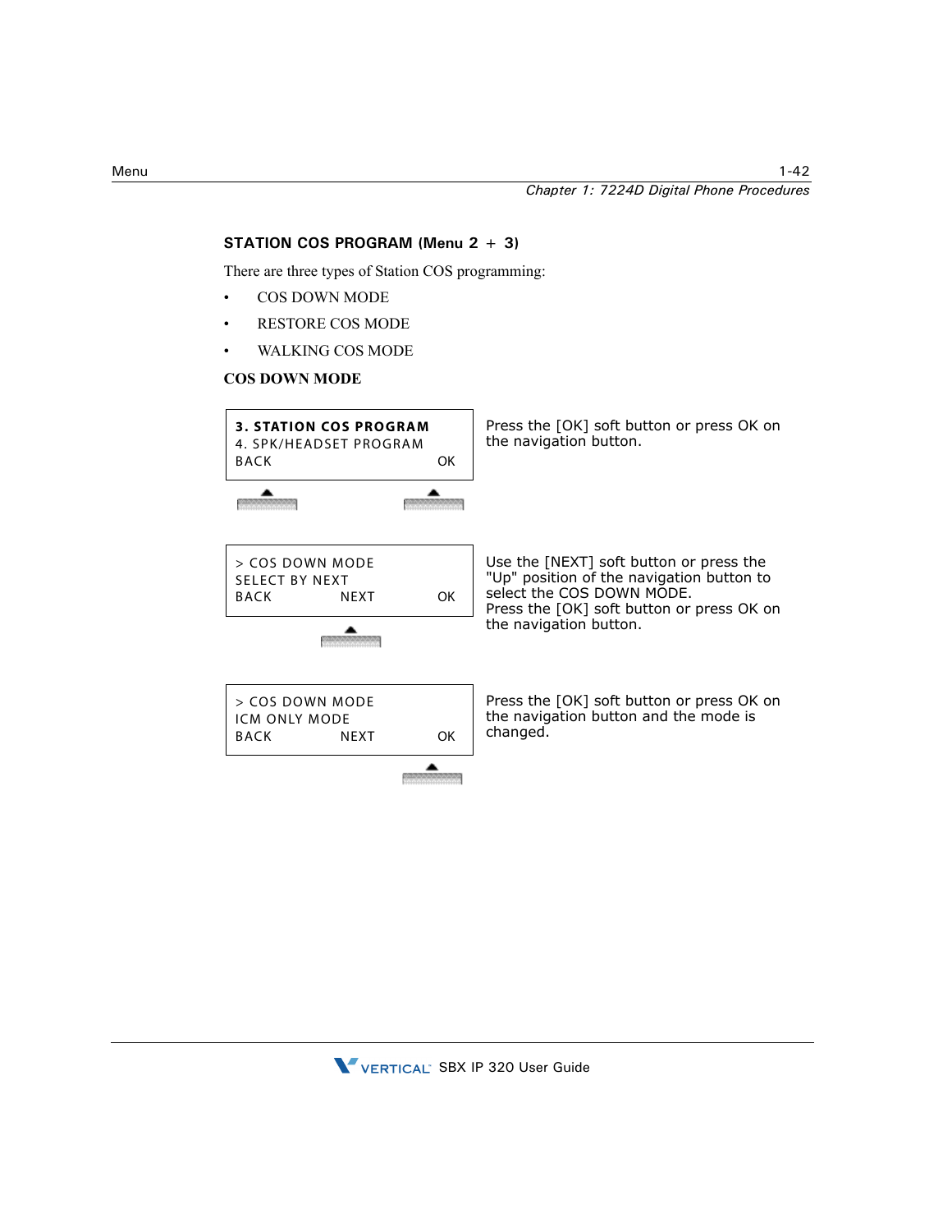### STATION COS PROGRAM (Menu 2 + 3)

There are three types of Station COS programming:

- COS DOWN MODE
- RESTORE COS MODE
- WALKING COS MODE

**COS DOWN MODE**

| Display | Instructions |
|---|---|
| **3. STATION COS PROGRAM**<br>4. SPK/HEADSET PROGRAM<br>BACK OK | Press the [OK] soft button or press OK on the navigation button. |
| > COS DOWN MODE<br>SELECT BY NEXT<br>BACK NEXT OK | Use the [NEXT] soft button or press the "Up" position of the navigation button to select the COS DOWN MODE.<br>Press the [OK] soft button or press OK on the navigation button. |
| > COS DOWN MODE<br>ICM ONLY MODE<br>BACK NEXT OK | Press the [OK] soft button or press OK on the navigation button and the mode is changed. |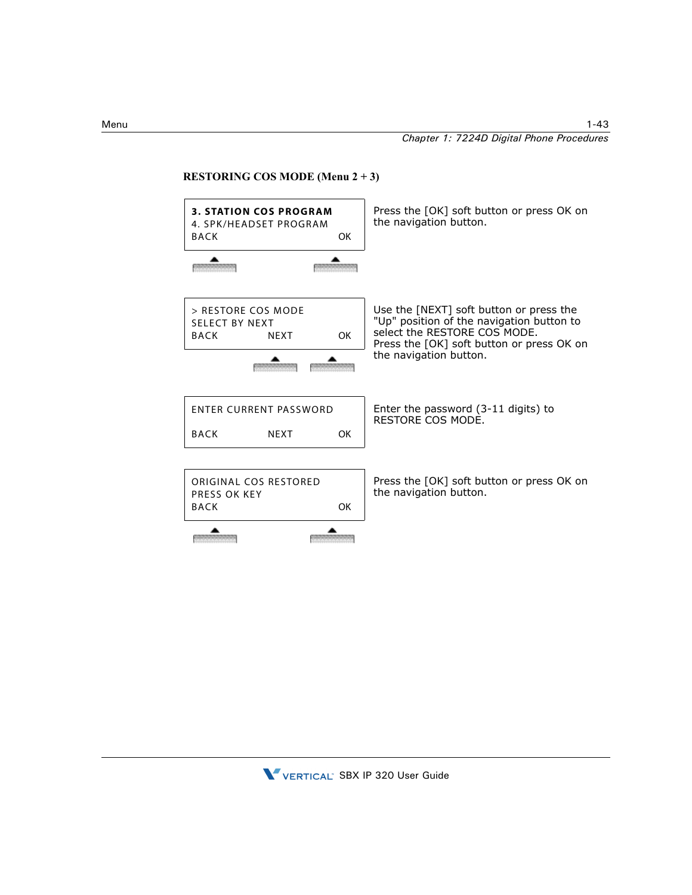### RESTORING COS MODE (Menu 2 + 3)

| Display | Instructions |
| --- | --- |
| **3. STATION COS PROGRAM**<br>4. SPK/HEADSET PROGRAM<br>BACK OK | Press the [OK] soft button or press OK on the navigation button. |
| > RESTORE COS MODE<br>SELECT BY NEXT<br>BACK NEXT OK | Use the [NEXT] soft button or press the "Up" position of the navigation button to select the RESTORE COS MODE.<br>Press the [OK] soft button or press OK on the navigation button. |
| ENTER CURRENT PASSWORD<br><br>BACK NEXT OK | Enter the password (3-11 digits) to RESTORE COS MODE. |
| ORIGINAL COS RESTORED<br>PRESS OK KEY<br>BACK OK | Press the [OK] soft button or press OK on the navigation button. |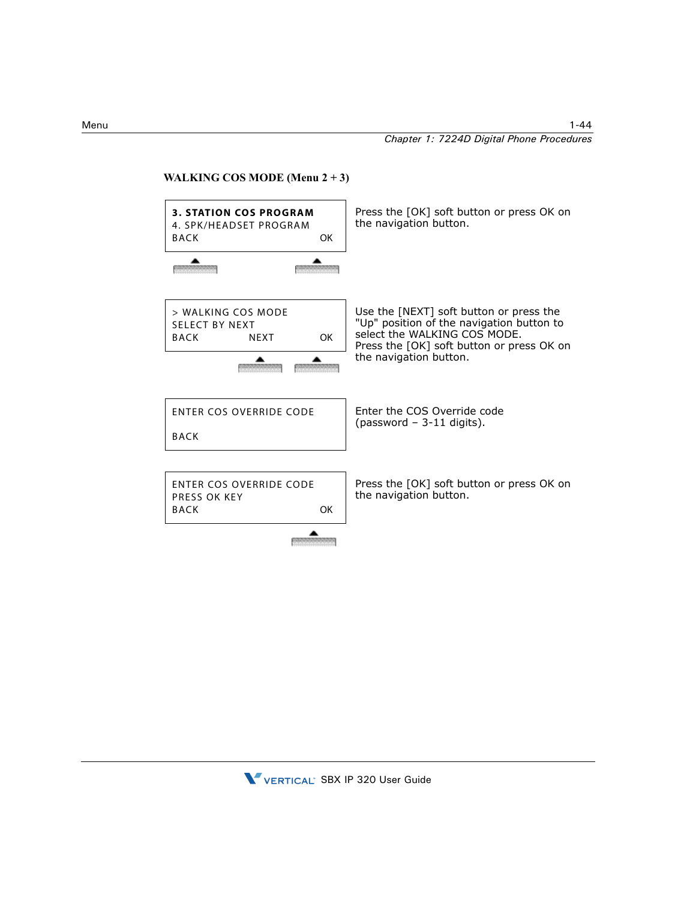### WALKING COS MODE (Menu 2 + 3)

| Display | Action |
|---|---|
| **3. STATION COS PROGRAM**<br>4. SPK/HEADSET PROGRAM<br>BACK OK | Press the [OK] soft button or press OK on the navigation button. |
| > WALKING COS MODE<br>SELECT BY NEXT<br>BACK NEXT OK | Use the [NEXT] soft button or press the "Up" position of the navigation button to select the WALKING COS MODE.<br>Press the [OK] soft button or press OK on the navigation button. |
| ENTER COS OVERRIDE CODE<br><br>BACK | Enter the COS Override code (password – 3-11 digits). |
| ENTER COS OVERRIDE CODE<br>PRESS OK KEY<br>BACK OK | Press the [OK] soft button or press OK on the navigation button. |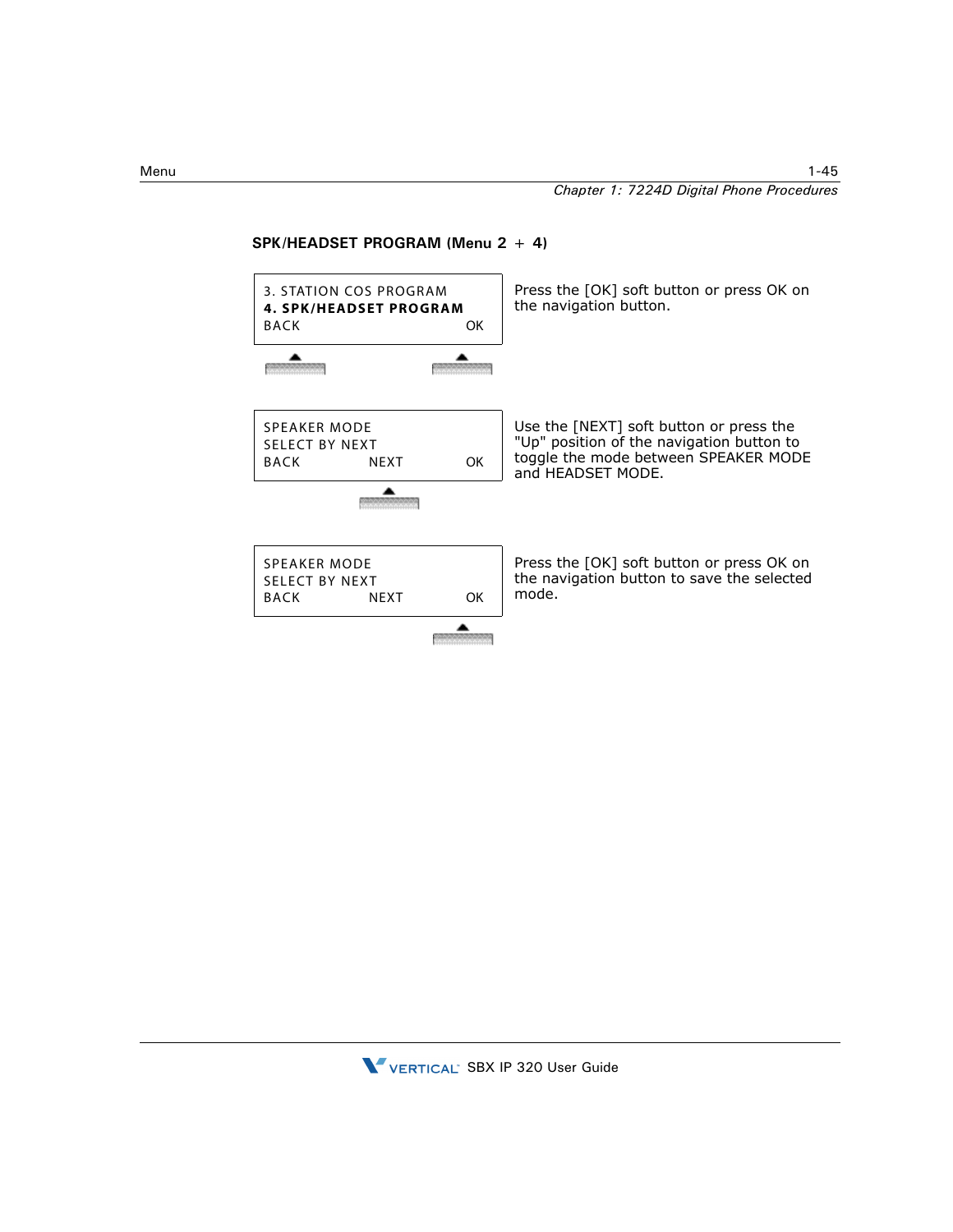### SPK/HEADSET PROGRAM (Menu 2 + 4)

```
3. STATION COS PROGRAM
4. SPK/HEADSET PROGRAM
BACK                    OK
```

Press the [OK] soft button or press OK on the navigation button.

```
SPEAKER MODE
SELECT BY NEXT
BACK        NEXT        OK
```

Use the [NEXT] soft button or press the "Up" position of the navigation button to toggle the mode between SPEAKER MODE and HEADSET MODE.

```
SPEAKER MODE
SELECT BY NEXT
BACK        NEXT        OK
```

Press the [OK] soft button or press OK on the navigation button to save the selected mode.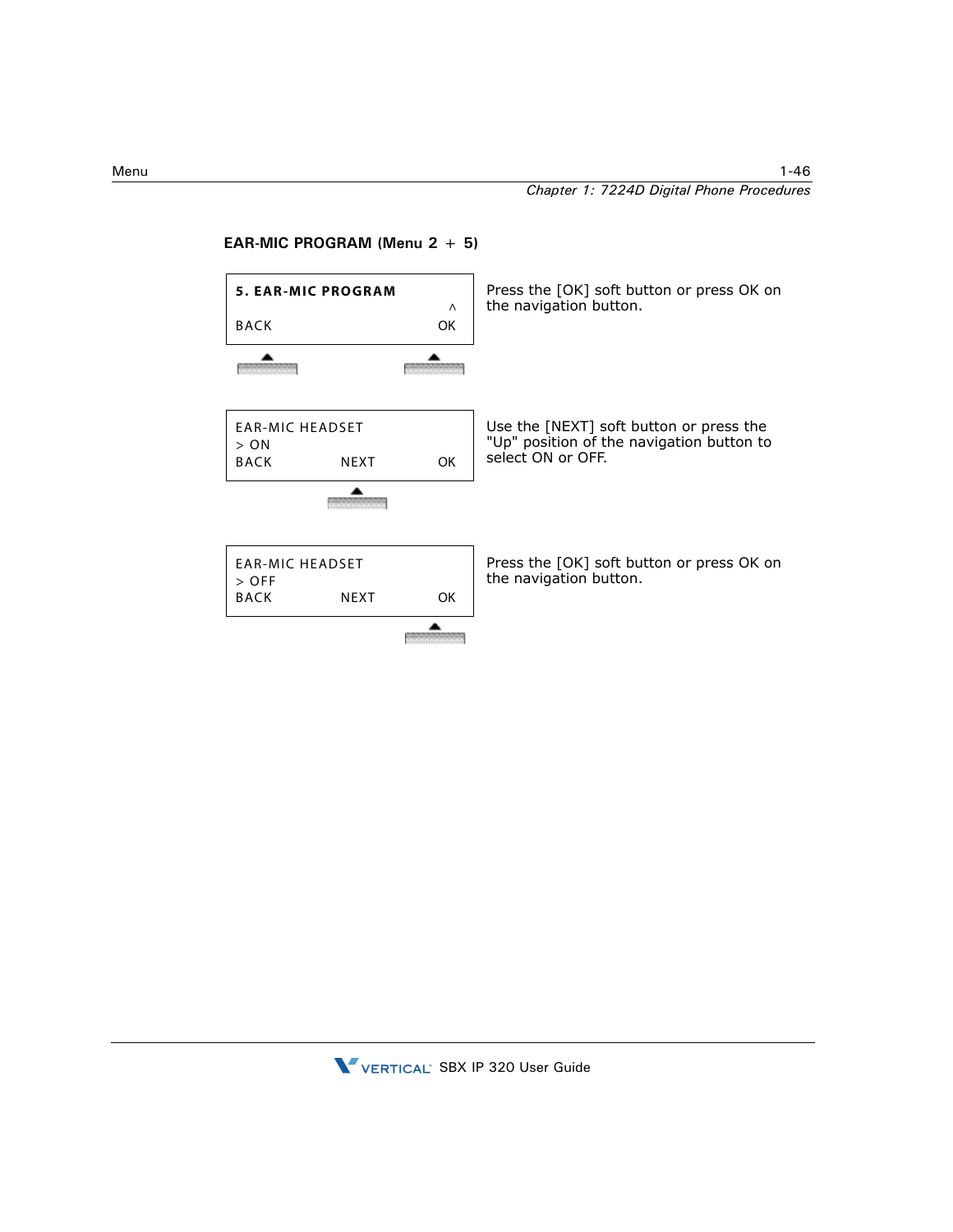### EAR-MIC PROGRAM (Menu 2 + 5)

| Display | Instruction |
|---|---|
| **5. EAR-MIC PROGRAM** ^ BACK OK | Press the [OK] soft button or press OK on the navigation button. |
| EAR-MIC HEADSET > ON BACK NEXT OK | Use the [NEXT] soft button or press the "Up" position of the navigation button to select ON or OFF. |
| EAR-MIC HEADSET > OFF BACK NEXT OK | Press the [OK] soft button or press OK on the navigation button. |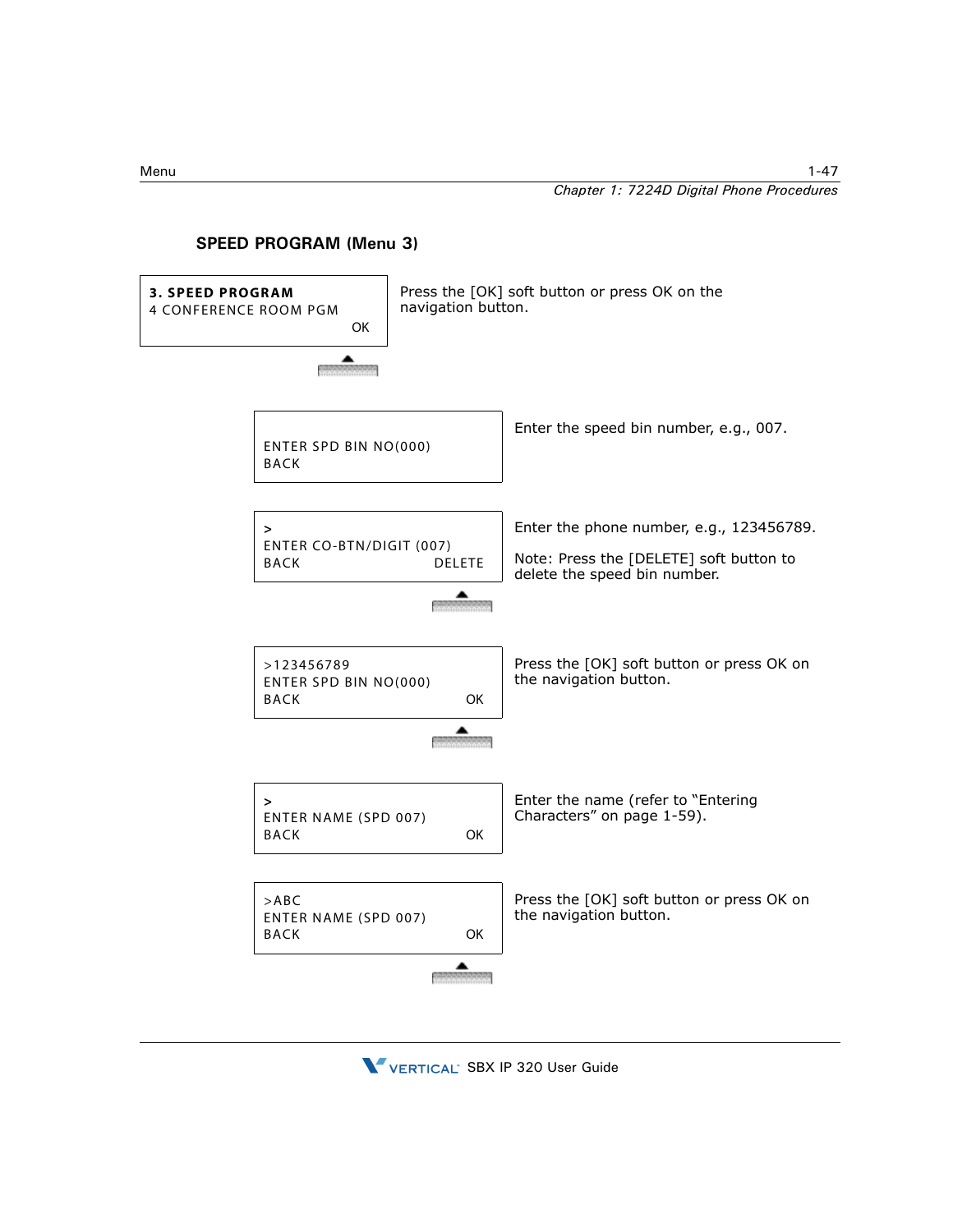### SPEED PROGRAM (Menu 3)

| Display | Action |
| --- | --- |
| **3. SPEED PROGRAM**<br>4 CONFERENCE ROOM PGM<br>OK | Press the [OK] soft button or press OK on the navigation button. |
| ENTER SPD BIN NO(000)<br>BACK | Enter the speed bin number, e.g., 007. |
| ><br>ENTER CO-BTN/DIGIT (007)<br>BACK DELETE | Enter the phone number, e.g., 123456789.<br><br>Note: Press the [DELETE] soft button to delete the speed bin number. |
| >123456789<br>ENTER SPD BIN NO(000)<br>BACK OK | Press the [OK] soft button or press OK on the navigation button. |
| ><br>ENTER NAME (SPD 007)<br>BACK OK | Enter the name (refer to “Entering Characters” on page 1-59). |
| >ABC<br>ENTER NAME (SPD 007)<br>BACK OK | Press the [OK] soft button or press OK on the navigation button. |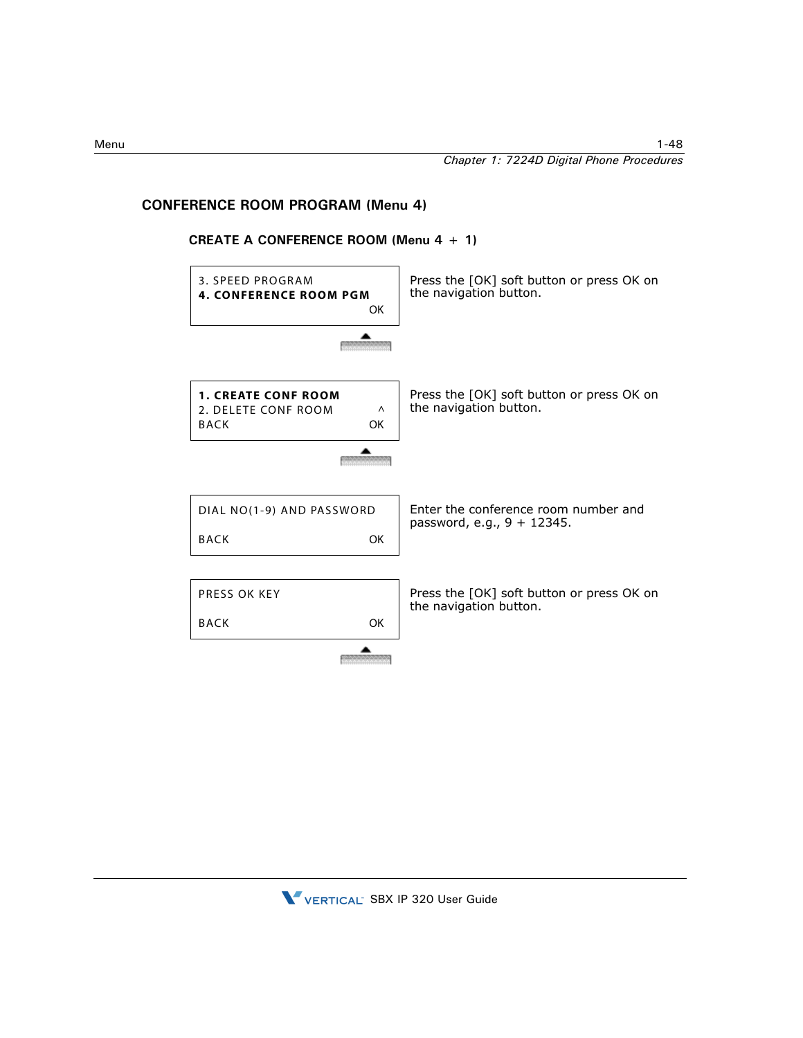## CONFERENCE ROOM PROGRAM (Menu 4)

### CREATE A CONFERENCE ROOM (Menu 4 + 1)

| Display | Action |
| --- | --- |
| 3. SPEED PROGRAM<br>**4. CONFERENCE ROOM PGM**<br>OK | Press the [OK] soft button or press OK on the navigation button. |
| **1. CREATE CONF ROOM**<br>2. DELETE CONF ROOM ^<br>BACK OK | Press the [OK] soft button or press OK on the navigation button. |
| DIAL NO(1-9) AND PASSWORD<br>BACK OK | Enter the conference room number and password, e.g., 9 + 12345. |
| PRESS OK KEY<br>BACK OK | Press the [OK] soft button or press OK on the navigation button. |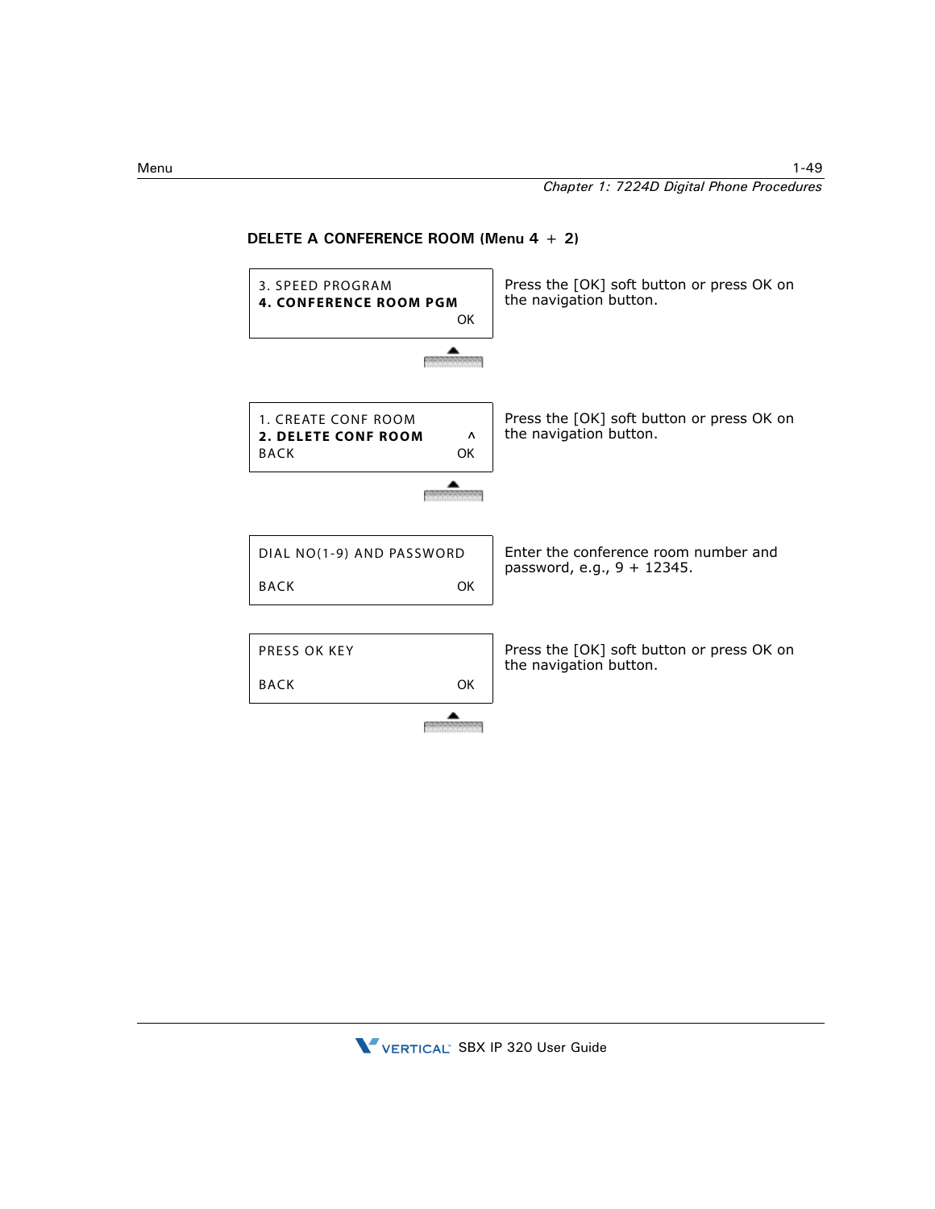### DELETE A CONFERENCE ROOM (Menu 4 + 2)

| Display | Action |
| --- | --- |
| 3. SPEED PROGRAM<br>**4. CONFERENCE ROOM PGM**<br>OK | Press the [OK] soft button or press OK on the navigation button. |
| 1. CREATE CONF ROOM<br>**2. DELETE CONF ROOM** ^<br>BACK OK | Press the [OK] soft button or press OK on the navigation button. |
| DIAL NO(1-9) AND PASSWORD<br>BACK OK | Enter the conference room number and password, e.g., 9 + 12345. |
| PRESS OK KEY<br>BACK OK | Press the [OK] soft button or press OK on the navigation button. |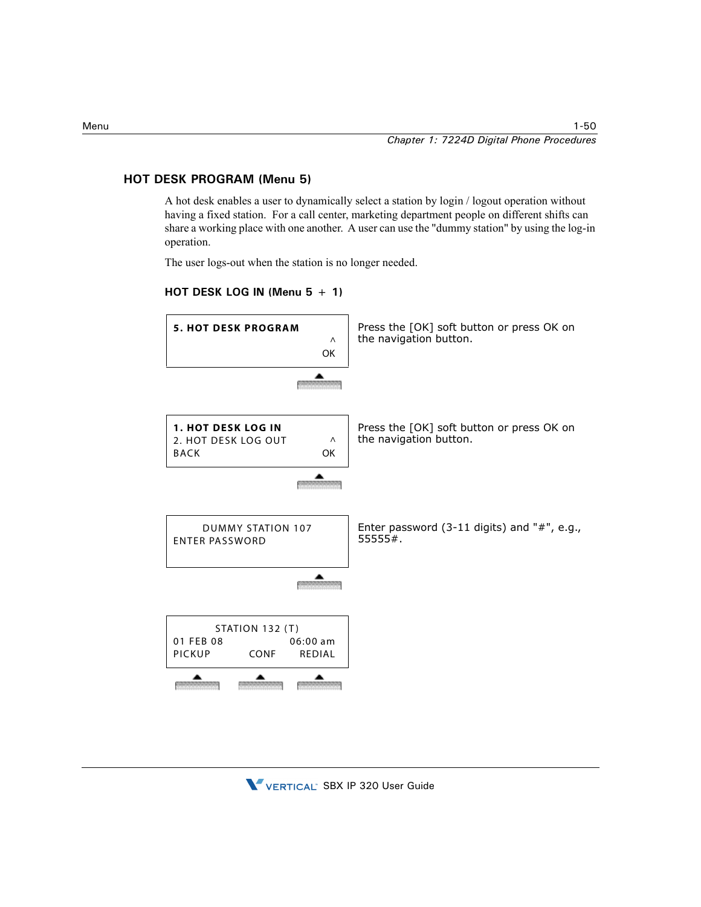## HOT DESK PROGRAM (Menu 5)

A hot desk enables a user to dynamically select a station by login / logout operation without having a fixed station. For a call center, marketing department people on different shifts can share a working place with one another. A user can use the "dummy station" by using the log-in operation.

The user logs-out when the station is no longer needed.

### HOT DESK LOG IN (Menu 5 + 1)

| Display | Action |
|---|---|
| **5. HOT DESK PROGRAM**<br>^<br>OK | Press the [OK] soft button or press OK on the navigation button. |
| **1. HOT DESK LOG IN**<br>2. HOT DESK LOG OUT ^<br>BACK OK | Press the [OK] soft button or press OK on the navigation button. |
| DUMMY STATION 107<br>ENTER PASSWORD | Enter password (3-11 digits) and "#", e.g., 55555#. |
| STATION 132 (T)<br>01 FEB 08 06:00 am<br>PICKUP CONF REDIAL | |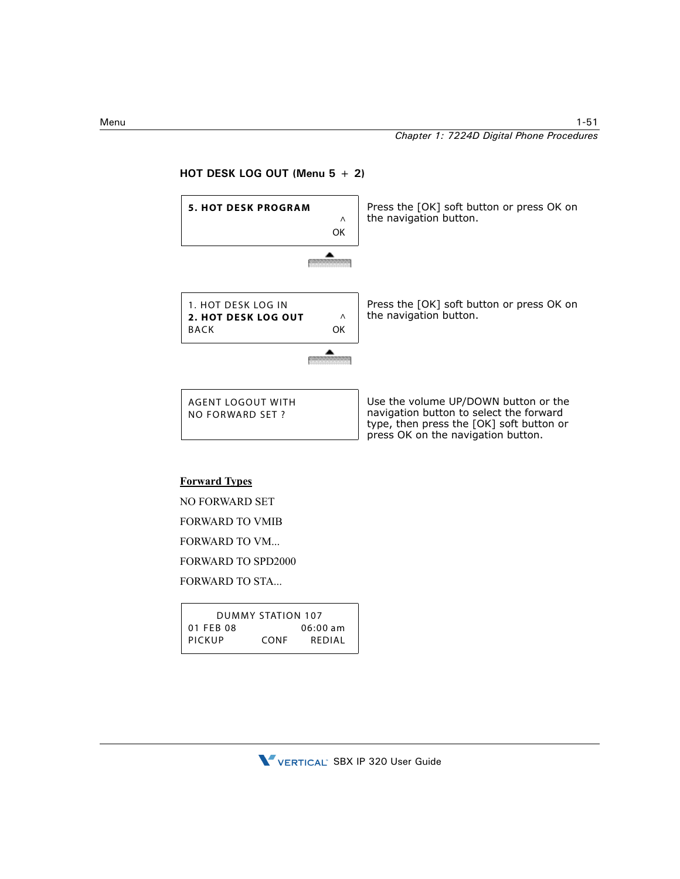### HOT DESK LOG OUT (Menu 5 + 2)

| Display | Action |
|---|---|
| **5. HOT DESK PROGRAM** ^ OK | Press the [OK] soft button or press OK on the navigation button. |
| 1. HOT DESK LOG IN **2. HOT DESK LOG OUT** ^ BACK OK | Press the [OK] soft button or press OK on the navigation button. |
| AGENT LOGOUT WITH NO FORWARD SET ? | Use the volume UP/DOWN button or the navigation button to select the forward type, then press the [OK] soft button or press OK on the navigation button. |

**Forward Types**

NO FORWARD SET

FORWARD TO VMIB

FORWARD TO VM...

FORWARD TO SPD2000

FORWARD TO STA...

```
DUMMY STATION 107
01 FEB 08            06:00 am
PICKUP      CONF      REDIAL
```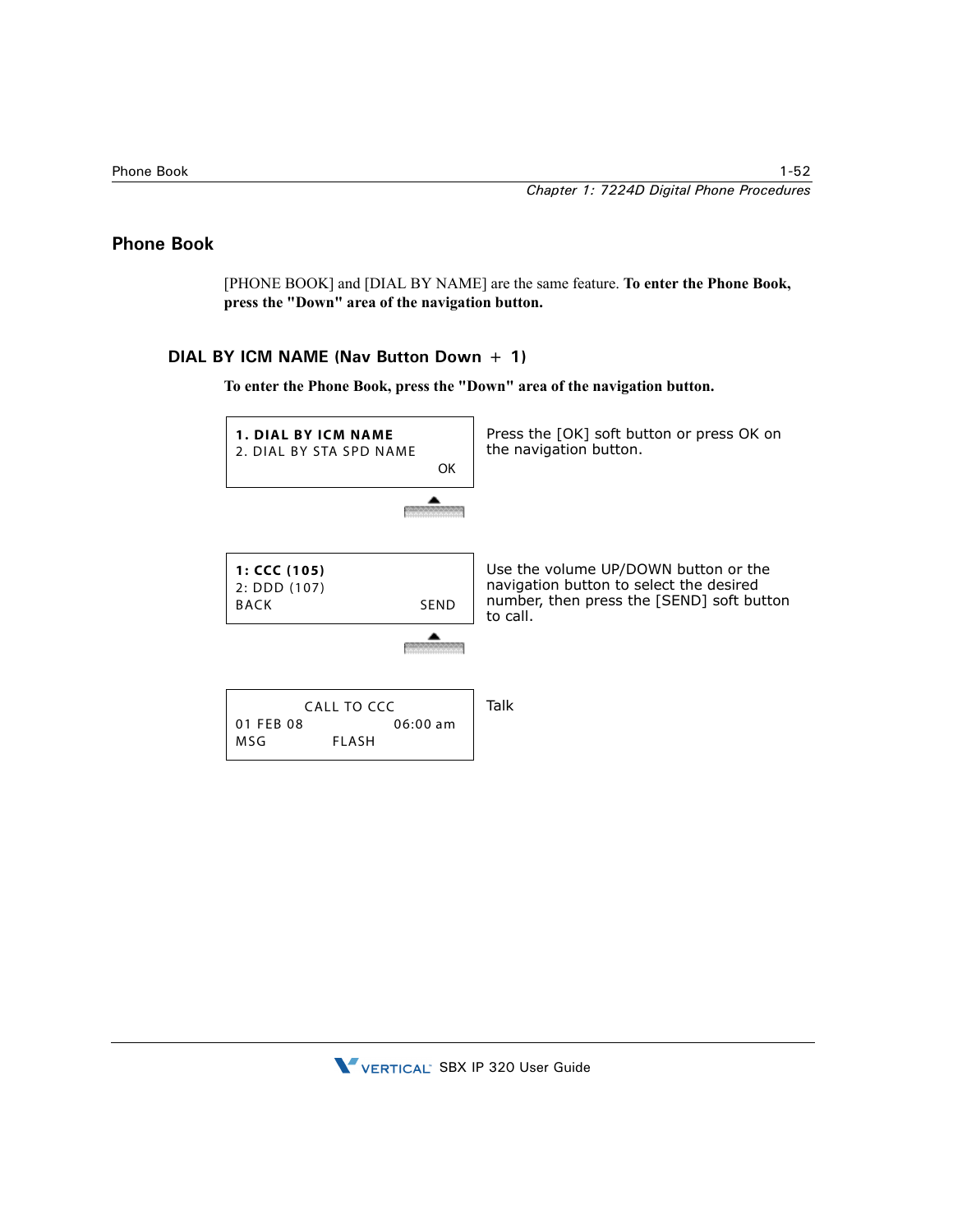## Phone Book

[PHONE BOOK] and [DIAL BY NAME] are the same feature. **To enter the Phone Book, press the "Down" area of the navigation button.**

### DIAL BY ICM NAME (Nav Button Down + 1)

**To enter the Phone Book, press the "Down" area of the navigation button.**

| Display | Action |
| --- | --- |
| **1. DIAL BY ICM NAME**<br>2. DIAL BY STA SPD NAME<br>OK | Press the [OK] soft button or press OK on the navigation button. |
| **1: CCC (105)**<br>2: DDD (107)<br>BACK SEND | Use the volume UP/DOWN button or the navigation button to select the desired number, then press the [SEND] soft button to call. |
| CALL TO CCC<br>01 FEB 08 06:00 am<br>MSG FLASH | Talk |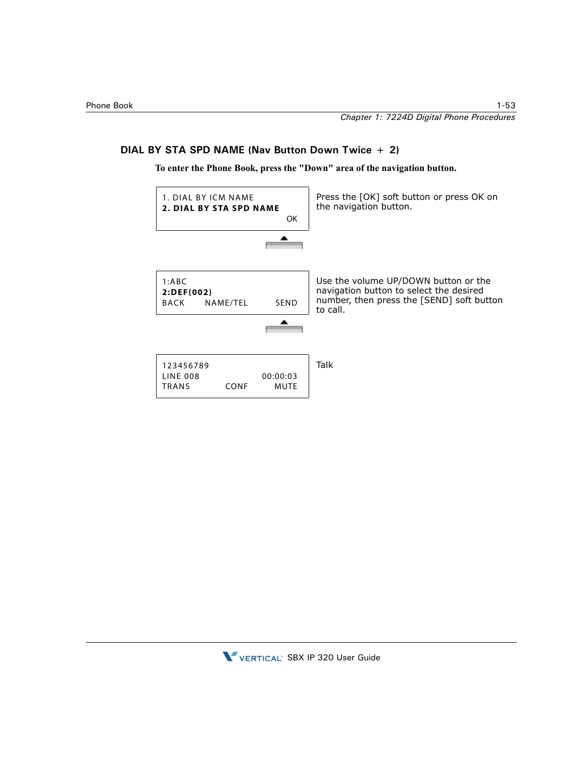### DIAL BY STA SPD NAME (Nav Button Down Twice + 2)

**To enter the Phone Book, press the "Down" area of the navigation button.**

| Display | Action |
| --- | --- |
| 1. DIAL BY ICM NAME<br>**2. DIAL BY STA SPD NAME**<br>OK | Press the [OK] soft button or press OK on the navigation button. |
| 1:ABC<br>**2:DEF(002)**<br>BACK NAME/TEL SEND | Use the volume UP/DOWN button or the navigation button to select the desired number, then press the [SEND] soft button to call. |
| 123456789<br>LINE 008 00:00:03<br>TRANS CONF MUTE | Talk |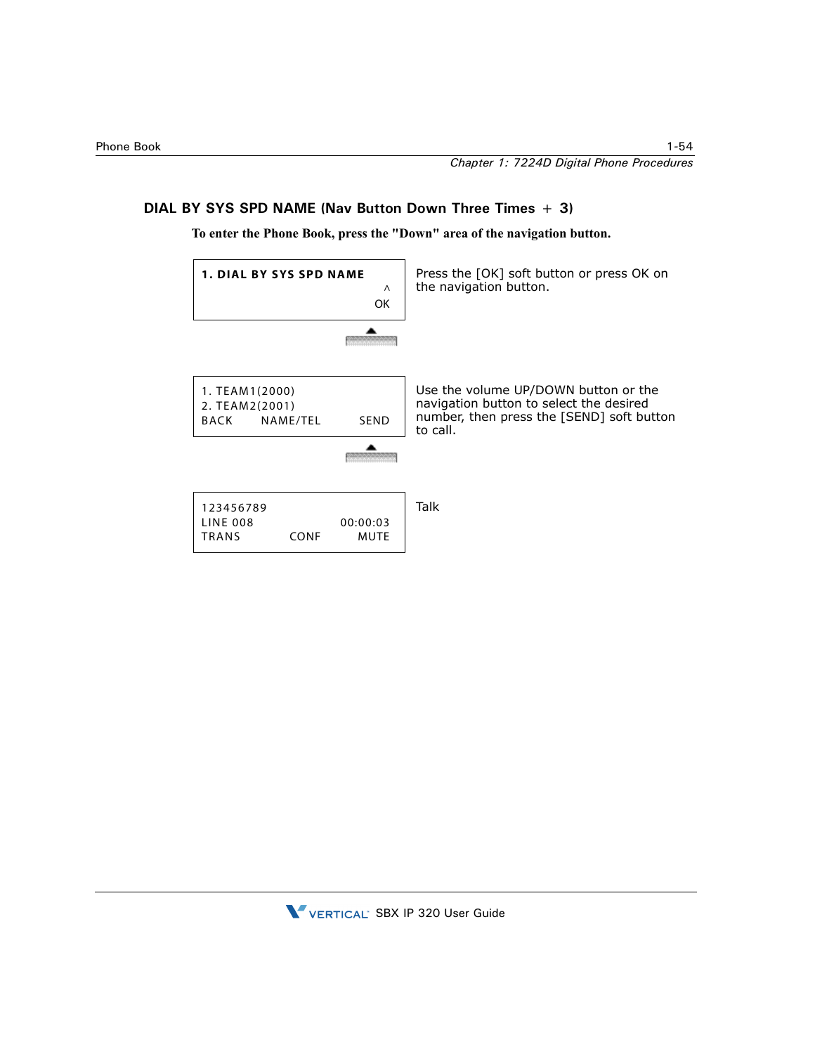## DIAL BY SYS SPD NAME (Nav Button Down Three Times + 3)

**To enter the Phone Book, press the "Down" area of the navigation button.**

| Display | Action |
|---|---|
| **1. DIAL BY SYS SPD NAME**<br>^<br>OK | Press the [OK] soft button or press OK on the navigation button. |
| 1. TEAM1(2000)<br>2. TEAM2(2001)<br>BACK NAME/TEL SEND | Use the volume UP/DOWN button or the navigation button to select the desired number, then press the [SEND] soft button to call. |
| 123456789<br>LINE 008 00:00:03<br>TRANS CONF MUTE | Talk |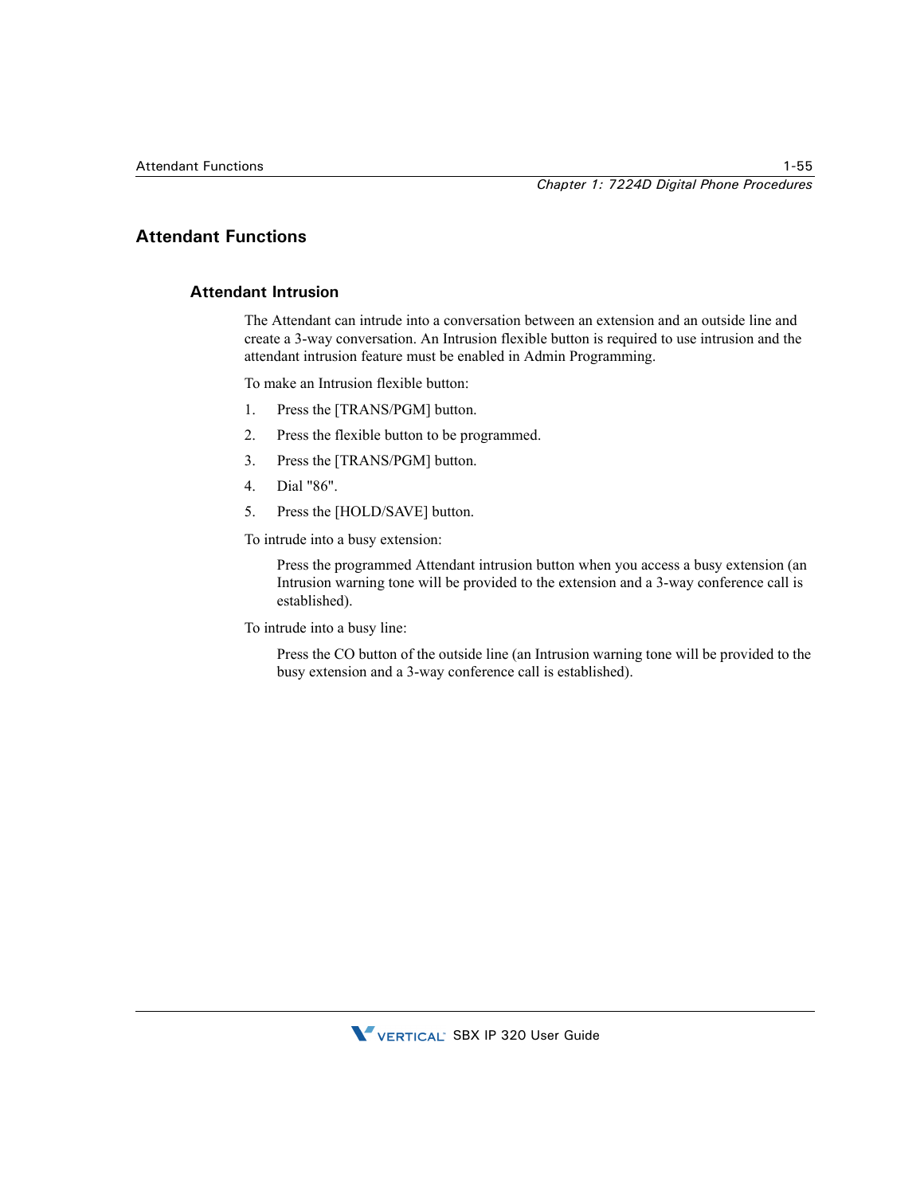## Attendant Functions

### Attendant Intrusion

The Attendant can intrude into a conversation between an extension and an outside line and create a 3-way conversation. An Intrusion flexible button is required to use intrusion and the attendant intrusion feature must be enabled in Admin Programming.

To make an Intrusion flexible button:

1. Press the [TRANS/PGM] button.
2. Press the flexible button to be programmed.
3. Press the [TRANS/PGM] button.
4. Dial "86".
5. Press the [HOLD/SAVE] button.

To intrude into a busy extension:

Press the programmed Attendant intrusion button when you access a busy extension (an Intrusion warning tone will be provided to the extension and a 3-way conference call is established).

To intrude into a busy line:

Press the CO button of the outside line (an Intrusion warning tone will be provided to the busy extension and a 3-way conference call is established).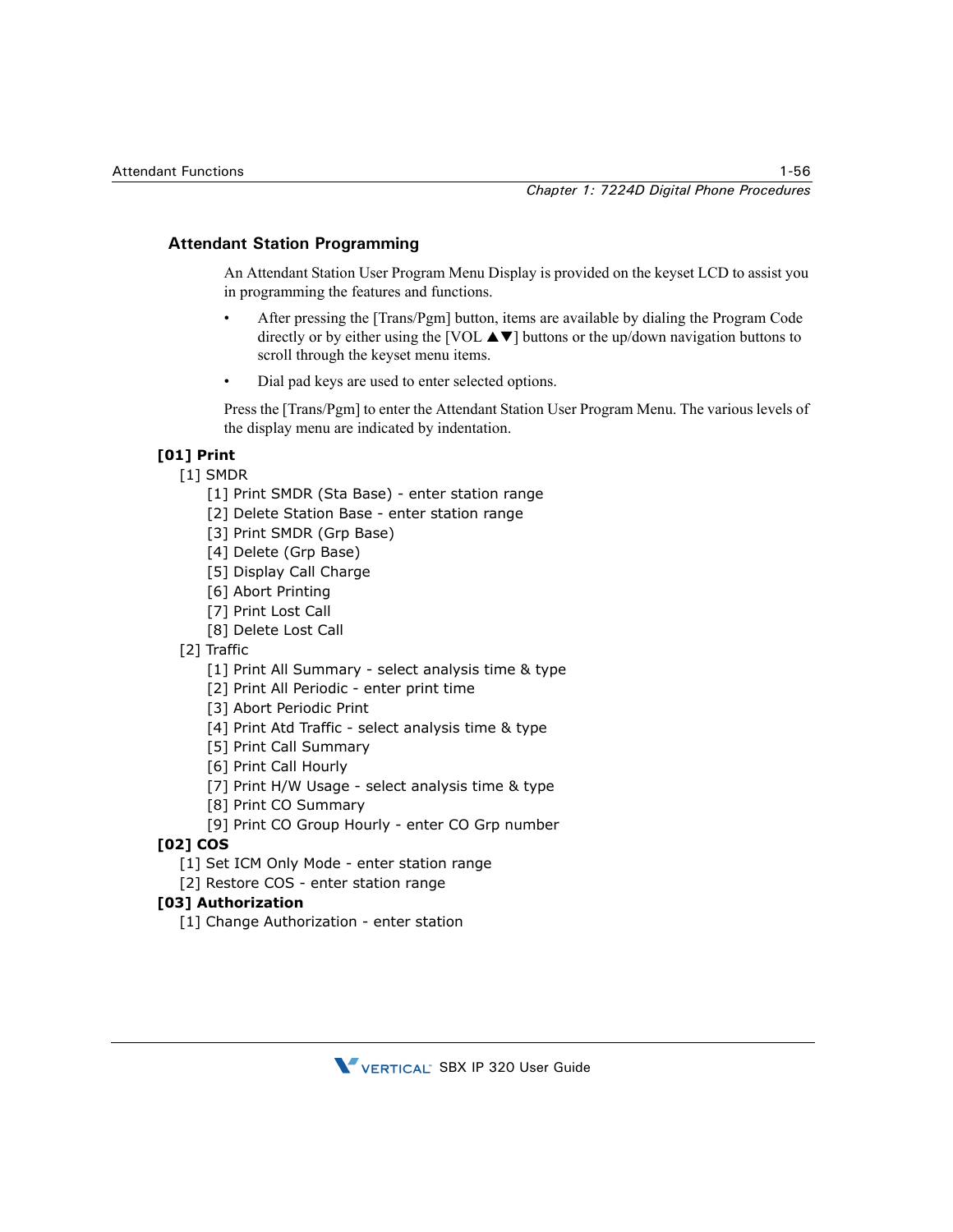## Attendant Station Programming

An Attendant Station User Program Menu Display is provided on the keyset LCD to assist you in programming the features and functions.

- After pressing the [Trans/Pgm] button, items are available by dialing the Program Code directly or by either using the [VOL ▲▼] buttons or the up/down navigation buttons to scroll through the keyset menu items.
- Dial pad keys are used to enter selected options.

Press the [Trans/Pgm] to enter the Attendant Station User Program Menu. The various levels of the display menu are indicated by indentation.

**[01] Print**

- [1] SMDR
  - [1] Print SMDR (Sta Base) - enter station range
  - [2] Delete Station Base - enter station range
  - [3] Print SMDR (Grp Base)
  - [4] Delete (Grp Base)
  - [5] Display Call Charge
  - [6] Abort Printing
  - [7] Print Lost Call
  - [8] Delete Lost Call
- [2] Traffic
  - [1] Print All Summary - select analysis time & type
  - [2] Print All Periodic - enter print time
  - [3] Abort Periodic Print
  - [4] Print Atd Traffic - select analysis time & type
  - [5] Print Call Summary
  - [6] Print Call Hourly
  - [7] Print H/W Usage - select analysis time & type
  - [8] Print CO Summary
  - [9] Print CO Group Hourly - enter CO Grp number

**[02] COS**

- [1] Set ICM Only Mode - enter station range
- [2] Restore COS - enter station range

**[03] Authorization**

- [1] Change Authorization - enter station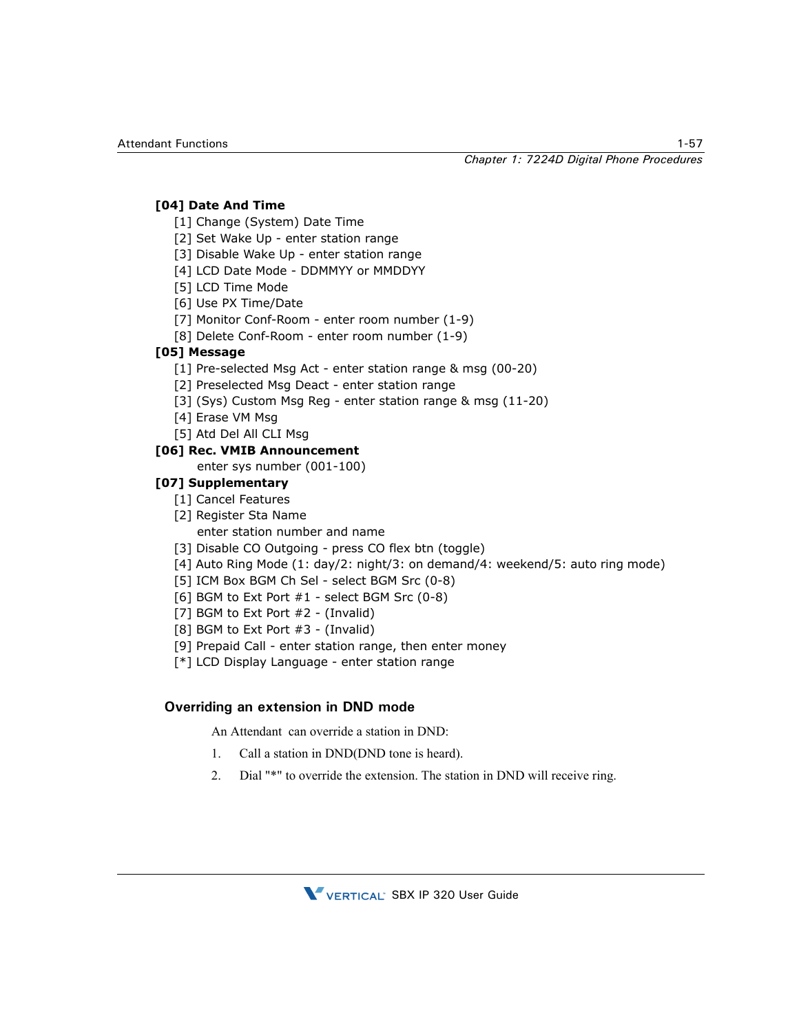**[04] Date And Time**

[1] Change (System) Date Time
[2] Set Wake Up - enter station range
[3] Disable Wake Up - enter station range
[4] LCD Date Mode - DDMMYY or MMDDYY
[5] LCD Time Mode
[6] Use PX Time/Date
[7] Monitor Conf-Room - enter room number (1-9)
[8] Delete Conf-Room - enter room number (1-9)

**[05] Message**

[1] Pre-selected Msg Act - enter station range & msg (00-20)
[2] Preselected Msg Deact - enter station range
[3] (Sys) Custom Msg Reg - enter station range & msg (11-20)
[4] Erase VM Msg
[5] Atd Del All CLI Msg

**[06] Rec. VMIB Announcement**

enter sys number (001-100)

**[07] Supplementary**

[1] Cancel Features
[2] Register Sta Name
enter station number and name
[3] Disable CO Outgoing - press CO flex btn (toggle)
[4] Auto Ring Mode (1: day/2: night/3: on demand/4: weekend/5: auto ring mode)
[5] ICM Box BGM Ch Sel - select BGM Src (0-8)
[6] BGM to Ext Port #1 - select BGM Src (0-8)
[7] BGM to Ext Port #2 - (Invalid)
[8] BGM to Ext Port #3 - (Invalid)
[9] Prepaid Call - enter station range, then enter money
[*] LCD Display Language - enter station range

### Overriding an extension in DND mode

An Attendant can override a station in DND:

1. Call a station in DND(DND tone is heard).
2. Dial "*" to override the extension. The station in DND will receive ring.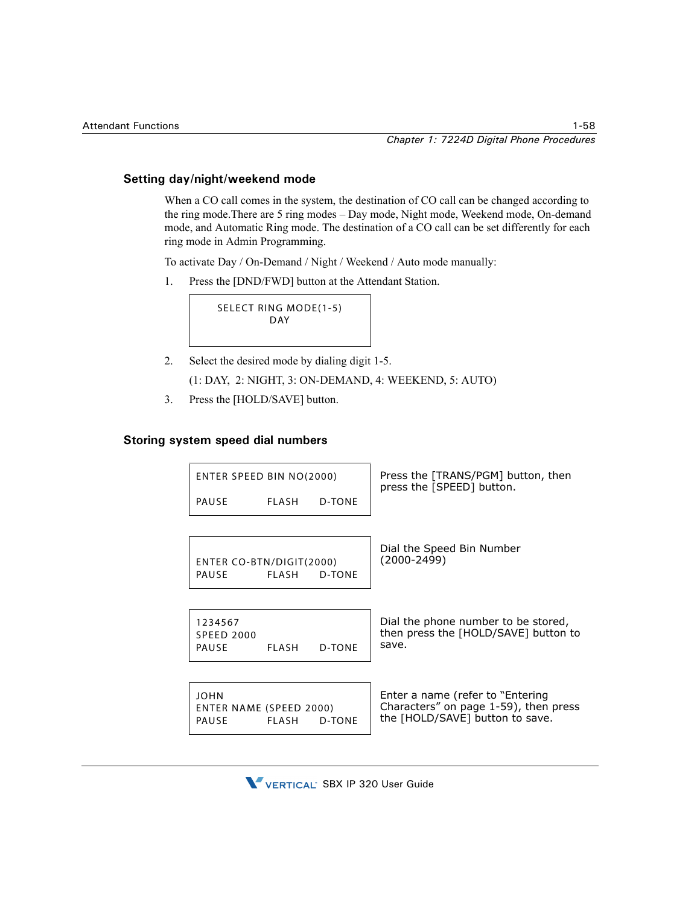### Setting day/night/weekend mode

When a CO call comes in the system, the destination of CO call can be changed according to the ring mode.There are 5 ring modes – Day mode, Night mode, Weekend mode, On-demand mode, and Automatic Ring mode. The destination of a CO call can be set differently for each ring mode in Admin Programming.

To activate Day / On-Demand / Night / Weekend / Auto mode manually:

1. Press the [DND/FWD] button at the Attendant Station.

```
SELECT RING MODE(1-5)
DAY
```

2. Select the desired mode by dialing digit 1-5.

   (1: DAY, 2: NIGHT, 3: ON-DEMAND, 4: WEEKEND, 5: AUTO)

3. Press the [HOLD/SAVE] button.

### Storing system speed dial numbers

```
ENTER SPEED BIN NO(2000)

PAUSE        FLASH     D-TONE
```

Press the [TRANS/PGM] button, then press the [SPEED] button.

```
ENTER CO-BTN/DIGIT(2000)
PAUSE        FLASH     D-TONE
```

Dial the Speed Bin Number (2000-2499)

```
1234567
SPEED 2000
PAUSE        FLASH     D-TONE
```

Dial the phone number to be stored, then press the [HOLD/SAVE] button to save.

```
JOHN
ENTER NAME (SPEED 2000)
PAUSE        FLASH     D-TONE
```

Enter a name (refer to “Entering Characters” on page 1-59), then press the [HOLD/SAVE] button to save.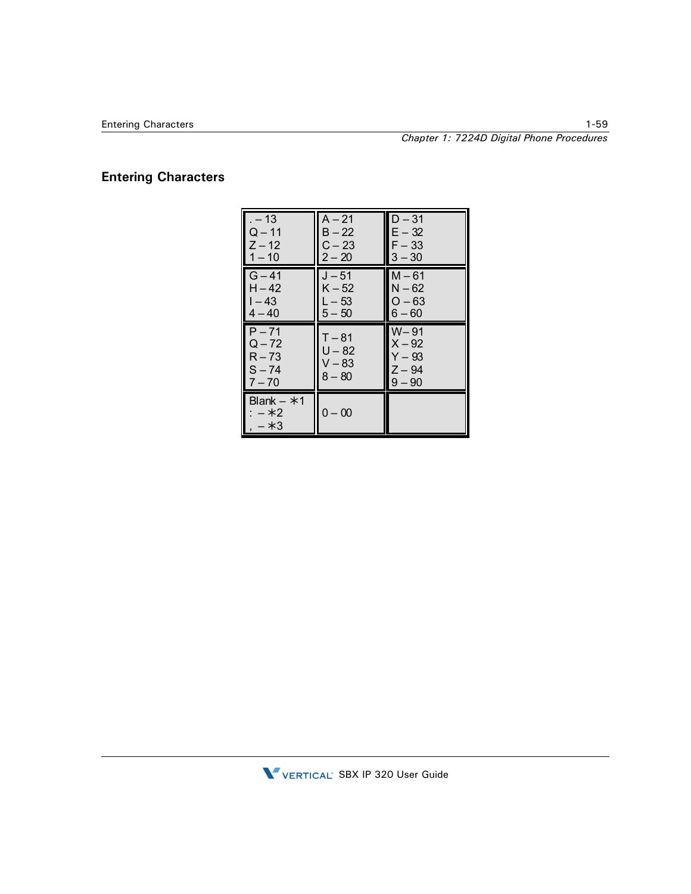## Entering Characters

| | | |
|---|---|---|
| . – 13<br>Q – 11<br>Z – 12<br>1 – 10 | A – 21<br>B – 22<br>C – 23<br>2 – 20 | D – 31<br>E – 32<br>F – 33<br>3 – 30 |
| G – 41<br>H – 42<br>I – 43<br>4 – 40 | J – 51<br>K – 52<br>L – 53<br>5 – 50 | M – 61<br>N – 62<br>O – 63<br>6 – 60 |
| P – 71<br>Q – 72<br>R – 73<br>S – 74<br>7 – 70 | T – 81<br>U – 82<br>V – 83<br>8 – 80 | W – 91<br>X – 92<br>Y – 93<br>Z – 94<br>9 – 90 |
| Blank – ∗1<br>: – ∗2<br>, – ∗3 | 0 – 00 | |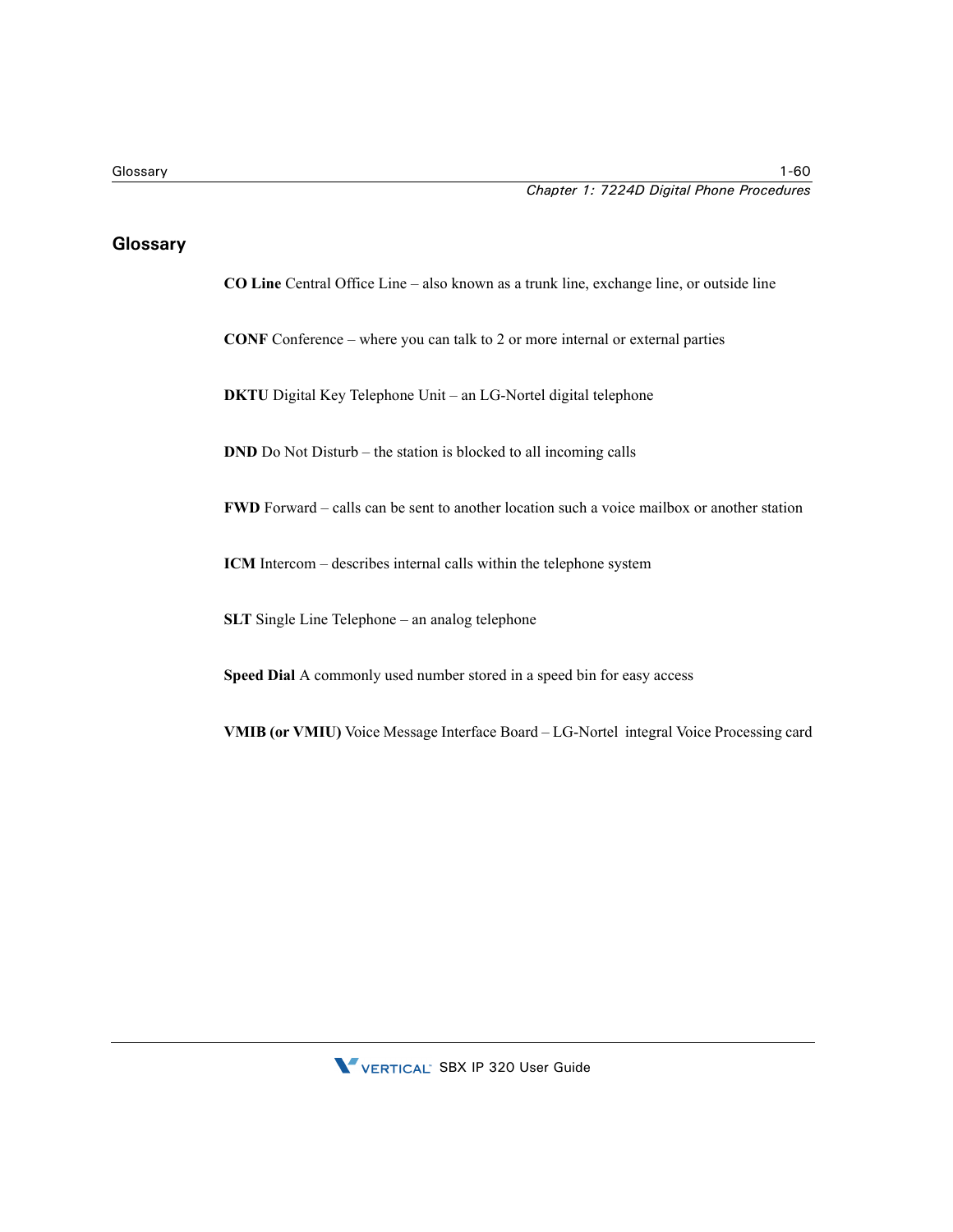## Glossary

**CO Line** Central Office Line – also known as a trunk line, exchange line, or outside line

**CONF** Conference – where you can talk to 2 or more internal or external parties

**DKTU** Digital Key Telephone Unit – an LG-Nortel digital telephone

**DND** Do Not Disturb – the station is blocked to all incoming calls

**FWD** Forward – calls can be sent to another location such a voice mailbox or another station

**ICM** Intercom – describes internal calls within the telephone system

**SLT** Single Line Telephone – an analog telephone

**Speed Dial** A commonly used number stored in a speed bin for easy access

**VMIB (or VMIU)** Voice Message Interface Board – LG-Nortel integral Voice Processing card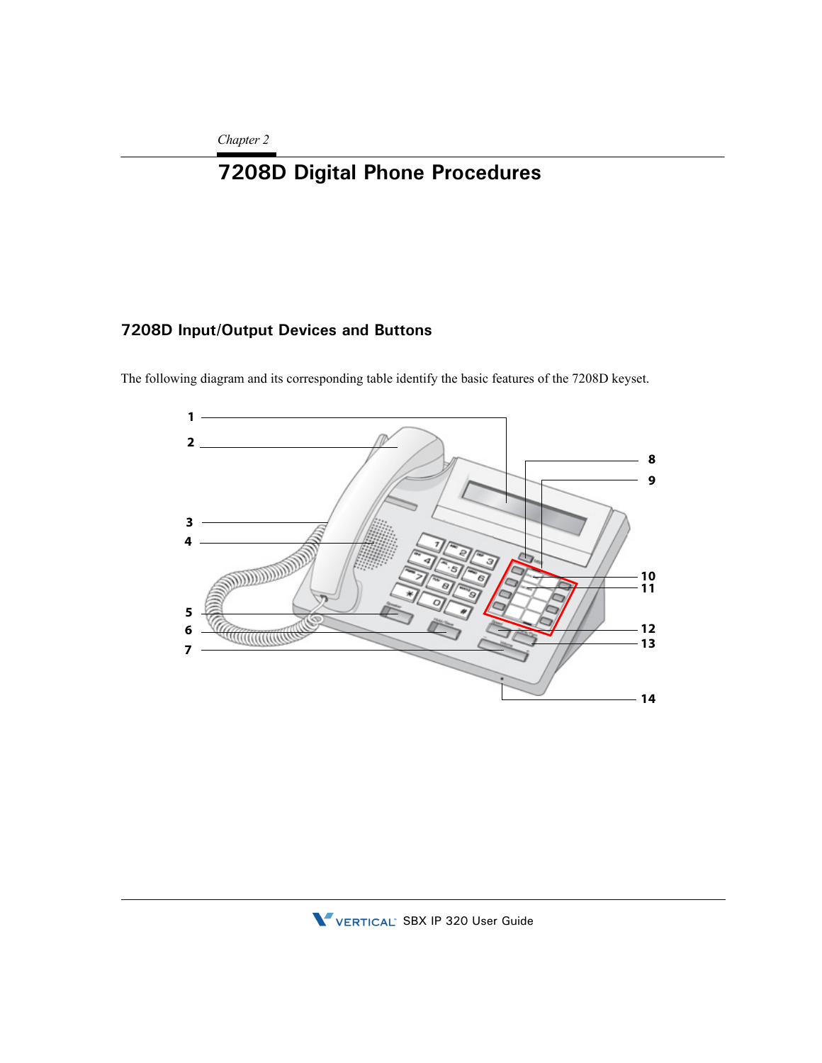*Chapter 2*

# 7208D Digital Phone Procedures

## 7208D Input/Output Devices and Buttons

The following diagram and its corresponding table identify the basic features of the 7208D keyset.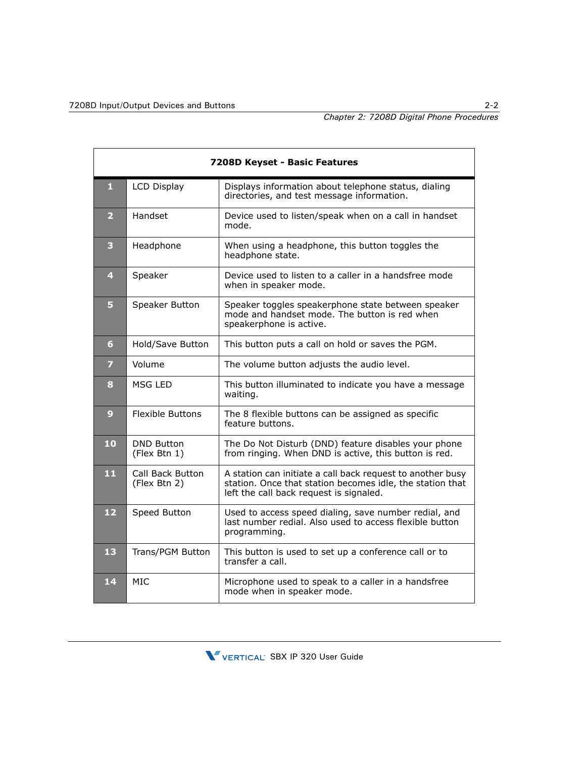| 7208D Keyset - Basic Features | | |
|---|---|---|
| 1 | LCD Display | Displays information about telephone status, dialing directories, and test message information. |
| 2 | Handset | Device used to listen/speak when on a call in handset mode. |
| 3 | Headphone | When using a headphone, this button toggles the headphone state. |
| 4 | Speaker | Device used to listen to a caller in a handsfree mode when in speaker mode. |
| 5 | Speaker Button | Speaker toggles speakerphone state between speaker mode and handset mode. The button is red when speakerphone is active. |
| 6 | Hold/Save Button | This button puts a call on hold or saves the PGM. |
| 7 | Volume | The volume button adjusts the audio level. |
| 8 | MSG LED | This button illuminated to indicate you have a message waiting. |
| 9 | Flexible Buttons | The 8 flexible buttons can be assigned as specific feature buttons. |
| 10 | DND Button (Flex Btn 1) | The Do Not Disturb (DND) feature disables your phone from ringing. When DND is active, this button is red. |
| 11 | Call Back Button (Flex Btn 2) | A station can initiate a call back request to another busy station. Once that station becomes idle, the station that left the call back request is signaled. |
| 12 | Speed Button | Used to access speed dialing, save number redial, and last number redial. Also used to access flexible button programming. |
| 13 | Trans/PGM Button | This button is used to set up a conference call or to transfer a call. |
| 14 | MIC | Microphone used to speak to a caller in a handsfree mode when in speaker mode. |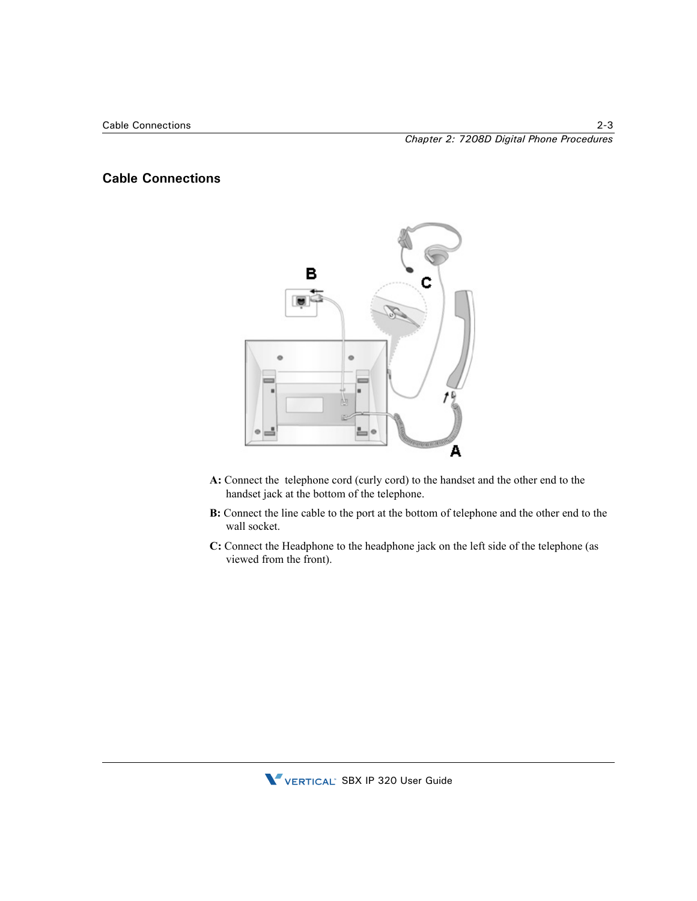## Cable Connections

**A:** Connect the telephone cord (curly cord) to the handset and the other end to the handset jack at the bottom of the telephone.

**B:** Connect the line cable to the port at the bottom of telephone and the other end to the wall socket.

**C:** Connect the Headphone to the headphone jack on the left side of the telephone (as viewed from the front).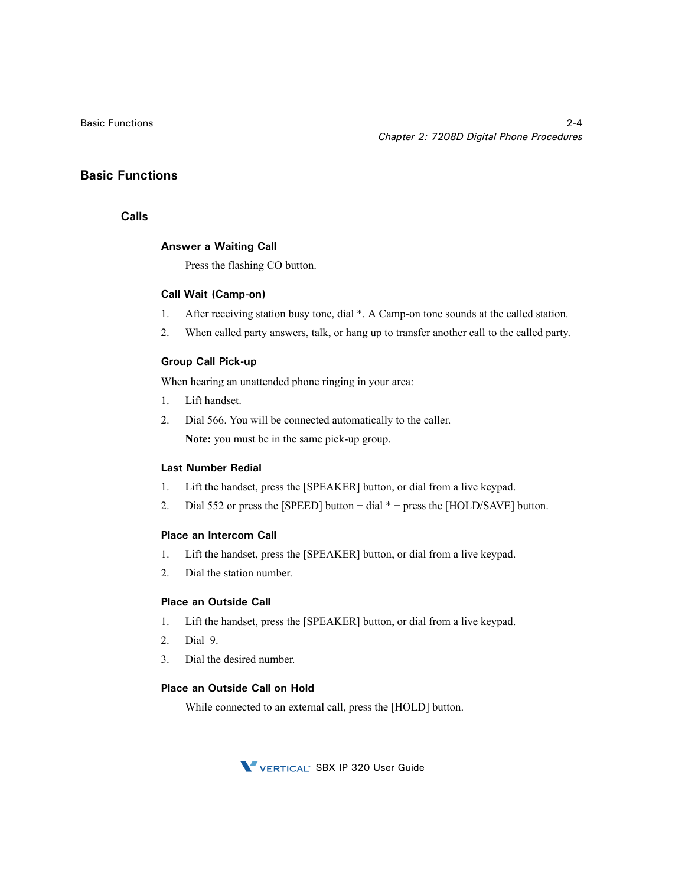## Basic Functions

### Calls

#### Answer a Waiting Call

Press the flashing CO button.

#### Call Wait (Camp-on)

1. After receiving station busy tone, dial *. A Camp-on tone sounds at the called station.
2. When called party answers, talk, or hang up to transfer another call to the called party.

#### Group Call Pick-up

When hearing an unattended phone ringing in your area:

1. Lift handset.
2. Dial 566. You will be connected automatically to the caller.

   **Note:** you must be in the same pick-up group.

#### Last Number Redial

1. Lift the handset, press the [SPEAKER] button, or dial from a live keypad.
2. Dial 552 or press the [SPEED] button + dial * + press the [HOLD/SAVE] button.

#### Place an Intercom Call

1. Lift the handset, press the [SPEAKER] button, or dial from a live keypad.
2. Dial the station number.

#### Place an Outside Call

1. Lift the handset, press the [SPEAKER] button, or dial from a live keypad.
2. Dial 9.
3. Dial the desired number.

#### Place an Outside Call on Hold

While connected to an external call, press the [HOLD] button.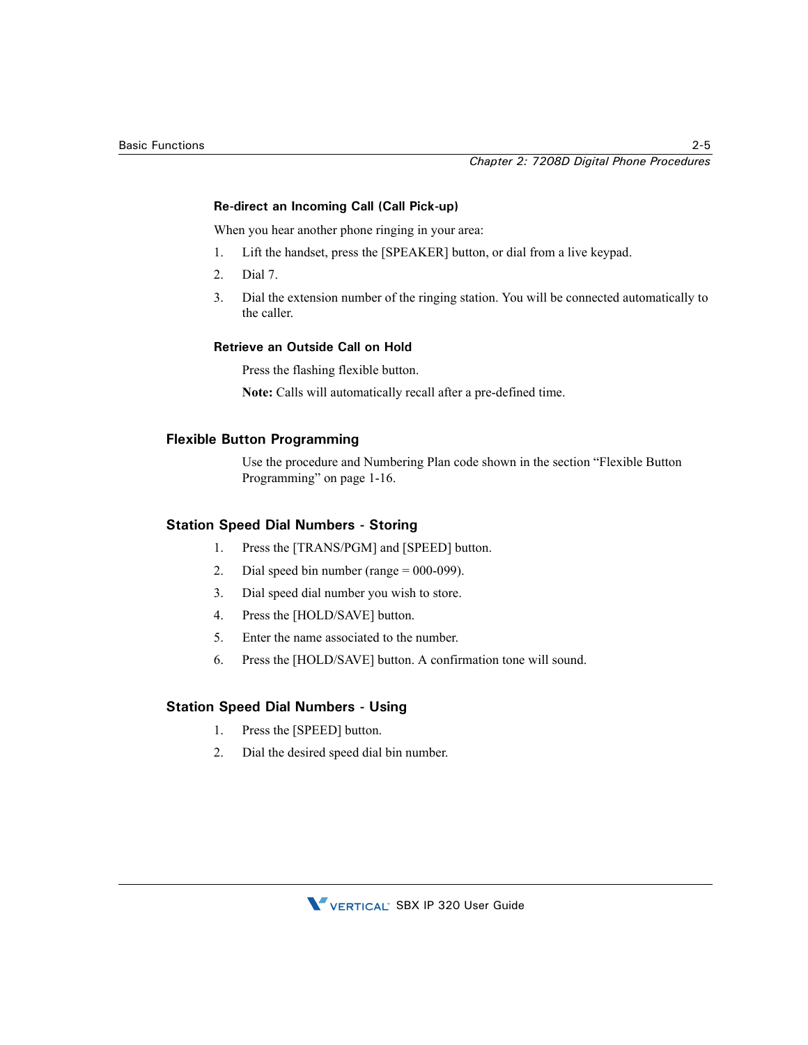#### Re-direct an Incoming Call (Call Pick-up)

When you hear another phone ringing in your area:

1. Lift the handset, press the [SPEAKER] button, or dial from a live keypad.
2. Dial 7.
3. Dial the extension number of the ringing station. You will be connected automatically to the caller.

#### Retrieve an Outside Call on Hold

Press the flashing flexible button.

**Note:** Calls will automatically recall after a pre-defined time.

### Flexible Button Programming

Use the procedure and Numbering Plan code shown in the section “Flexible Button Programming” on page 1-16.

### Station Speed Dial Numbers - Storing

1. Press the [TRANS/PGM] and [SPEED] button.
2. Dial speed bin number (range = 000-099).
3. Dial speed dial number you wish to store.
4. Press the [HOLD/SAVE] button.
5. Enter the name associated to the number.
6. Press the [HOLD/SAVE] button. A confirmation tone will sound.

### Station Speed Dial Numbers - Using

1. Press the [SPEED] button.
2. Dial the desired speed dial bin number.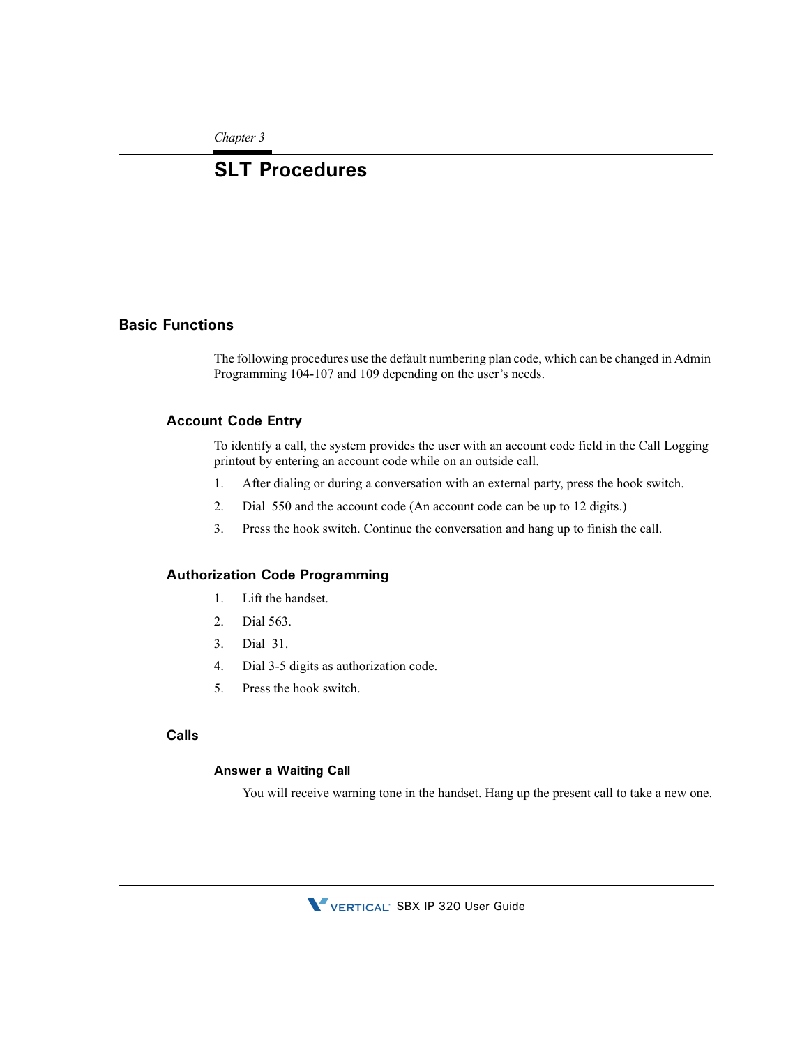*Chapter 3*

# SLT Procedures

## Basic Functions

The following procedures use the default numbering plan code, which can be changed in Admin Programming 104-107 and 109 depending on the user's needs.

### Account Code Entry

To identify a call, the system provides the user with an account code field in the Call Logging printout by entering an account code while on an outside call.

1. After dialing or during a conversation with an external party, press the hook switch.
2. Dial 550 and the account code (An account code can be up to 12 digits.)
3. Press the hook switch. Continue the conversation and hang up to finish the call.

### Authorization Code Programming

1. Lift the handset.
2. Dial 563.
3. Dial 31.
4. Dial 3-5 digits as authorization code.
5. Press the hook switch.

### Calls

#### Answer a Waiting Call

You will receive warning tone in the handset. Hang up the present call to take a new one.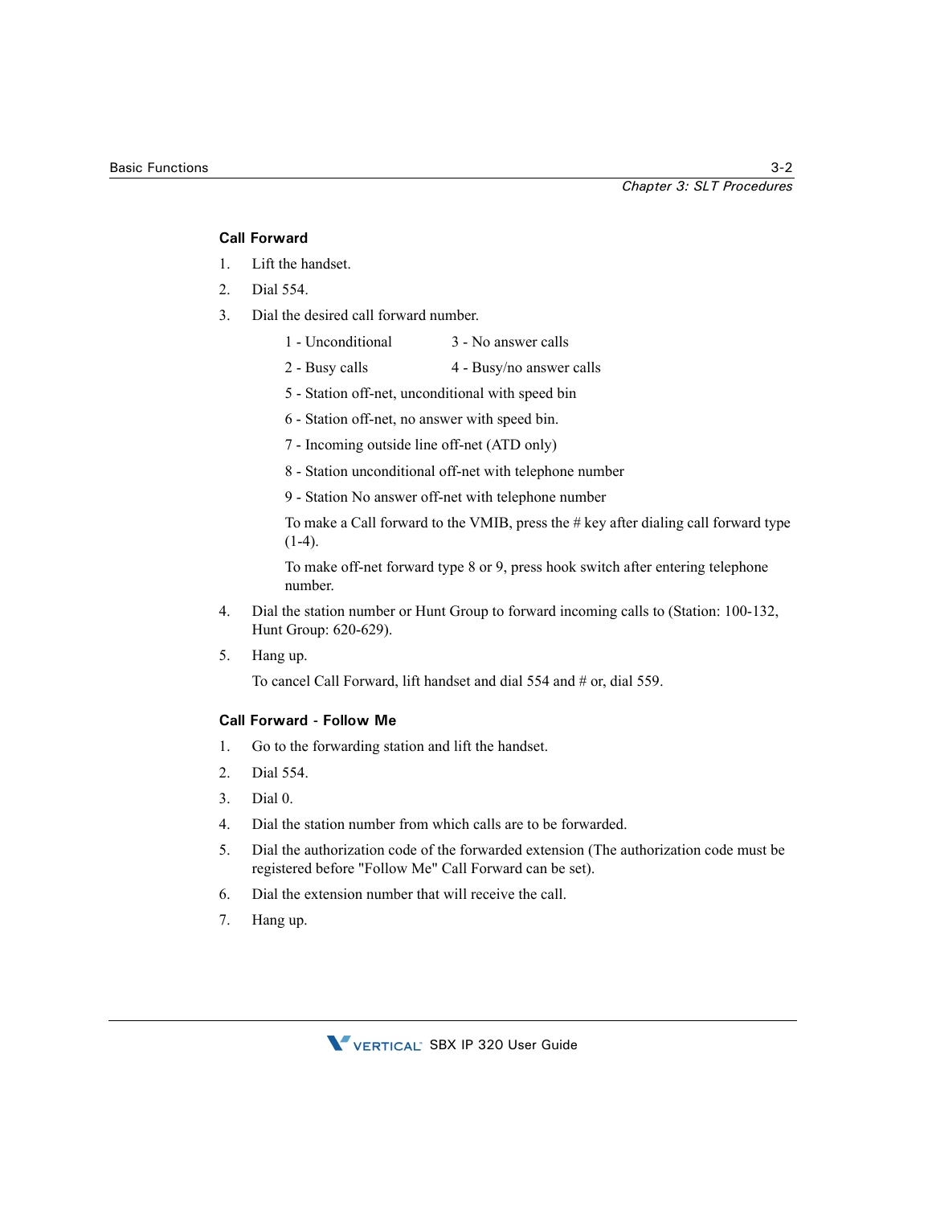### Call Forward

1. Lift the handset.
2. Dial 554.
3. Dial the desired call forward number.

   1 - Unconditional
   
   2 - Busy calls
   
   3 - No answer calls
   
   4 - Busy/no answer calls

   5 - Station off-net, unconditional with speed bin

   6 - Station off-net, no answer with speed bin.

   7 - Incoming outside line off-net (ATD only)

   8 - Station unconditional off-net with telephone number

   9 - Station No answer off-net with telephone number

   To make a Call forward to the VMIB, press the # key after dialing call forward type (1-4).

   To make off-net forward type 8 or 9, press hook switch after entering telephone number.

4. Dial the station number or Hunt Group to forward incoming calls to (Station: 100-132, Hunt Group: 620-629).
5. Hang up.

   To cancel Call Forward, lift handset and dial 554 and # or, dial 559.

### Call Forward - Follow Me

1. Go to the forwarding station and lift the handset.
2. Dial 554.
3. Dial 0.
4. Dial the station number from which calls are to be forwarded.
5. Dial the authorization code of the forwarded extension (The authorization code must be registered before "Follow Me" Call Forward can be set).
6. Dial the extension number that will receive the call.
7. Hang up.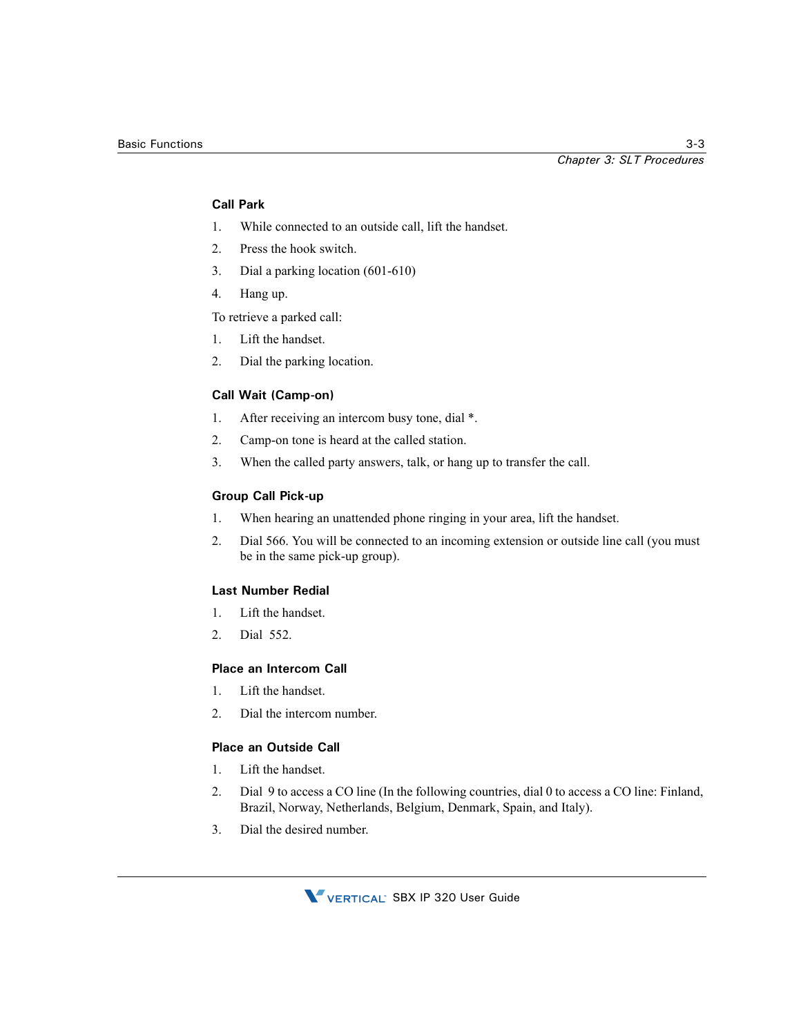### Call Park

1. While connected to an outside call, lift the handset.
2. Press the hook switch.
3. Dial a parking location (601-610)
4. Hang up.

To retrieve a parked call:

1. Lift the handset.
2. Dial the parking location.

### Call Wait (Camp-on)

1. After receiving an intercom busy tone, dial *.
2. Camp-on tone is heard at the called station.
3. When the called party answers, talk, or hang up to transfer the call.

### Group Call Pick-up

1. When hearing an unattended phone ringing in your area, lift the handset.
2. Dial 566. You will be connected to an incoming extension or outside line call (you must be in the same pick-up group).

### Last Number Redial

1. Lift the handset.
2. Dial 552.

### Place an Intercom Call

1. Lift the handset.
2. Dial the intercom number.

### Place an Outside Call

1. Lift the handset.
2. Dial 9 to access a CO line (In the following countries, dial 0 to access a CO line: Finland, Brazil, Norway, Netherlands, Belgium, Denmark, Spain, and Italy).
3. Dial the desired number.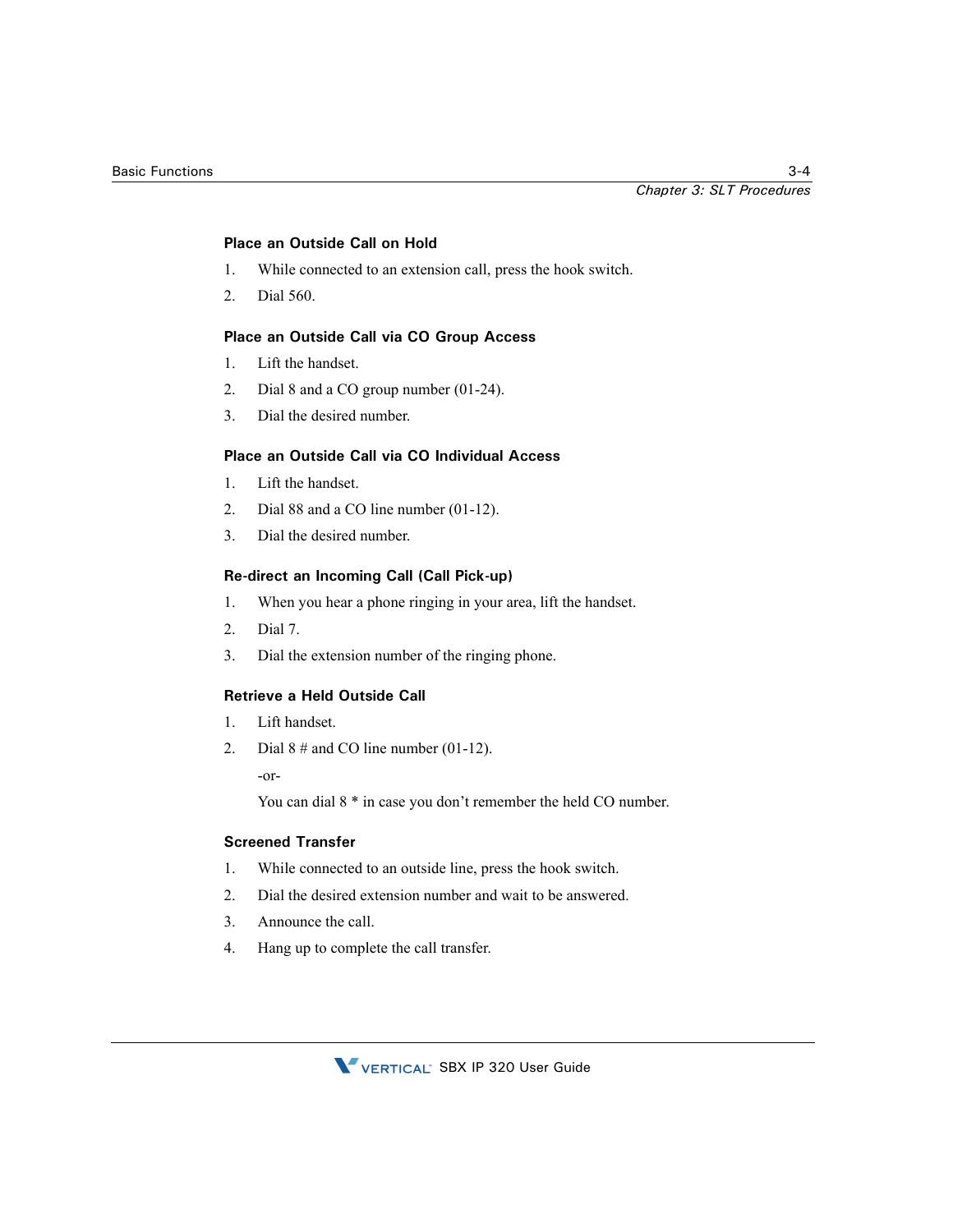#### Place an Outside Call on Hold

1. While connected to an extension call, press the hook switch.
2. Dial 560.

#### Place an Outside Call via CO Group Access

1. Lift the handset.
2. Dial 8 and a CO group number (01-24).
3. Dial the desired number.

#### Place an Outside Call via CO Individual Access

1. Lift the handset.
2. Dial 88 and a CO line number (01-12).
3. Dial the desired number.

#### Re-direct an Incoming Call (Call Pick-up)

1. When you hear a phone ringing in your area, lift the handset.
2. Dial 7.
3. Dial the extension number of the ringing phone.

#### Retrieve a Held Outside Call

1. Lift handset.
2. Dial 8 # and CO line number (01-12).

   -or-

   You can dial 8 * in case you don't remember the held CO number.

#### Screened Transfer

1. While connected to an outside line, press the hook switch.
2. Dial the desired extension number and wait to be answered.
3. Announce the call.
4. Hang up to complete the call transfer.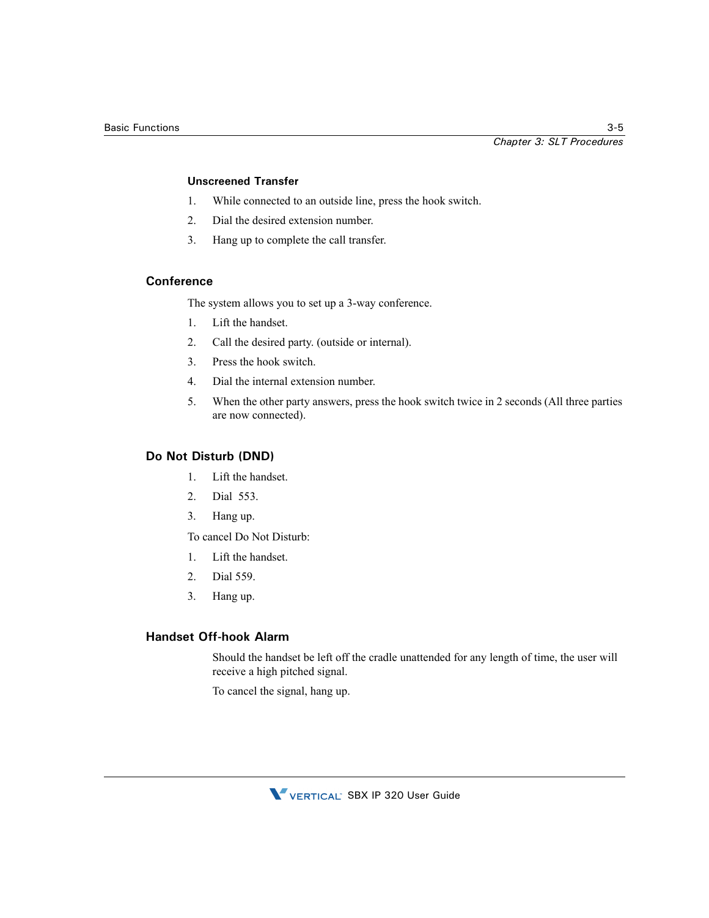#### Unscreened Transfer

1. While connected to an outside line, press the hook switch.
2. Dial the desired extension number.
3. Hang up to complete the call transfer.

### Conference

The system allows you to set up a 3-way conference.

1. Lift the handset.
2. Call the desired party. (outside or internal).
3. Press the hook switch.
4. Dial the internal extension number.
5. When the other party answers, press the hook switch twice in 2 seconds (All three parties are now connected).

### Do Not Disturb (DND)

1. Lift the handset.
2. Dial 553.
3. Hang up.

To cancel Do Not Disturb:

1. Lift the handset.
2. Dial 559.
3. Hang up.

### Handset Off-hook Alarm

Should the handset be left off the cradle unattended for any length of time, the user will receive a high pitched signal.

To cancel the signal, hang up.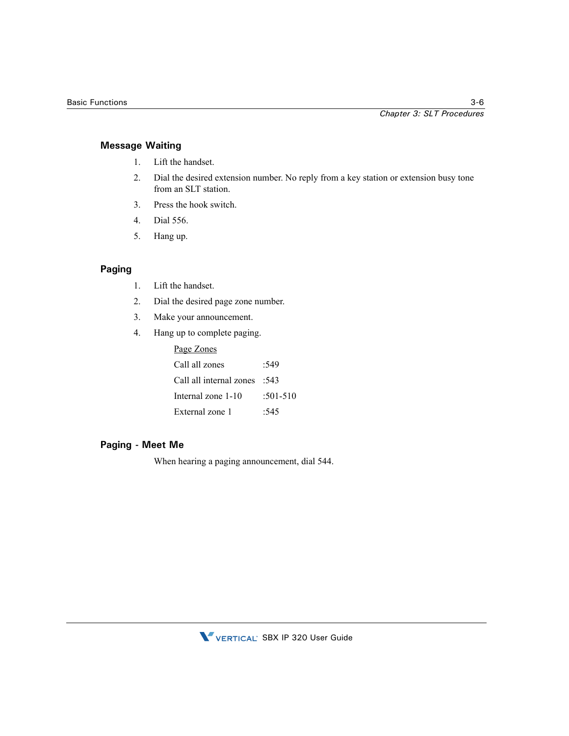### Message Waiting

1. Lift the handset.
2. Dial the desired extension number. No reply from a key station or extension busy tone from an SLT station.
3. Press the hook switch.
4. Dial 556.
5. Hang up.

### Paging

1. Lift the handset.
2. Dial the desired page zone number.
3. Make your announcement.
4. Hang up to complete paging.

| Page Zones | |
|---|---|
| Call all zones | :549 |
| Call all internal zones | :543 |
| Internal zone 1-10 | :501-510 |
| External zone 1 | :545 |

### Paging - Meet Me

When hearing a paging announcement, dial 544.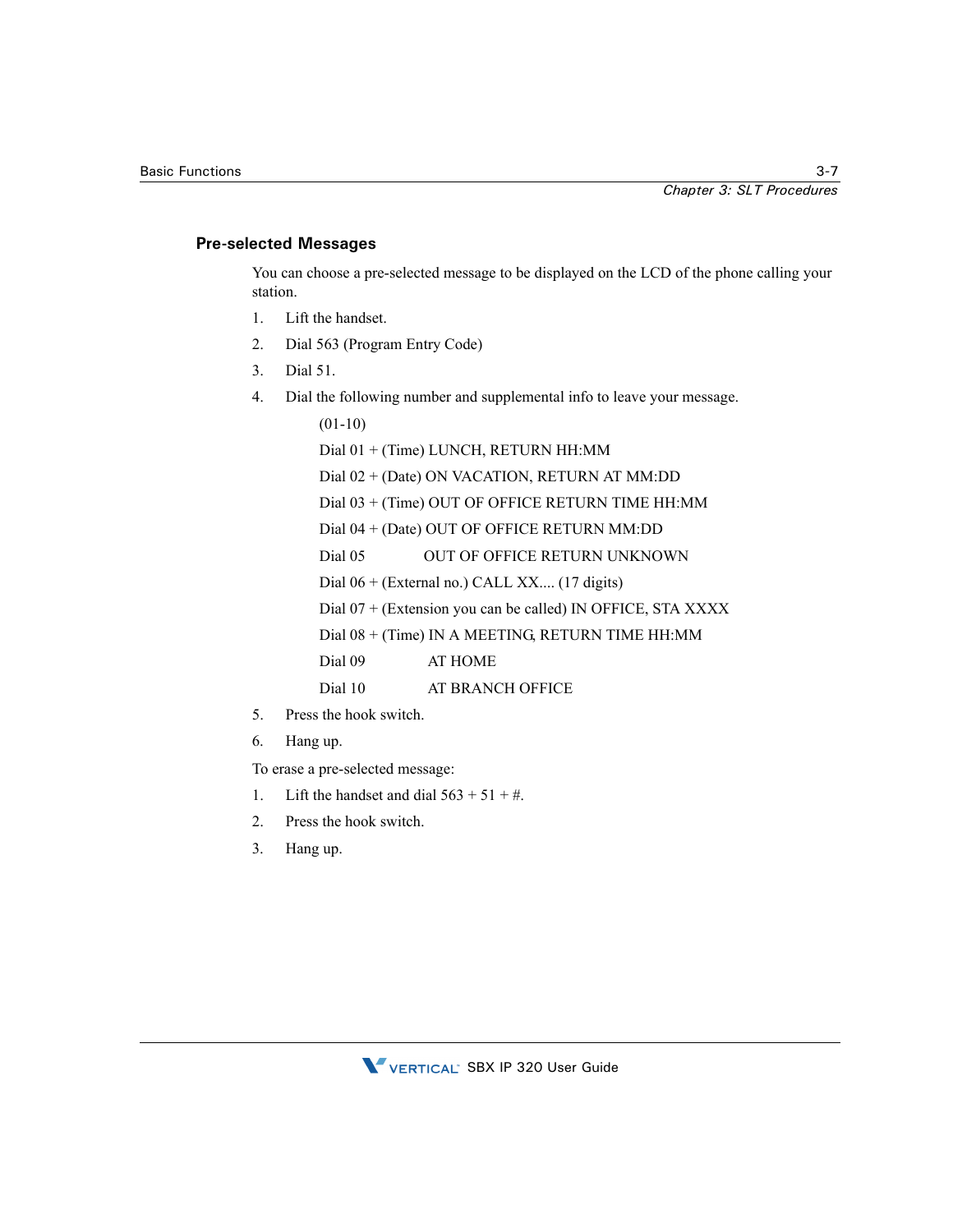### Pre-selected Messages

You can choose a pre-selected message to be displayed on the LCD of the phone calling your station.

1. Lift the handset.
2. Dial 563 (Program Entry Code)
3. Dial 51.
4. Dial the following number and supplemental info to leave your message.

   (01-10)

   Dial 01 + (Time) LUNCH, RETURN HH:MM

   Dial 02 + (Date) ON VACATION, RETURN AT MM:DD

   Dial 03 + (Time) OUT OF OFFICE RETURN TIME HH:MM

   Dial 04 + (Date) OUT OF OFFICE RETURN MM:DD

   Dial 05 OUT OF OFFICE RETURN UNKNOWN

   Dial 06 + (External no.) CALL XX.... (17 digits)

   Dial 07 + (Extension you can be called) IN OFFICE, STA XXXX

   Dial 08 + (Time) IN A MEETING, RETURN TIME HH:MM

   Dial 09 AT HOME

   Dial 10 AT BRANCH OFFICE

5. Press the hook switch.
6. Hang up.

To erase a pre-selected message:

1. Lift the handset and dial 563 + 51 + #.
2. Press the hook switch.
3. Hang up.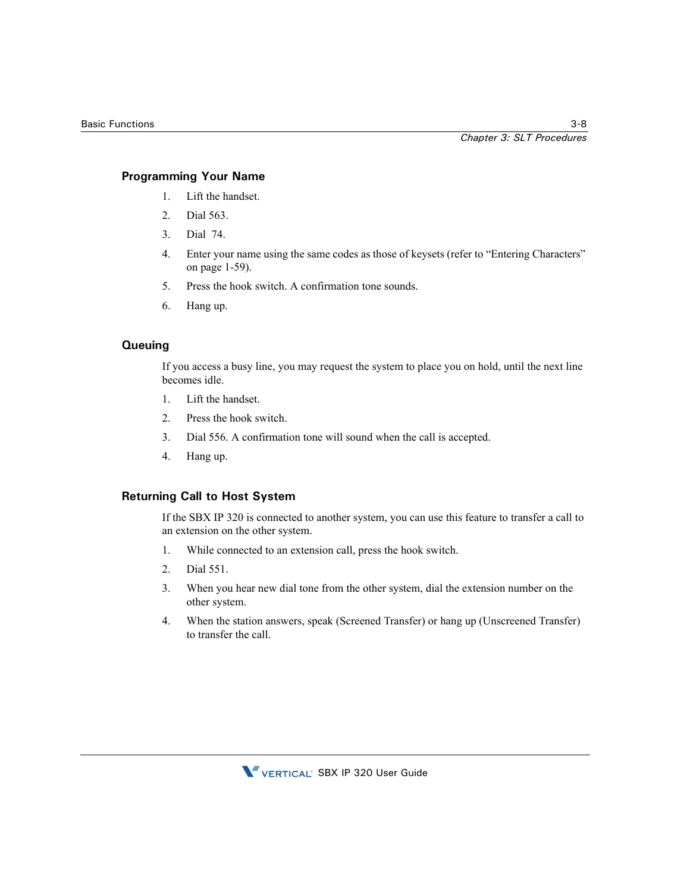### Programming Your Name

1. Lift the handset.
2. Dial 563.
3. Dial 74.
4. Enter your name using the same codes as those of keysets (refer to “Entering Characters” on page 1-59).
5. Press the hook switch. A confirmation tone sounds.
6. Hang up.

### Queuing

If you access a busy line, you may request the system to place you on hold, until the next line becomes idle.

1. Lift the handset.
2. Press the hook switch.
3. Dial 556. A confirmation tone will sound when the call is accepted.
4. Hang up.

### Returning Call to Host System

If the SBX IP 320 is connected to another system, you can use this feature to transfer a call to an extension on the other system.

1. While connected to an extension call, press the hook switch.
2. Dial 551.
3. When you hear new dial tone from the other system, dial the extension number on the other system.
4. When the station answers, speak (Screened Transfer) or hang up (Unscreened Transfer) to transfer the call.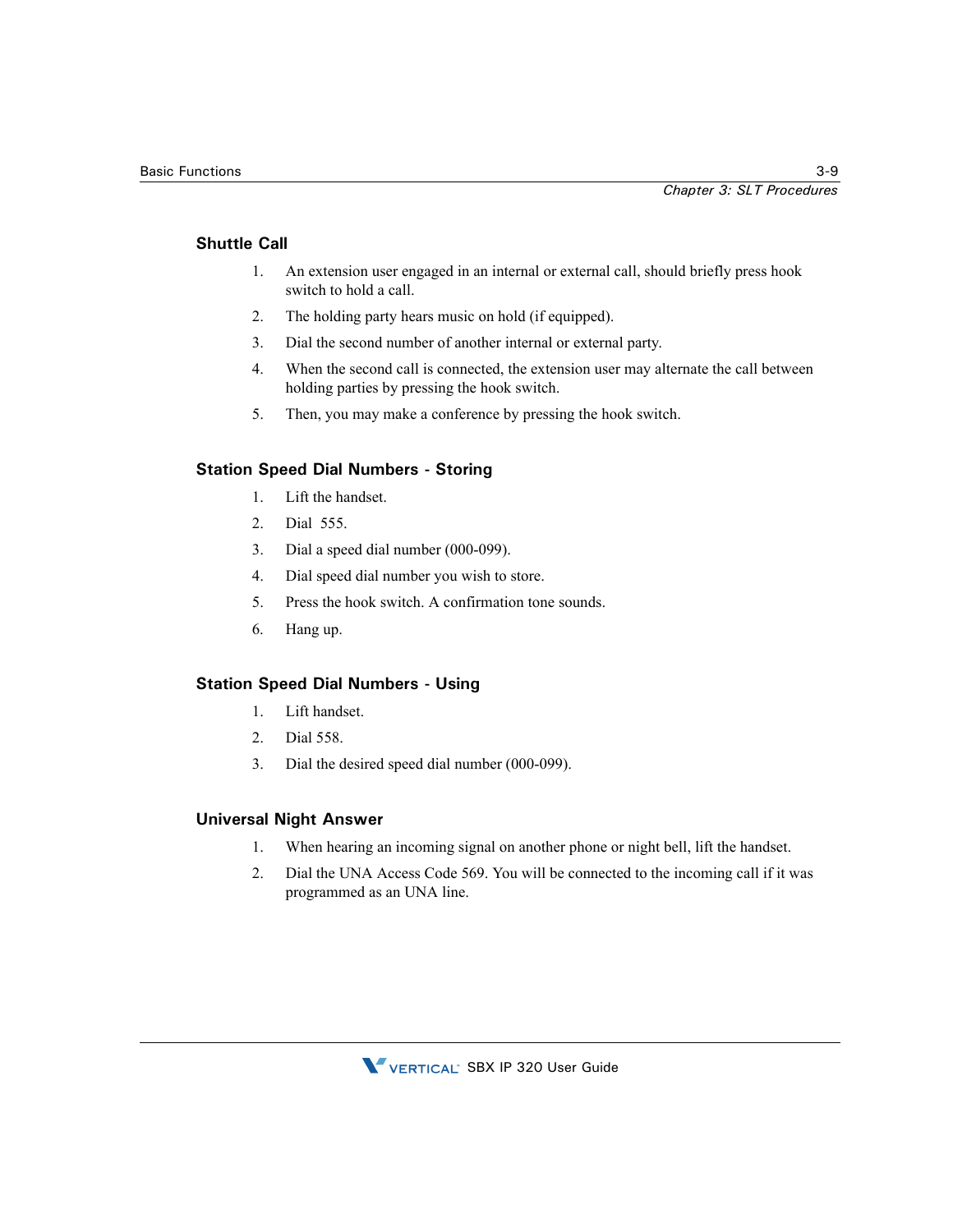### Shuttle Call

1. An extension user engaged in an internal or external call, should briefly press hook switch to hold a call.
2. The holding party hears music on hold (if equipped).
3. Dial the second number of another internal or external party.
4. When the second call is connected, the extension user may alternate the call between holding parties by pressing the hook switch.
5. Then, you may make a conference by pressing the hook switch.

### Station Speed Dial Numbers - Storing

1. Lift the handset.
2. Dial 555.
3. Dial a speed dial number (000-099).
4. Dial speed dial number you wish to store.
5. Press the hook switch. A confirmation tone sounds.
6. Hang up.

### Station Speed Dial Numbers - Using

1. Lift handset.
2. Dial 558.
3. Dial the desired speed dial number (000-099).

### Universal Night Answer

1. When hearing an incoming signal on another phone or night bell, lift the handset.
2. Dial the UNA Access Code 569. You will be connected to the incoming call if it was programmed as an UNA line.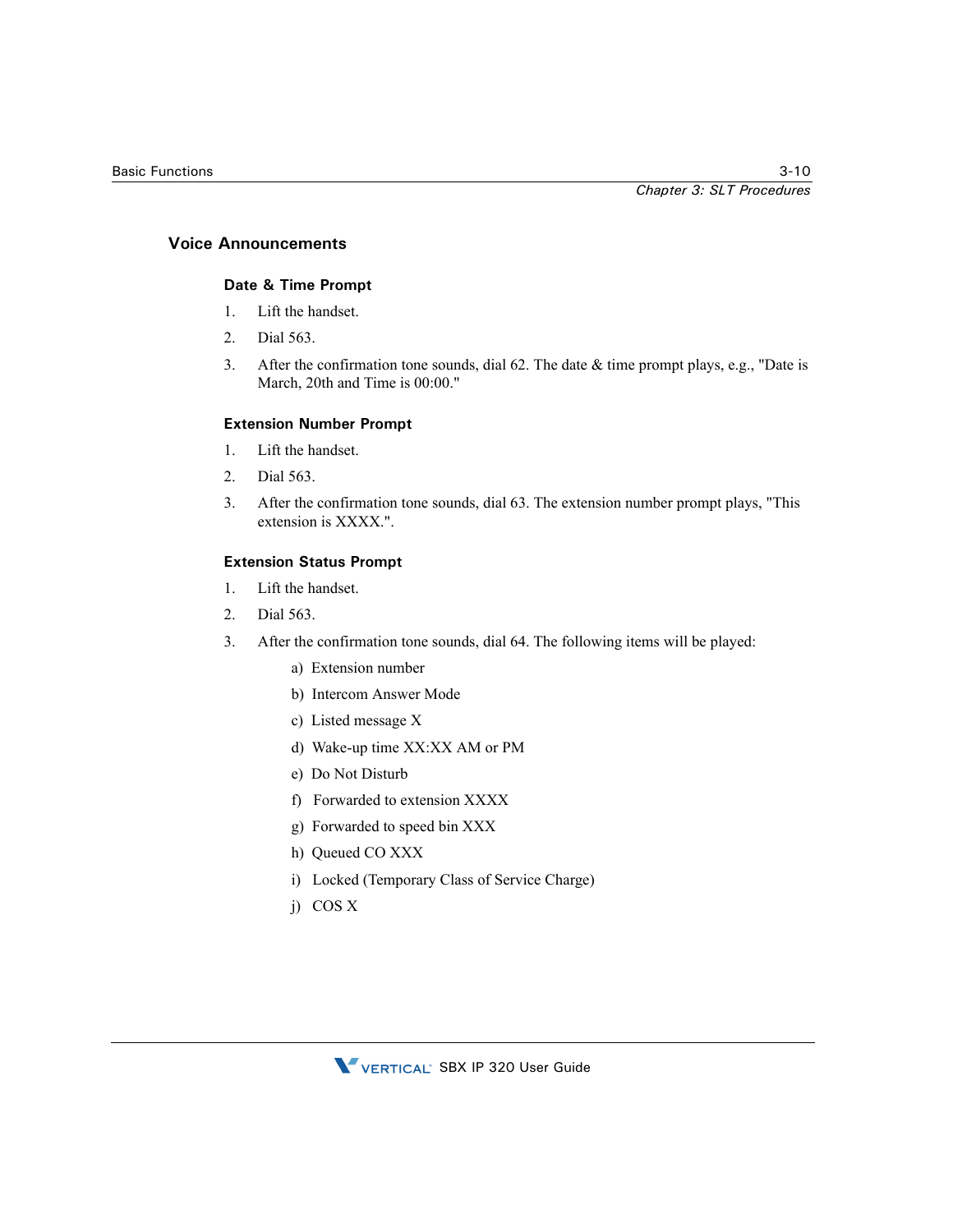## Voice Announcements

### Date & Time Prompt

1. Lift the handset.
2. Dial 563.
3. After the confirmation tone sounds, dial 62. The date & time prompt plays, e.g., "Date is March, 20th and Time is 00:00."

### Extension Number Prompt

1. Lift the handset.
2. Dial 563.
3. After the confirmation tone sounds, dial 63. The extension number prompt plays, "This extension is XXXX.".

### Extension Status Prompt

1. Lift the handset.
2. Dial 563.
3. After the confirmation tone sounds, dial 64. The following items will be played:

   a) Extension number

   b) Intercom Answer Mode

   c) Listed message X

   d) Wake-up time XX:XX AM or PM

   e) Do Not Disturb

   f) Forwarded to extension XXXX

   g) Forwarded to speed bin XXX

   h) Queued CO XXX

   i) Locked (Temporary Class of Service Charge)

   j) COS X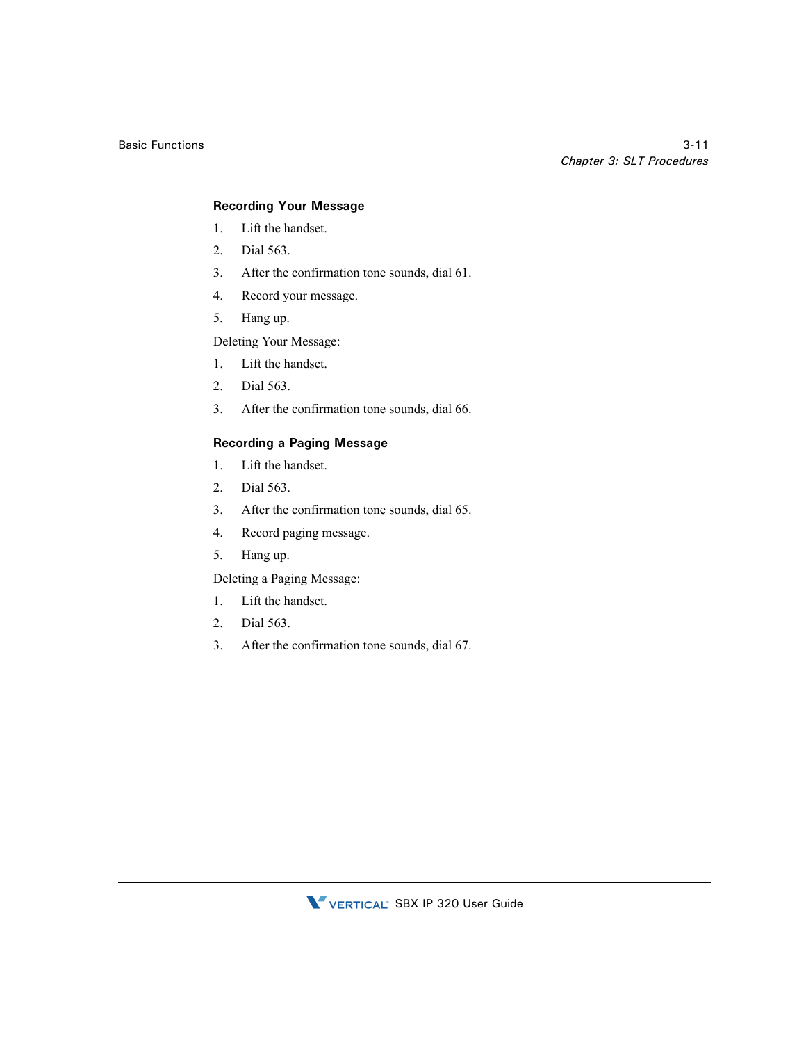#### Recording Your Message

1. Lift the handset.
2. Dial 563.
3. After the confirmation tone sounds, dial 61.
4. Record your message.
5. Hang up.

Deleting Your Message:

1. Lift the handset.
2. Dial 563.
3. After the confirmation tone sounds, dial 66.

#### Recording a Paging Message

1. Lift the handset.
2. Dial 563.
3. After the confirmation tone sounds, dial 65.
4. Record paging message.
5. Hang up.

Deleting a Paging Message:

1. Lift the handset.
2. Dial 563.
3. After the confirmation tone sounds, dial 67.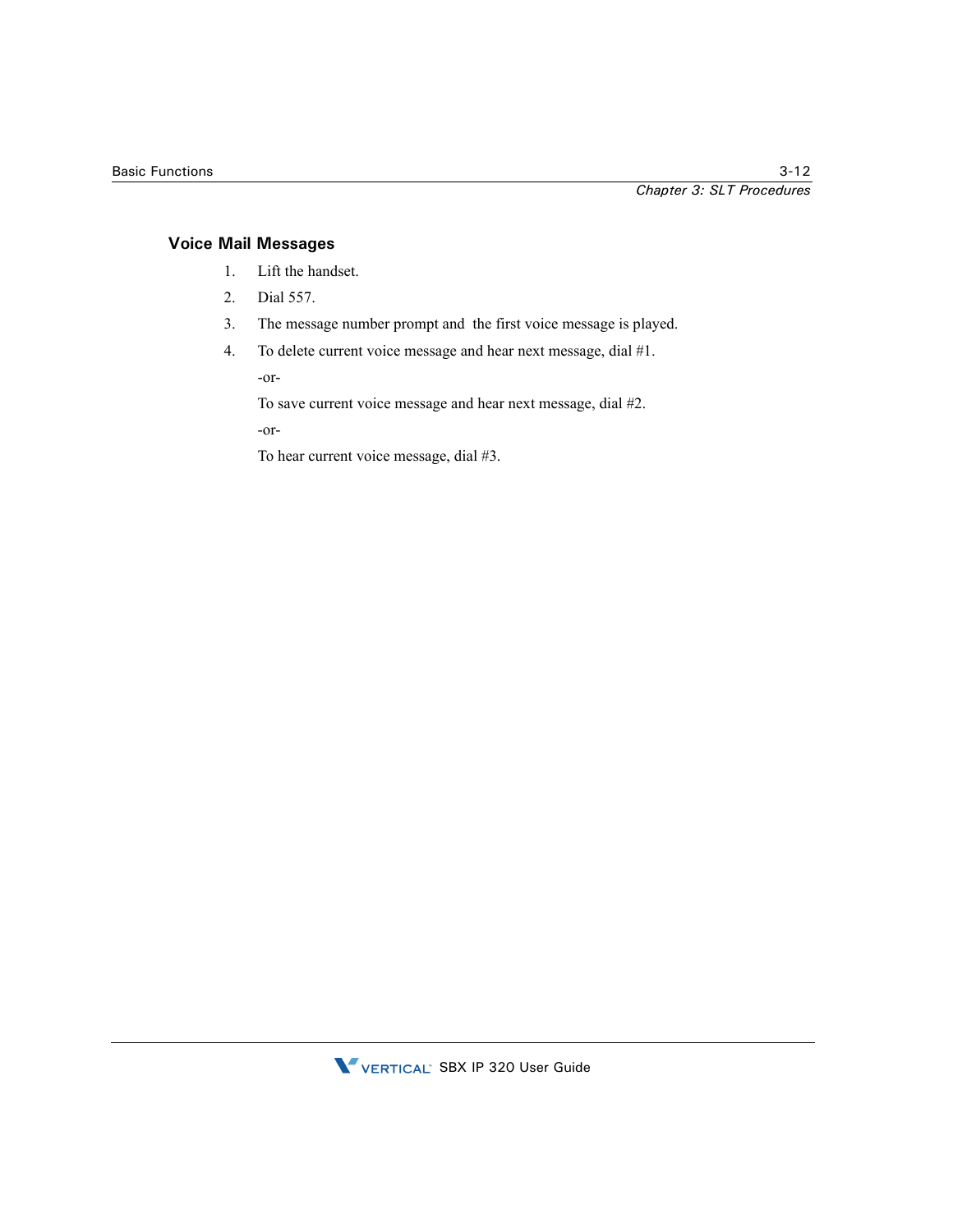### Voice Mail Messages

1. Lift the handset.
2. Dial 557.
3. The message number prompt and the first voice message is played.
4. To delete current voice message and hear next message, dial #1.

   -or-

   To save current voice message and hear next message, dial #2.

   -or-

   To hear current voice message, dial #3.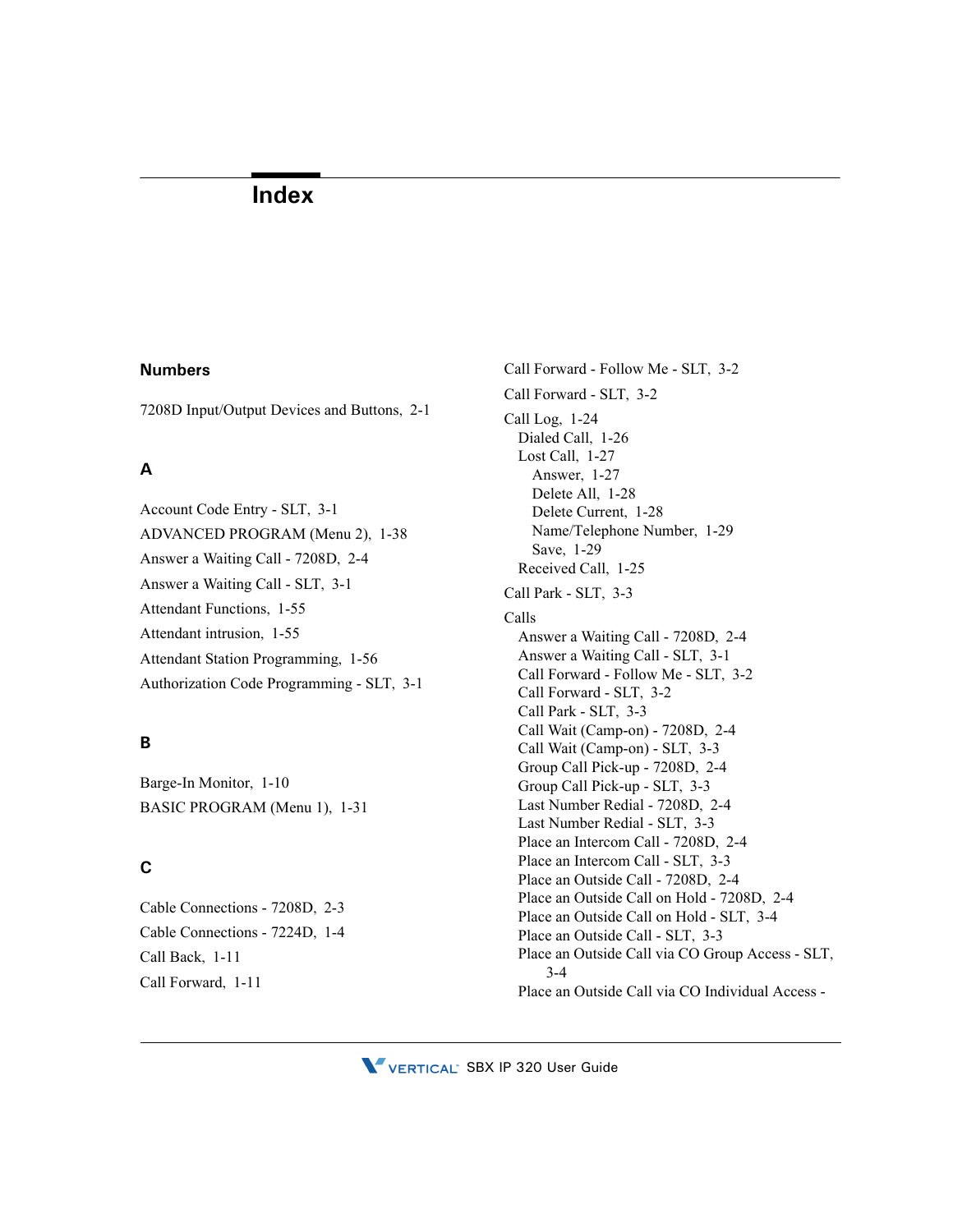# Index

## Numbers

7208D Input/Output Devices and Buttons, 2-1

## A

Account Code Entry - SLT, 3-1

ADVANCED PROGRAM (Menu 2), 1-38

Answer a Waiting Call - 7208D, 2-4

Answer a Waiting Call - SLT, 3-1

Attendant Functions, 1-55

Attendant intrusion, 1-55

Attendant Station Programming, 1-56

Authorization Code Programming - SLT, 3-1

## B

Barge-In Monitor, 1-10

BASIC PROGRAM (Menu 1), 1-31

## C

Cable Connections - 7208D, 2-3

Cable Connections - 7224D, 1-4

Call Back, 1-11

Call Forward, 1-11

Call Forward - Follow Me - SLT, 3-2

Call Forward - SLT, 3-2

Call Log, 1-24
- Dialed Call, 1-26
- Lost Call, 1-27
  - Answer, 1-27
  - Delete All, 1-28
  - Delete Current, 1-28
  - Name/Telephone Number, 1-29
  - Save, 1-29
- Received Call, 1-25

Call Park - SLT, 3-3

Calls
- Answer a Waiting Call - 7208D, 2-4
- Answer a Waiting Call - SLT, 3-1
- Call Forward - Follow Me - SLT, 3-2
- Call Forward - SLT, 3-2
- Call Park - SLT, 3-3
- Call Wait (Camp-on) - 7208D, 2-4
- Call Wait (Camp-on) - SLT, 3-3
- Group Call Pick-up - 7208D, 2-4
- Group Call Pick-up - SLT, 3-3
- Last Number Redial - 7208D, 2-4
- Last Number Redial - SLT, 3-3
- Place an Intercom Call - 7208D, 2-4
- Place an Intercom Call - SLT, 3-3
- Place an Outside Call - 7208D, 2-4
- Place an Outside Call on Hold - 7208D, 2-4
- Place an Outside Call on Hold - SLT, 3-4
- Place an Outside Call - SLT, 3-3
- Place an Outside Call via CO Group Access - SLT, 3-4
- Place an Outside Call via CO Individual Access -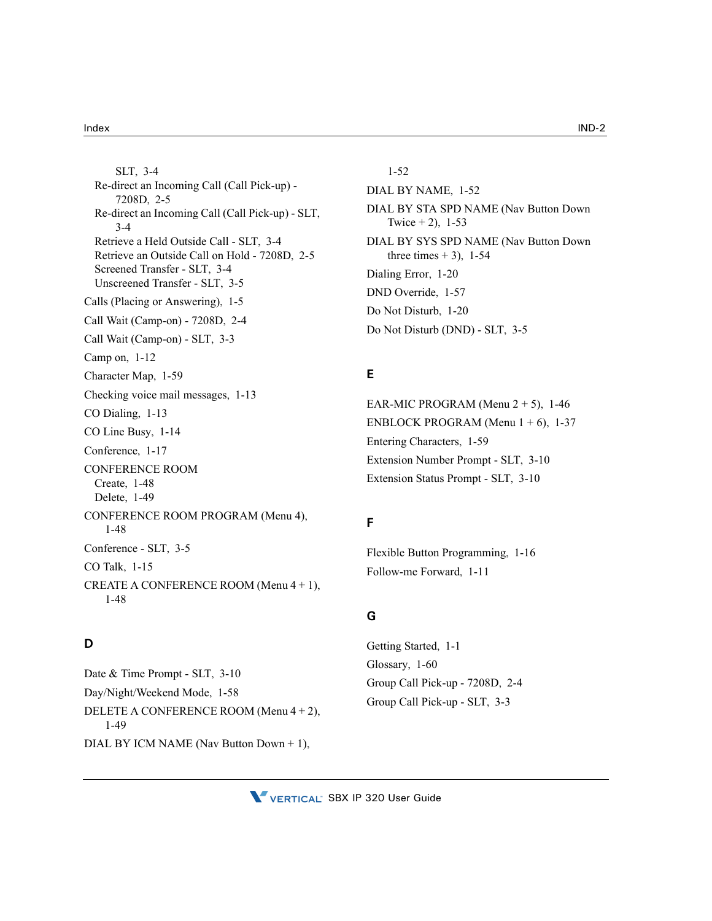SLT, 3-4
Re-direct an Incoming Call (Call Pick-up) - 7208D, 2-5
Re-direct an Incoming Call (Call Pick-up) - SLT, 3-4
Retrieve a Held Outside Call - SLT, 3-4
Retrieve an Outside Call on Hold - 7208D, 2-5
Screened Transfer - SLT, 3-4
Unscreened Transfer - SLT, 3-5

Calls (Placing or Answering), 1-5

Call Wait (Camp-on) - 7208D, 2-4

Call Wait (Camp-on) - SLT, 3-3

Camp on, 1-12

Character Map, 1-59

Checking voice mail messages, 1-13

CO Dialing, 1-13

CO Line Busy, 1-14

Conference, 1-17

CONFERENCE ROOM
Create, 1-48
Delete, 1-49

CONFERENCE ROOM PROGRAM (Menu 4), 1-48

Conference - SLT, 3-5

CO Talk, 1-15

CREATE A CONFERENCE ROOM (Menu 4 + 1), 1-48

## D

Date & Time Prompt - SLT, 3-10

Day/Night/Weekend Mode, 1-58

DELETE A CONFERENCE ROOM (Menu 4 + 2), 1-49

DIAL BY ICM NAME (Nav Button Down + 1), 1-52

DIAL BY NAME, 1-52

DIAL BY STA SPD NAME (Nav Button Down Twice + 2), 1-53

DIAL BY SYS SPD NAME (Nav Button Down three times + 3), 1-54

Dialing Error, 1-20

DND Override, 1-57

Do Not Disturb, 1-20

Do Not Disturb (DND) - SLT, 3-5

## E

EAR-MIC PROGRAM (Menu 2 + 5), 1-46

ENBLOCK PROGRAM (Menu 1 + 6), 1-37

Entering Characters, 1-59

Extension Number Prompt - SLT, 3-10

Extension Status Prompt - SLT, 3-10

## F

Flexible Button Programming, 1-16

Follow-me Forward, 1-11

## G

Getting Started, 1-1

Glossary, 1-60

Group Call Pick-up - 7208D, 2-4

Group Call Pick-up - SLT, 3-3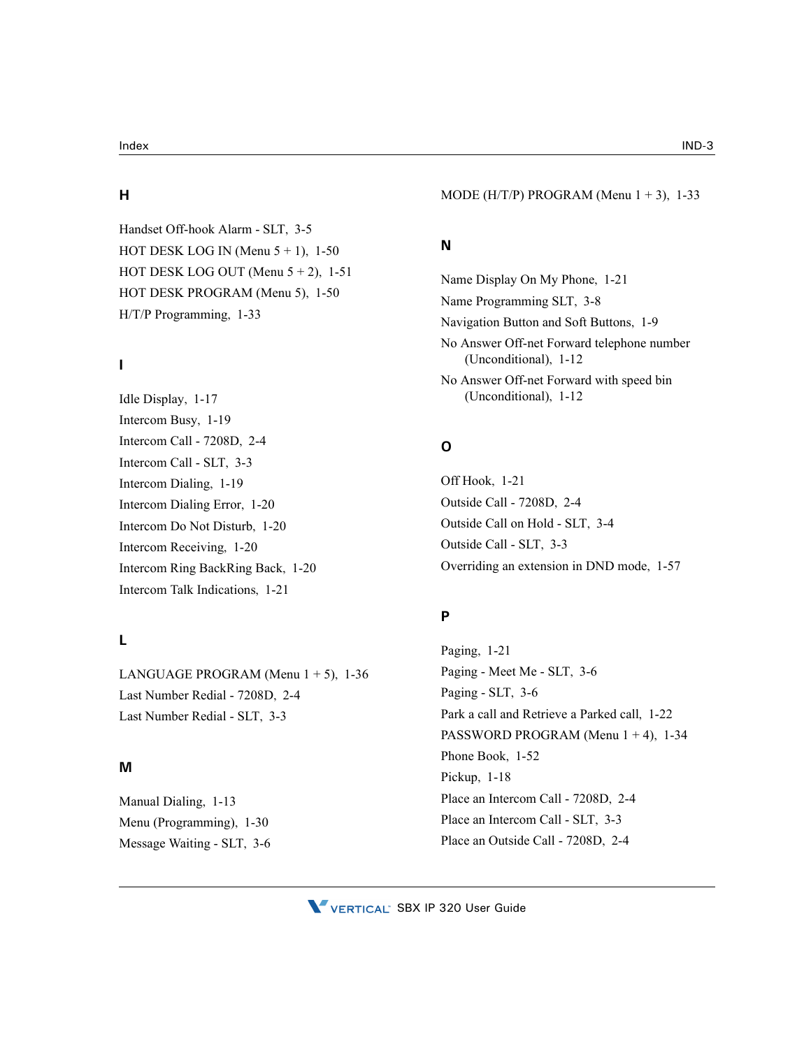## H

Handset Off-hook Alarm - SLT, 3-5
HOT DESK LOG IN (Menu 5 + 1), 1-50
HOT DESK LOG OUT (Menu 5 + 2), 1-51
HOT DESK PROGRAM (Menu 5), 1-50
H/T/P Programming, 1-33

## I

Idle Display, 1-17
Intercom Busy, 1-19
Intercom Call - 7208D, 2-4
Intercom Call - SLT, 3-3
Intercom Dialing, 1-19
Intercom Dialing Error, 1-20
Intercom Do Not Disturb, 1-20
Intercom Receiving, 1-20
Intercom Ring BackRing Back, 1-20
Intercom Talk Indications, 1-21

## L

LANGUAGE PROGRAM (Menu 1 + 5), 1-36
Last Number Redial - 7208D, 2-4
Last Number Redial - SLT, 3-3

## M

Manual Dialing, 1-13
Menu (Programming), 1-30
Message Waiting - SLT, 3-6
MODE (H/T/P) PROGRAM (Menu 1 + 3), 1-33

## N

Name Display On My Phone, 1-21
Name Programming SLT, 3-8
Navigation Button and Soft Buttons, 1-9
No Answer Off-net Forward telephone number (Unconditional), 1-12
No Answer Off-net Forward with speed bin (Unconditional), 1-12

## O

Off Hook, 1-21
Outside Call - 7208D, 2-4
Outside Call on Hold - SLT, 3-4
Outside Call - SLT, 3-3
Overriding an extension in DND mode, 1-57

## P

Paging, 1-21
Paging - Meet Me - SLT, 3-6
Paging - SLT, 3-6
Park a call and Retrieve a Parked call, 1-22
PASSWORD PROGRAM (Menu 1 + 4), 1-34
Phone Book, 1-52
Pickup, 1-18
Place an Intercom Call - 7208D, 2-4
Place an Intercom Call - SLT, 3-3
Place an Outside Call - 7208D, 2-4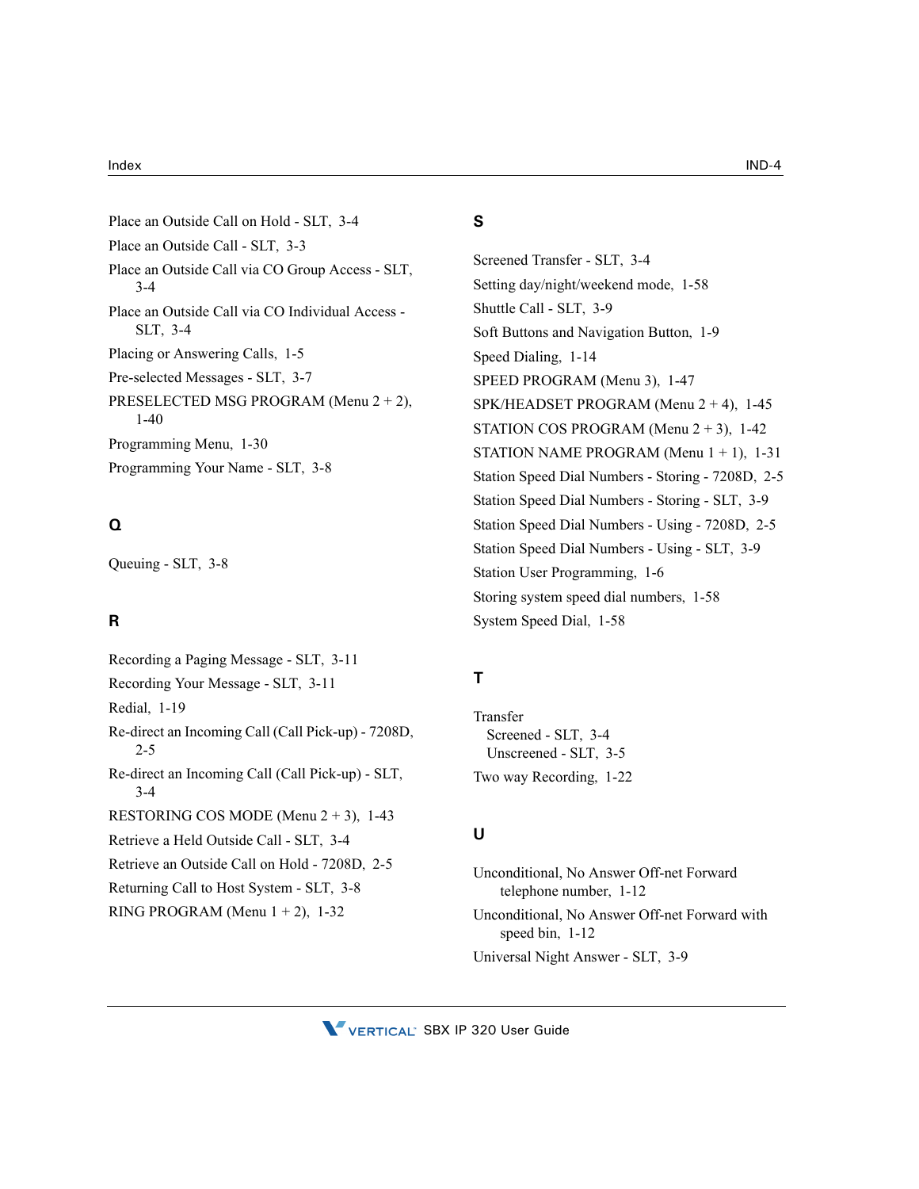Place an Outside Call on Hold - SLT, 3-4

Place an Outside Call - SLT, 3-3

Place an Outside Call via CO Group Access - SLT, 3-4

Place an Outside Call via CO Individual Access - SLT, 3-4

Placing or Answering Calls, 1-5

Pre-selected Messages - SLT, 3-7

PRESELECTED MSG PROGRAM (Menu 2 + 2), 1-40

Programming Menu, 1-30

Programming Your Name - SLT, 3-8

## Q

Queuing - SLT, 3-8

## R

Recording a Paging Message - SLT, 3-11

Recording Your Message - SLT, 3-11

Redial, 1-19

Re-direct an Incoming Call (Call Pick-up) - 7208D, 2-5

Re-direct an Incoming Call (Call Pick-up) - SLT, 3-4

RESTORING COS MODE (Menu 2 + 3), 1-43

Retrieve a Held Outside Call - SLT, 3-4

Retrieve an Outside Call on Hold - 7208D, 2-5

Returning Call to Host System - SLT, 3-8

RING PROGRAM (Menu 1 + 2), 1-32

## S

Screened Transfer - SLT, 3-4

Setting day/night/weekend mode, 1-58

Shuttle Call - SLT, 3-9

Soft Buttons and Navigation Button, 1-9

Speed Dialing, 1-14

SPEED PROGRAM (Menu 3), 1-47

SPK/HEADSET PROGRAM (Menu 2 + 4), 1-45

STATION COS PROGRAM (Menu 2 + 3), 1-42

STATION NAME PROGRAM (Menu 1 + 1), 1-31

Station Speed Dial Numbers - Storing - 7208D, 2-5

Station Speed Dial Numbers - Storing - SLT, 3-9

Station Speed Dial Numbers - Using - 7208D, 2-5

Station Speed Dial Numbers - Using - SLT, 3-9

Station User Programming, 1-6

Storing system speed dial numbers, 1-58

System Speed Dial, 1-58

## T

Transfer
- Screened - SLT, 3-4
- Unscreened - SLT, 3-5

Two way Recording, 1-22

## U

Unconditional, No Answer Off-net Forward telephone number, 1-12

Unconditional, No Answer Off-net Forward with speed bin, 1-12

Universal Night Answer - SLT, 3-9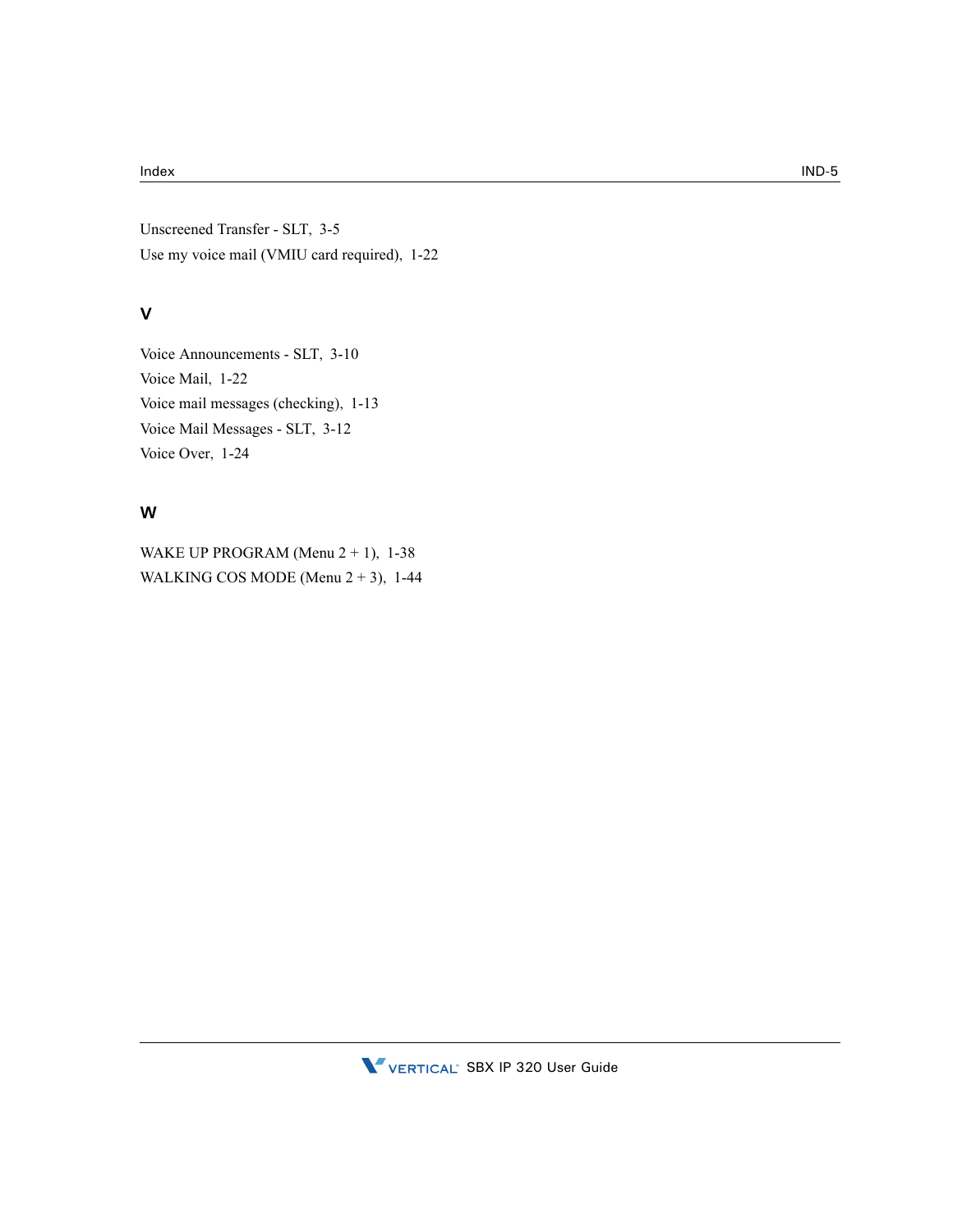Unscreened Transfer - SLT, 3-5

Use my voice mail (VMIU card required), 1-22

## V

Voice Announcements - SLT, 3-10

Voice Mail, 1-22

Voice mail messages (checking), 1-13

Voice Mail Messages - SLT, 3-12

Voice Over, 1-24

## W

WAKE UP PROGRAM (Menu 2 + 1), 1-38

WALKING COS MODE (Menu 2 + 3), 1-44